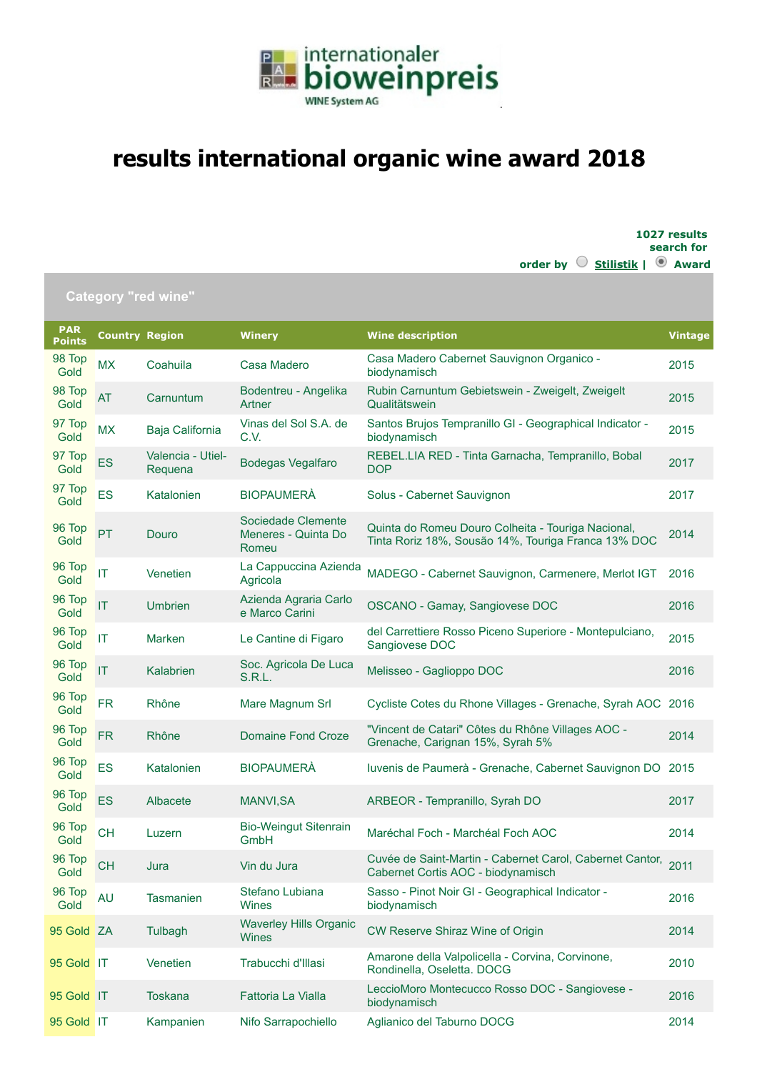internationaler bioweinpreis

WINE System AG

# results international organic wine award 2018

1027 results
search for

order by Stilistik | Award

## Category "red wine"

| PAR Points | Country | Region | Winery | Wine description | Vintage |
|---|---|---|---|---|---|
| 98 Top Gold | MX | Coahuila | Casa Madero | Casa Madero Cabernet Sauvignon Organico - biodynamisch | 2015 |
| 98 Top Gold | AT | Carnuntum | Bodentreu - Angelika Artner | Rubin Carnuntum Gebietswein - Zweigelt, Zweigelt Qualitätswein | 2015 |
| 97 Top Gold | MX | Baja California | Vinas del Sol S.A. de C.V. | Santos Brujos Tempranillo GI - Geographical Indicator - biodynamisch | 2015 |
| 97 Top Gold | ES | Valencia - Utiel-Requena | Bodegas Vegalfaro | REBEL.LIA RED - Tinta Garnacha, Tempranillo, Bobal DOP | 2017 |
| 97 Top Gold | ES | Katalonien | BIOPAUMERÀ | Solus - Cabernet Sauvignon | 2017 |
| 96 Top Gold | PT | Douro | Sociedade Clemente Meneres - Quinta Do Romeu | Quinta do Romeu Douro Colheita - Touriga Nacional, Tinta Roriz 18%, Sousão 14%, Touriga Franca 13% DOC | 2014 |
| 96 Top Gold | IT | Venetien | La Cappuccina Azienda Agricola | MADEGO - Cabernet Sauvignon, Carmenere, Merlot IGT | 2016 |
| 96 Top Gold | IT | Umbrien | Azienda Agraria Carlo e Marco Carini | OSCANO - Gamay, Sangiovese DOC | 2016 |
| 96 Top Gold | IT | Marken | Le Cantine di Figaro | del Carrettiere Rosso Piceno Superiore - Montepulciano, Sangiovese DOC | 2015 |
| 96 Top Gold | IT | Kalabrien | Soc. Agricola De Luca S.R.L. | Melisseo - Gaglioppo DOC | 2016 |
| 96 Top Gold | FR | Rhône | Mare Magnum Srl | Cycliste Cotes du Rhone Villages - Grenache, Syrah AOC | 2016 |
| 96 Top Gold | FR | Rhône | Domaine Fond Croze | "Vincent de Catari" Côtes du Rhône Villages AOC - Grenache, Carignan 15%, Syrah 5% | 2014 |
| 96 Top Gold | ES | Katalonien | BIOPAUMERÀ | Iuvenis de Paumerà - Grenache, Cabernet Sauvignon DO | 2015 |
| 96 Top Gold | ES | Albacete | MANVI,SA | ARBEOR - Tempranillo, Syrah DO | 2017 |
| 96 Top Gold | CH | Luzern | Bio-Weingut Sitenrain GmbH | Maréchal Foch - Marchéal Foch AOC | 2014 |
| 96 Top Gold | CH | Jura | Vin du Jura | Cuvée de Saint-Martin - Cabernet Carol, Cabernet Cantor, Cabernet Cortis AOC - biodynamisch | 2011 |
| 96 Top Gold | AU | Tasmanien | Stefano Lubiana Wines | Sasso - Pinot Noir GI - Geographical Indicator - biodynamisch | 2016 |
| 95 Gold | ZA | Tulbagh | Waverley Hills Organic Wines | CW Reserve Shiraz Wine of Origin | 2014 |
| 95 Gold | IT | Venetien | Trabucchi d'Illasi | Amarone della Valpolicella - Corvina, Corvinone, Rondinella, Oseletta. DOCG | 2010 |
| 95 Gold | IT | Toskana | Fattoria La Vialla | LeccioMoro Montecucco Rosso DOC - Sangiovese - biodynamisch | 2016 |
| 95 Gold | IT | Kampanien | Nifo Sarrapochiello | Aglianico del Taburno DOCG | 2014 |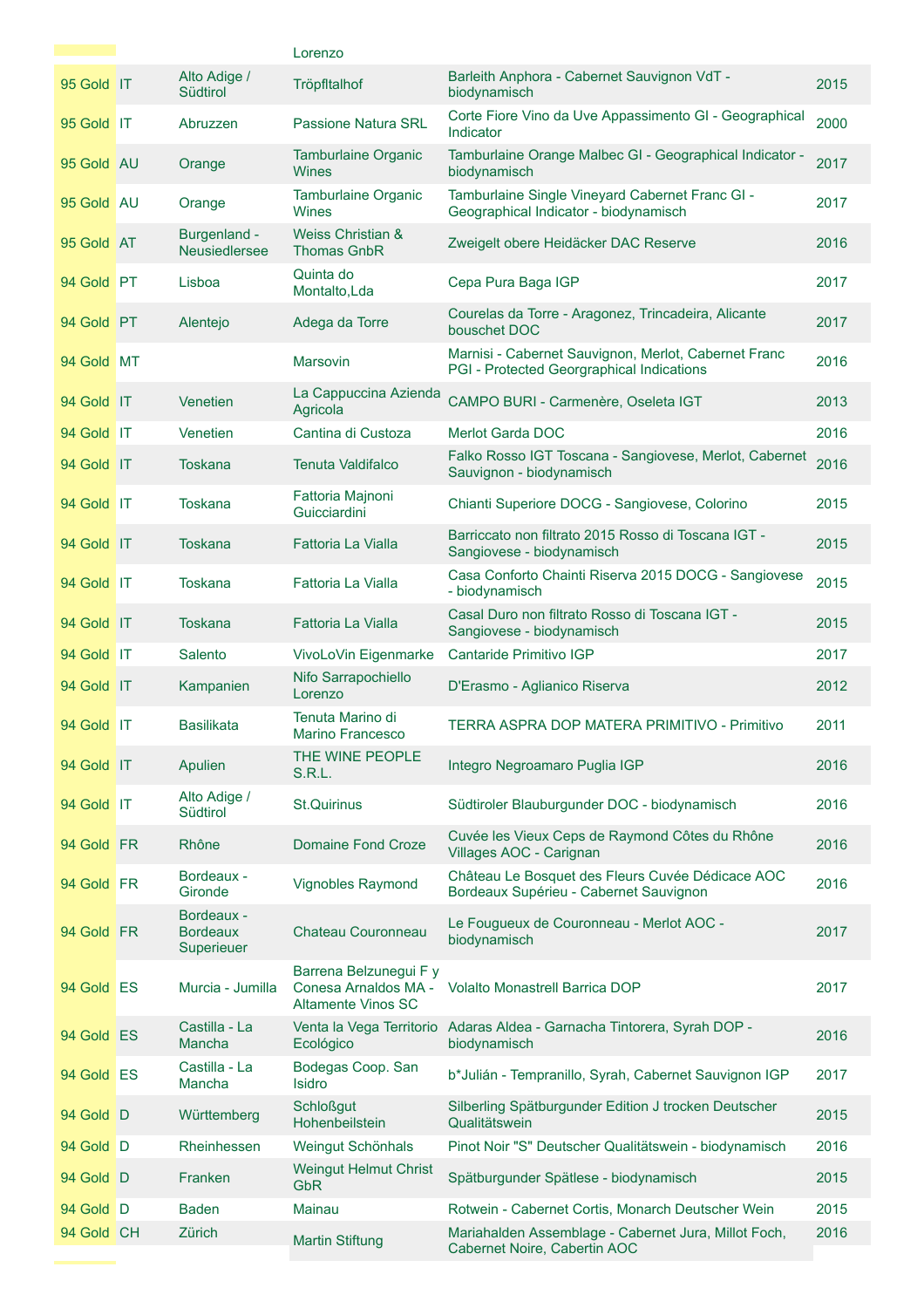| | | | | | |
|---|---|---|---|---|---|
| | | | Lorenzo | | |
| 95 Gold | IT | Alto Adige / Südtirol | Tröpfltalhof | Barleith Anphora - Cabernet Sauvignon VdT - biodynamisch | 2015 |
| 95 Gold | IT | Abruzzen | Passione Natura SRL | Corte Fiore Vino da Uve Appassimento GI - Geographical Indicator | 2000 |
| 95 Gold | AU | Orange | Tamburlaine Organic Wines | Tamburlaine Orange Malbec GI - Geographical Indicator - biodynamisch | 2017 |
| 95 Gold | AU | Orange | Tamburlaine Organic Wines | Tamburlaine Single Vineyard Cabernet Franc GI - Geographical Indicator - biodynamisch | 2017 |
| 95 Gold | AT | Burgenland - Neusiedlersee | Weiss Christian & Thomas GnbR | Zweigelt obere Heidäcker DAC Reserve | 2016 |
| 94 Gold | PT | Lisboa | Quinta do Montalto,Lda | Cepa Pura Baga IGP | 2017 |
| 94 Gold | PT | Alentejo | Adega da Torre | Courelas da Torre - Aragonez, Trincadeira, Alicante bouschet DOC | 2017 |
| 94 Gold | MT | | Marsovin | Marnisi - Cabernet Sauvignon, Merlot, Cabernet Franc PGI - Protected Georgraphical Indications | 2016 |
| 94 Gold | IT | Venetien | La Cappuccina Azienda Agricola | CAMPO BURI - Carmenère, Oseleta IGT | 2013 |
| 94 Gold | IT | Venetien | Cantina di Custoza | Merlot Garda DOC | 2016 |
| 94 Gold | IT | Toskana | Tenuta Valdifalco | Falko Rosso IGT Toscana - Sangiovese, Merlot, Cabernet Sauvignon - biodynamisch | 2016 |
| 94 Gold | IT | Toskana | Fattoria Majnoni Guicciardini | Chianti Superiore DOCG - Sangiovese, Colorino | 2015 |
| 94 Gold | IT | Toskana | Fattoria La Vialla | Barriccato non filtrato 2015 Rosso di Toscana IGT - Sangiovese - biodynamisch | 2015 |
| 94 Gold | IT | Toskana | Fattoria La Vialla | Casa Conforto Chainti Riserva 2015 DOCG - Sangiovese - biodynamisch | 2015 |
| 94 Gold | IT | Toskana | Fattoria La Vialla | Casal Duro non filtrato Rosso di Toscana IGT - Sangiovese - biodynamisch | 2015 |
| 94 Gold | IT | Salento | VivoLoVin Eigenmarke | Cantaride Primitivo IGP | 2017 |
| 94 Gold | IT | Kampanien | Nifo Sarrapochiello Lorenzo | D'Erasmo - Aglianico Riserva | 2012 |
| 94 Gold | IT | Basilikata | Tenuta Marino di Marino Francesco | TERRA ASPRA DOP MATERA PRIMITIVO - Primitivo | 2011 |
| 94 Gold | IT | Apulien | THE WINE PEOPLE S.R.L. | Integro Negroamaro Puglia IGP | 2016 |
| 94 Gold | IT | Alto Adige / Südtirol | St.Quirinus | Südtiroler Blauburgunder DOC - biodynamisch | 2016 |
| 94 Gold | FR | Rhône | Domaine Fond Croze | Cuvée les Vieux Ceps de Raymond Côtes du Rhône Villages AOC - Carignan | 2016 |
| 94 Gold | FR | Bordeaux - Gironde | Vignobles Raymond | Château Le Bosquet des Fleurs Cuvée Dédicace AOC Bordeaux Supérieu - Cabernet Sauvignon | 2016 |
| 94 Gold | FR | Bordeaux - Bordeaux Superieuer | Chateau Couronneau | Le Fougueux de Couronneau - Merlot AOC - biodynamisch | 2017 |
| 94 Gold | ES | Murcia - Jumilla | Barrena Belzunegui F y Conesa Arnaldos MA - Altamente Vinos SC | Volalto Monastrell Barrica DOP | 2017 |
| 94 Gold | ES | Castilla - La Mancha | Venta la Vega Territorio Ecológico | Adaras Aldea - Garnacha Tintorera, Syrah DOP - biodynamisch | 2016 |
| 94 Gold | ES | Castilla - La Mancha | Bodegas Coop. San Isidro | b*Julián - Tempranillo, Syrah, Cabernet Sauvignon IGP | 2017 |
| 94 Gold | D | Württemberg | Schloßgut Hohenbeilstein | Silberling Spätburgunder Edition J trocken Deutscher Qualitätswein | 2015 |
| 94 Gold | D | Rheinhessen | Weingut Schönhals | Pinot Noir "S" Deutscher Qualitätswein - biodynamisch | 2016 |
| 94 Gold | D | Franken | Weingut Helmut Christ GbR | Spätburgunder Spätlese - biodynamisch | 2015 |
| 94 Gold | D | Baden | Mainau | Rotwein - Cabernet Cortis, Monarch Deutscher Wein | 2015 |
| 94 Gold | CH | Zürich | Martin Stiftung | Mariahalden Assemblage - Cabernet Jura, Millot Foch, Cabernet Noire, Cabertin AOC | 2016 |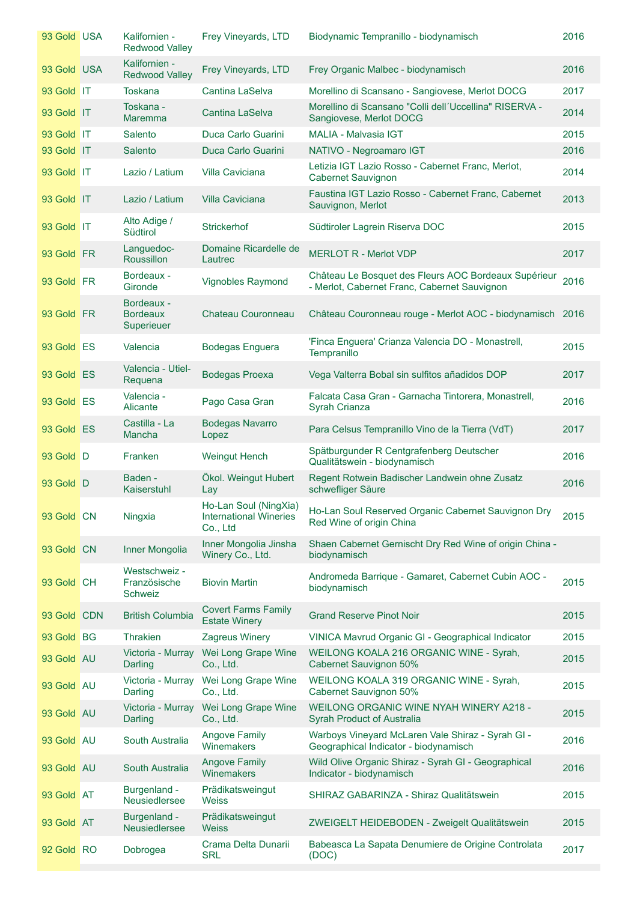| | | | | | |
|---|---|---|---|---|---|
| 93 Gold | USA | Kalifornien - Redwood Valley | Frey Vineyards, LTD | Biodynamic Tempranillo - biodynamisch | 2016 |
| 93 Gold | USA | Kalifornien - Redwood Valley | Frey Vineyards, LTD | Frey Organic Malbec - biodynamisch | 2016 |
| 93 Gold | IT | Toskana | Cantina LaSelva | Morellino di Scansano - Sangiovese, Merlot DOCG | 2017 |
| 93 Gold | IT | Toskana - Maremma | Cantina LaSelva | Morellino di Scansano "Colli dell´Uccellina" RISERVA - Sangiovese, Merlot DOCG | 2014 |
| 93 Gold | IT | Salento | Duca Carlo Guarini | MALIA - Malvasia IGT | 2015 |
| 93 Gold | IT | Salento | Duca Carlo Guarini | NATIVO - Negroamaro IGT | 2016 |
| 93 Gold | IT | Lazio / Latium | Villa Caviciana | Letizia IGT Lazio Rosso - Cabernet Franc, Merlot, Cabernet Sauvignon | 2014 |
| 93 Gold | IT | Lazio / Latium | Villa Caviciana | Faustina IGT Lazio Rosso - Cabernet Franc, Cabernet Sauvignon, Merlot | 2013 |
| 93 Gold | IT | Alto Adige / Südtirol | Strickerhof | Südtiroler Lagrein Riserva DOC | 2015 |
| 93 Gold | FR | Languedoc-Roussillon | Domaine Ricardelle de Lautrec | MERLOT R - Merlot VDP | 2017 |
| 93 Gold | FR | Bordeaux - Gironde | Vignobles Raymond | Château Le Bosquet des Fleurs AOC Bordeaux Supérieur - Merlot, Cabernet Franc, Cabernet Sauvignon | 2016 |
| 93 Gold | FR | Bordeaux - Bordeaux Superieuer | Chateau Couronneau | Château Couronneau rouge - Merlot AOC - biodynamisch | 2016 |
| 93 Gold | ES | Valencia | Bodegas Enguera | 'Finca Enguera' Crianza Valencia DO - Monastrell, Tempranillo | 2015 |
| 93 Gold | ES | Valencia - Utiel-Requena | Bodegas Proexa | Vega Valterra Bobal sin sulfitos añadidos DOP | 2017 |
| 93 Gold | ES | Valencia - Alicante | Pago Casa Gran | Falcata Casa Gran - Garnacha Tintorera, Monastrell, Syrah Crianza | 2016 |
| 93 Gold | ES | Castilla - La Mancha | Bodegas Navarro Lopez | Para Celsus Tempranillo Vino de la Tierra (VdT) | 2017 |
| 93 Gold | D | Franken | Weingut Hench | Spätburgunder R Centgrafenberg Deutscher Qualitätswein - biodynamisch | 2016 |
| 93 Gold | D | Baden - Kaiserstuhl | Ökol. Weingut Hubert Lay | Regent Rotwein Badischer Landwein ohne Zusatz schwefliger Säure | 2016 |
| 93 Gold | CN | Ningxia | Ho-Lan Soul (NingXia) International Wineries Co., Ltd | Ho-Lan Soul Reserved Organic Cabernet Sauvignon Dry Red Wine of origin China | 2015 |
| 93 Gold | CN | Inner Mongolia | Inner Mongolia Jinsha Winery Co., Ltd. | Shaen Cabernet Gernischt Dry Red Wine of origin China - biodynamisch | |
| 93 Gold | CH | Westschweiz - Französische Schweiz | Biovin Martin | Andromeda Barrique - Gamaret, Cabernet Cubin AOC - biodynamisch | 2015 |
| 93 Gold | CDN | British Columbia | Covert Farms Family Estate Winery | Grand Reserve Pinot Noir | 2015 |
| 93 Gold | BG | Thrakien | Zagreus Winery | VINICA Mavrud Organic GI - Geographical Indicator | 2015 |
| 93 Gold | AU | Victoria - Murray Darling | Wei Long Grape Wine Co., Ltd. | WEILONG KOALA 216 ORGANIC WINE - Syrah, Cabernet Sauvignon 50% | 2015 |
| 93 Gold | AU | Victoria - Murray Darling | Wei Long Grape Wine Co., Ltd. | WEILONG KOALA 319 ORGANIC WINE - Syrah, Cabernet Sauvignon 50% | 2015 |
| 93 Gold | AU | Victoria - Murray Darling | Wei Long Grape Wine Co., Ltd. | WEILONG ORGANIC WINE NYAH WINERY A218 - Syrah Product of Australia | 2015 |
| 93 Gold | AU | South Australia | Angove Family Winemakers | Warboys Vineyard McLaren Vale Shiraz - Syrah GI - Geographical Indicator - biodynamisch | 2016 |
| 93 Gold | AU | South Australia | Angove Family Winemakers | Wild Olive Organic Shiraz - Syrah GI - Geographical Indicator - biodynamisch | 2016 |
| 93 Gold | AT | Burgenland - Neusiedlersee | Prädikatsweingut Weiss | SHIRAZ GABARINZA - Shiraz Qualitätswein | 2015 |
| 93 Gold | AT | Burgenland - Neusiedlersee | Prädikatsweingut Weiss | ZWEIGELT HEIDEBODEN - Zweigelt Qualitätswein | 2015 |
| 92 Gold | RO | Dobrogea | Crama Delta Dunarii SRL | Babeasca La Sapata Denumiere de Origine Controlata (DOC) | 2017 |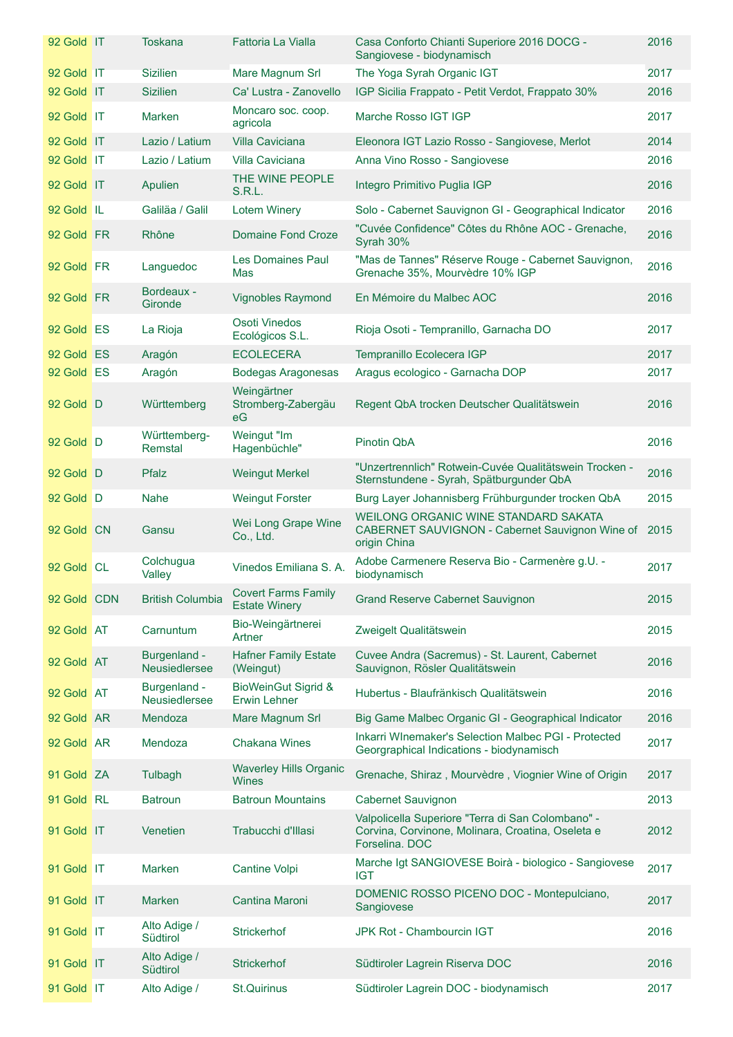| | | | | | |
|---|---|---|---|---|---|
| 92 Gold | IT | Toskana | Fattoria La Vialla | Casa Conforto Chianti Superiore 2016 DOCG - Sangiovese - biodynamisch | 2016 |
| 92 Gold | IT | Sizilien | Mare Magnum Srl | The Yoga Syrah Organic IGT | 2017 |
| 92 Gold | IT | Sizilien | Ca' Lustra - Zanovello | IGP Sicilia Frappato - Petit Verdot, Frappato 30% | 2016 |
| 92 Gold | IT | Marken | Moncaro soc. coop. agricola | Marche Rosso IGT IGP | 2017 |
| 92 Gold | IT | Lazio / Latium | Villa Caviciana | Eleonora IGT Lazio Rosso - Sangiovese, Merlot | 2014 |
| 92 Gold | IT | Lazio / Latium | Villa Caviciana | Anna Vino Rosso - Sangiovese | 2016 |
| 92 Gold | IT | Apulien | THE WINE PEOPLE S.R.L. | Integro Primitivo Puglia IGP | 2016 |
| 92 Gold | IL | Galiläa / Galil | Lotem Winery | Solo - Cabernet Sauvignon GI - Geographical Indicator | 2016 |
| 92 Gold | FR | Rhône | Domaine Fond Croze | "Cuvée Confidence" Côtes du Rhône AOC - Grenache, Syrah 30% | 2016 |
| 92 Gold | FR | Languedoc | Les Domaines Paul Mas | "Mas de Tannes" Réserve Rouge - Cabernet Sauvignon, Grenache 35%, Mourvèdre 10% IGP | 2016 |
| 92 Gold | FR | Bordeaux - Gironde | Vignobles Raymond | En Mémoire du Malbec AOC | 2016 |
| 92 Gold | ES | La Rioja | Osoti Vinedos Ecológicos S.L. | Rioja Osoti - Tempranillo, Garnacha DO | 2017 |
| 92 Gold | ES | Aragón | ECOLECERA | Tempranillo Ecolecera IGP | 2017 |
| 92 Gold | ES | Aragón | Bodegas Aragonesas | Aragus ecologico - Garnacha DOP | 2017 |
| 92 Gold | D | Württemberg | Weingärtner Stromberg-Zabergäu eG | Regent QbA trocken Deutscher Qualitätswein | 2016 |
| 92 Gold | D | Württemberg-Remstal | Weingut "Im Hagenbüchle" | Pinotin QbA | 2016 |
| 92 Gold | D | Pfalz | Weingut Merkel | "Unzertrennlich" Rotwein-Cuvée Qualitätswein Trocken - Sternstundene - Syrah, Spätburgunder QbA | 2016 |
| 92 Gold | D | Nahe | Weingut Forster | Burg Layer Johannisberg Frühburgunder trocken QbA | 2015 |
| 92 Gold | CN | Gansu | Wei Long Grape Wine Co., Ltd. | WEILONG ORGANIC WINE STANDARD SAKATA CABERNET SAUVIGNON - Cabernet Sauvignon Wine of origin China | 2015 |
| 92 Gold | CL | Colchugua Valley | Vinedos Emiliana S. A. | Adobe Carmenere Reserva Bio - Carmenère g.U. - biodynamisch | 2017 |
| 92 Gold | CDN | British Columbia | Covert Farms Family Estate Winery | Grand Reserve Cabernet Sauvignon | 2015 |
| 92 Gold | AT | Carnuntum | Bio-Weingärtnerei Artner | Zweigelt Qualitätswein | 2015 |
| 92 Gold | AT | Burgenland - Neusiedlersee | Hafner Family Estate (Weingut) | Cuvee Andra (Sacremus) - St. Laurent, Cabernet Sauvignon, Rösler Qualitätswein | 2016 |
| 92 Gold | AT | Burgenland - Neusiedlersee | BioWeinGut Sigrid & Erwin Lehner | Hubertus - Blaufränkisch Qualitätswein | 2016 |
| 92 Gold | AR | Mendoza | Mare Magnum Srl | Big Game Malbec Organic GI - Geographical Indicator | 2016 |
| 92 Gold | AR | Mendoza | Chakana Wines | Inkarri WInemaker's Selection Malbec PGI - Protected Georgraphical Indications - biodynamisch | 2017 |
| 91 Gold | ZA | Tulbagh | Waverley Hills Organic Wines | Grenache, Shiraz , Mourvèdre , Viognier Wine of Origin | 2017 |
| 91 Gold | RL | Batroun | Batroun Mountains | Cabernet Sauvignon | 2013 |
| 91 Gold | IT | Venetien | Trabucchi d'Illasi | Valpolicella Superiore "Terra di San Colombano" - Corvina, Corvinone, Molinara, Croatina, Oseleta e Forselina. DOC | 2012 |
| 91 Gold | IT | Marken | Cantine Volpi | Marche Igt SANGIOVESE Boirà - biologico - Sangiovese IGT | 2017 |
| 91 Gold | IT | Marken | Cantina Maroni | DOMENIC ROSSO PICENO DOC - Montepulciano, Sangiovese | 2017 |
| 91 Gold | IT | Alto Adige / Südtirol | Strickerhof | JPK Rot - Chambourcin IGT | 2016 |
| 91 Gold | IT | Alto Adige / Südtirol | Strickerhof | Südtiroler Lagrein Riserva DOC | 2016 |
| 91 Gold | IT | Alto Adige / | St.Quirinus | Südtiroler Lagrein DOC - biodynamisch | 2017 |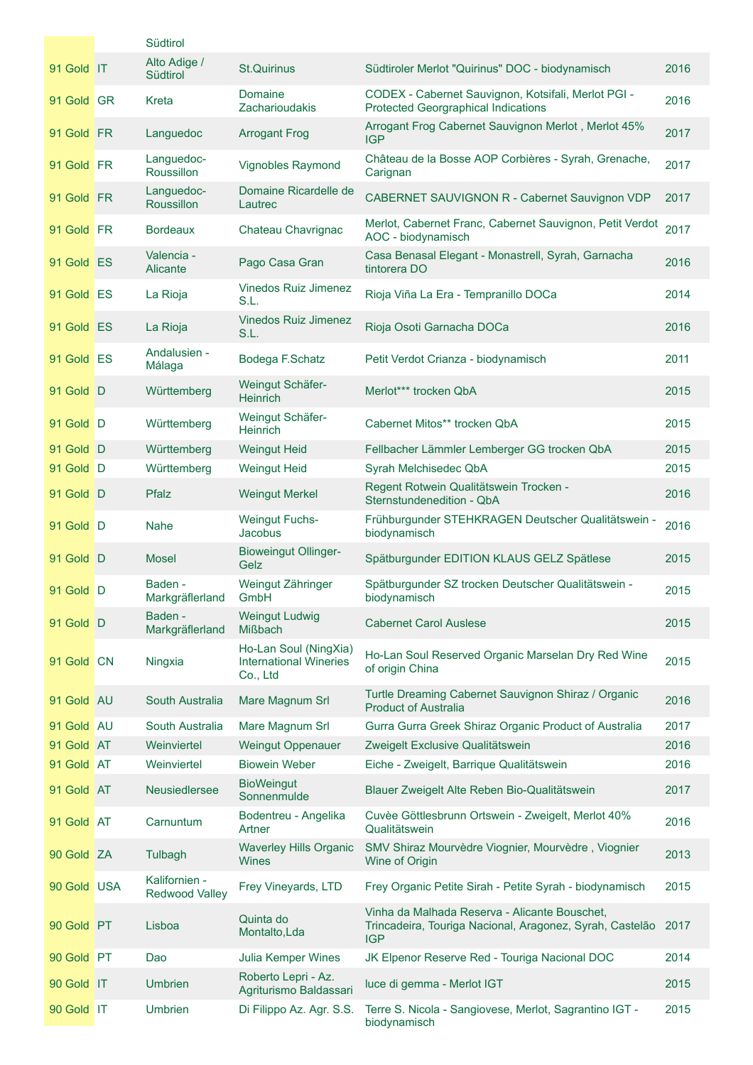| | | | | | |
|---|---|---|---|---|---|
| | | Südtirol | | | |
| 91 Gold | IT | Alto Adige / Südtirol | St.Quirinus | Südtiroler Merlot "Quirinus" DOC - biodynamisch | 2016 |
| 91 Gold | GR | Kreta | Domaine Zacharioudakis | CODEX - Cabernet Sauvignon, Kotsifali, Merlot PGI - Protected Georgraphical Indications | 2016 |
| 91 Gold | FR | Languedoc | Arrogant Frog | Arrogant Frog Cabernet Sauvignon Merlot , Merlot 45% IGP | 2017 |
| 91 Gold | FR | Languedoc-Roussillon | Vignobles Raymond | Château de la Bosse AOP Corbières - Syrah, Grenache, Carignan | 2017 |
| 91 Gold | FR | Languedoc-Roussillon | Domaine Ricardelle de Lautrec | CABERNET SAUVIGNON R - Cabernet Sauvignon VDP | 2017 |
| 91 Gold | FR | Bordeaux | Chateau Chavrignac | Merlot, Cabernet Franc, Cabernet Sauvignon, Petit Verdot AOC - biodynamisch | 2017 |
| 91 Gold | ES | Valencia - Alicante | Pago Casa Gran | Casa Benasal Elegant - Monastrell, Syrah, Garnacha tintorera DO | 2016 |
| 91 Gold | ES | La Rioja | Vinedos Ruiz Jimenez S.L. | Rioja Viña La Era - Tempranillo DOCa | 2014 |
| 91 Gold | ES | La Rioja | Vinedos Ruiz Jimenez S.L. | Rioja Osoti Garnacha DOCa | 2016 |
| 91 Gold | ES | Andalusien - Málaga | Bodega F.Schatz | Petit Verdot Crianza - biodynamisch | 2011 |
| 91 Gold | D | Württemberg | Weingut Schäfer-Heinrich | Merlot*** trocken QbA | 2015 |
| 91 Gold | D | Württemberg | Weingut Schäfer-Heinrich | Cabernet Mitos** trocken QbA | 2015 |
| 91 Gold | D | Württemberg | Weingut Heid | Fellbacher Lämmler Lemberger GG trocken QbA | 2015 |
| 91 Gold | D | Württemberg | Weingut Heid | Syrah Melchisedec QbA | 2015 |
| 91 Gold | D | Pfalz | Weingut Merkel | Regent Rotwein Qualitätswein Trocken - Sternstundenedition - QbA | 2016 |
| 91 Gold | D | Nahe | Weingut Fuchs-Jacobus | Frühburgunder STEHKRAGEN Deutscher Qualitätswein - biodynamisch | 2016 |
| 91 Gold | D | Mosel | Bioweingut Ollinger-Gelz | Spätburgunder EDITION KLAUS GELZ Spätlese | 2015 |
| 91 Gold | D | Baden - Markgräflerland | Weingut Zähringer GmbH | Spätburgunder SZ trocken Deutscher Qualitätswein - biodynamisch | 2015 |
| 91 Gold | D | Baden - Markgräflerland | Weingut Ludwig Mißbach | Cabernet Carol Auslese | 2015 |
| 91 Gold | CN | Ningxia | Ho-Lan Soul (NingXia) International Wineries Co., Ltd | Ho-Lan Soul Reserved Organic Marselan Dry Red Wine of origin China | 2015 |
| 91 Gold | AU | South Australia | Mare Magnum Srl | Turtle Dreaming Cabernet Sauvignon Shiraz / Organic Product of Australia | 2016 |
| 91 Gold | AU | South Australia | Mare Magnum Srl | Gurra Gurra Greek Shiraz Organic Product of Australia | 2017 |
| 91 Gold | AT | Weinviertel | Weingut Oppenauer | Zweigelt Exclusive Qualitätswein | 2016 |
| 91 Gold | AT | Weinviertel | Biowein Weber | Eiche - Zweigelt, Barrique Qualitätswein | 2016 |
| 91 Gold | AT | Neusiedlersee | BioWeingut Sonnenmulde | Blauer Zweigelt Alte Reben Bio-Qualitätswein | 2017 |
| 91 Gold | AT | Carnuntum | Bodentreu - Angelika Artner | Cuvèe Göttlesbrunn Ortswein - Zweigelt, Merlot 40% Qualitätswein | 2016 |
| 90 Gold | ZA | Tulbagh | Waverley Hills Organic Wines | SMV Shiraz Mourvèdre Viognier, Mourvèdre , Viognier Wine of Origin | 2013 |
| 90 Gold | USA | Kalifornien - Redwood Valley | Frey Vineyards, LTD | Frey Organic Petite Sirah - Petite Syrah - biodynamisch | 2015 |
| 90 Gold | PT | Lisboa | Quinta do Montalto,Lda | Vinha da Malhada Reserva - Alicante Bouschet, Trincadeira, Touriga Nacional, Aragonez, Syrah, Castelão IGP | 2017 |
| 90 Gold | PT | Dao | Julia Kemper Wines | JK Elpenor Reserve Red - Touriga Nacional DOC | 2014 |
| 90 Gold | IT | Umbrien | Roberto Lepri - Az. Agriturismo Baldassari | luce di gemma - Merlot IGT | 2015 |
| 90 Gold | IT | Umbrien | Di Filippo Az. Agr. S.S. | Terre S. Nicola - Sangiovese, Merlot, Sagrantino IGT - biodynamisch | 2015 |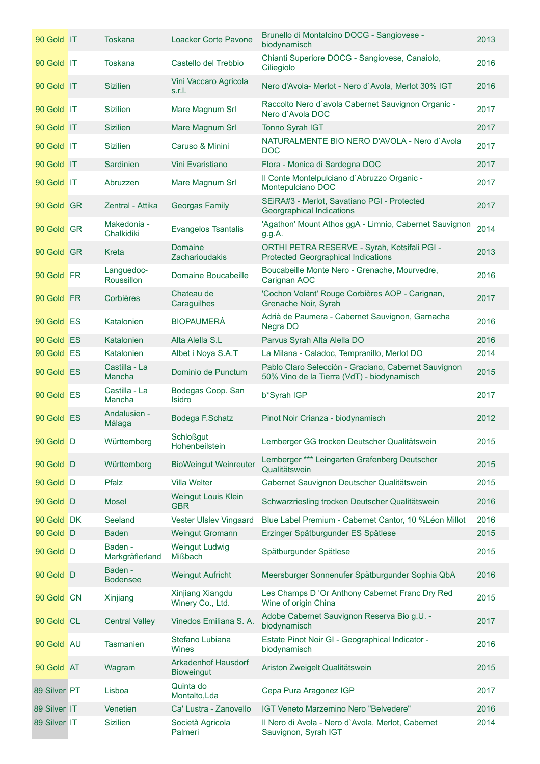| | | | | | |
|---|---|---|---|---|---|
| 90 Gold | IT | Toskana | Loacker Corte Pavone | Brunello di Montalcino DOCG - Sangiovese - biodynamisch | 2013 |
| 90 Gold | IT | Toskana | Castello del Trebbio | Chianti Superiore DOCG - Sangiovese, Canaiolo, Ciliegiolo | 2016 |
| 90 Gold | IT | Sizilien | Vini Vaccaro Agricola s.r.l. | Nero d'Avola- Merlot - Nero d`Avola, Merlot 30% IGT | 2016 |
| 90 Gold | IT | Sizilien | Mare Magnum Srl | Raccolto Nero d´avola Cabernet Sauvignon Organic - Nero d`Avola DOC | 2017 |
| 90 Gold | IT | Sizilien | Mare Magnum Srl | Tonno Syrah IGT | 2017 |
| 90 Gold | IT | Sizilien | Caruso & Minini | NATURALMENTE BIO NERO D'AVOLA - Nero d`Avola DOC | 2017 |
| 90 Gold | IT | Sardinien | Vini Evaristiano | Flora - Monica di Sardegna DOC | 2017 |
| 90 Gold | IT | Abruzzen | Mare Magnum Srl | Il Conte Montelpulciano d´Abruzzo Organic - Montepulciano DOC | 2017 |
| 90 Gold | GR | Zentral - Attika | Georgas Family | SEiRA#3 - Merlot, Savatiano PGI - Protected Georgraphical Indications | 2017 |
| 90 Gold | GR | Makedonia - Chalkidiki | Evangelos Tsantalis | 'Agathon' Mount Athos ggA - Limnio, Cabernet Sauvignon g.g.A. | 2014 |
| 90 Gold | GR | Kreta | Domaine Zacharioudakis | ORTHI PETRA RESERVE - Syrah, Kotsifali PGI - Protected Georgraphical Indications | 2013 |
| 90 Gold | FR | Languedoc-Roussillon | Domaine Boucabeille | Boucabeille Monte Nero - Grenache, Mourvedre, Carignan AOC | 2016 |
| 90 Gold | FR | Corbières | Chateau de Caraguilhes | 'Cochon Volant' Rouge Corbières AOP - Carignan, Grenache Noir, Syrah | 2017 |
| 90 Gold | ES | Katalonien | BIOPAUMERÀ | Adrià de Paumera - Cabernet Sauvignon, Garnacha Negra DO | 2016 |
| 90 Gold | ES | Katalonien | Alta Alella S.L | Parvus Syrah Alta Alella DO | 2016 |
| 90 Gold | ES | Katalonien | Albet i Noya S.A.T | La Milana - Caladoc, Tempranillo, Merlot DO | 2014 |
| 90 Gold | ES | Castilla - La Mancha | Dominio de Punctum | Pablo Claro Selección - Graciano, Cabernet Sauvignon 50% Vino de la Tierra (VdT) - biodynamisch | 2015 |
| 90 Gold | ES | Castilla - La Mancha | Bodegas Coop. San Isidro | b*Syrah IGP | 2017 |
| 90 Gold | ES | Andalusien - Málaga | Bodega F.Schatz | Pinot Noir Crianza - biodynamisch | 2012 |
| 90 Gold | D | Württemberg | Schloßgut Hohenbeilstein | Lemberger GG trocken Deutscher Qualitätswein | 2015 |
| 90 Gold | D | Württemberg | BioWeingut Weinreuter | Lemberger *** Leingarten Grafenberg Deutscher Qualitätswein | 2015 |
| 90 Gold | D | Pfalz | Villa Welter | Cabernet Sauvignon Deutscher Qualitätswein | 2015 |
| 90 Gold | D | Mosel | Weingut Louis Klein GBR | Schwarzriesling trocken Deutscher Qualitätswein | 2016 |
| 90 Gold | DK | Seeland | Vester Ulslev Vingaard | Blue Label Premium - Cabernet Cantor, 10 %Léon Millot | 2016 |
| 90 Gold | D | Baden | Weingut Gromann | Erzinger Spätburgunder ES Spätlese | 2015 |
| 90 Gold | D | Baden - Markgräflerland | Weingut Ludwig Mißbach | Spätburgunder Spätlese | 2015 |
| 90 Gold | D | Baden - Bodensee | Weingut Aufricht | Meersburger Sonnenufer Spätburgunder Sophia QbA | 2016 |
| 90 Gold | CN | Xinjiang | Xinjiang Xiangdu Winery Co., Ltd. | Les Champs D 'Or Anthony Cabernet Franc Dry Red Wine of origin China | 2015 |
| 90 Gold | CL | Central Valley | Vinedos Emiliana S. A. | Adobe Cabernet Sauvignon Reserva Bio g.U. - biodynamisch | 2017 |
| 90 Gold | AU | Tasmanien | Stefano Lubiana Wines | Estate Pinot Noir GI - Geographical Indicator - biodynamisch | 2016 |
| 90 Gold | AT | Wagram | Arkadenhof Hausdorf Bioweingut | Ariston Zweigelt Qualitätswein | 2015 |
| 89 Silver | PT | Lisboa | Quinta do Montalto,Lda | Cepa Pura Aragonez IGP | 2017 |
| 89 Silver | IT | Venetien | Ca' Lustra - Zanovello | IGT Veneto Marzemino Nero "Belvedere" | 2016 |
| 89 Silver | IT | Sizilien | Società Agricola Palmeri | Il Nero di Avola - Nero d`Avola, Merlot, Cabernet Sauvignon, Syrah IGT | 2014 |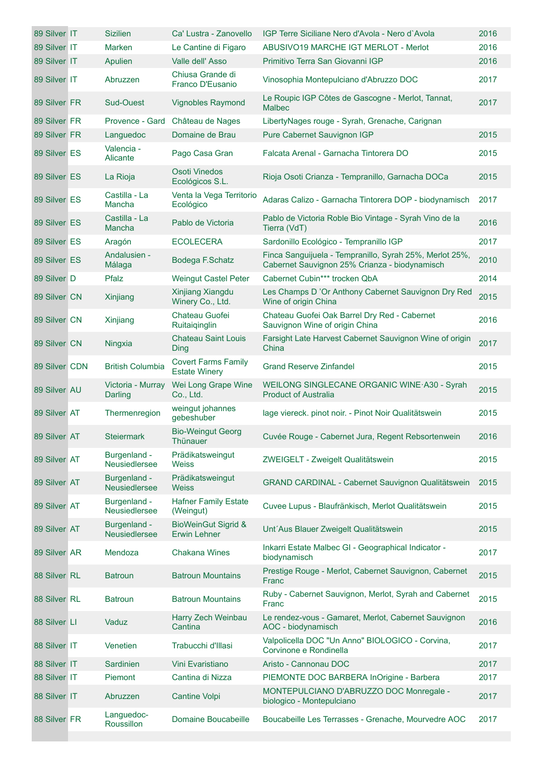| | | | | | | |
|---|---|---|---|---|---|---|
| 89 | Silver | IT | Sizilien | Ca' Lustra - Zanovello | IGP Terre Siciliane Nero d'Avola - Nero d`Avola | 2016 |
| 89 | Silver | IT | Marken | Le Cantine di Figaro | ABUSIVO19 MARCHE IGT MERLOT - Merlot | 2016 |
| 89 | Silver | IT | Apulien | Valle dell' Asso | Primitivo Terra San Giovanni IGP | 2016 |
| 89 | Silver | IT | Abruzzen | Chiusa Grande di Franco D'Eusanio | Vinosophia Montepulciano d'Abruzzo DOC | 2017 |
| 89 | Silver | FR | Sud-Ouest | Vignobles Raymond | Le Roupic IGP Côtes de Gascogne - Merlot, Tannat, Malbec | 2017 |
| 89 | Silver | FR | Provence - Gard | Château de Nages | LibertyNages rouge - Syrah, Grenache, Carignan | |
| 89 | Silver | FR | Languedoc | Domaine de Brau | Pure Cabernet Sauvignon IGP | 2015 |
| 89 | Silver | ES | Valencia - Alicante | Pago Casa Gran | Falcata Arenal - Garnacha Tintorera DO | 2015 |
| 89 | Silver | ES | La Rioja | Osoti Vinedos Ecológicos S.L. | Rioja Osoti Crianza - Tempranillo, Garnacha DOCa | 2015 |
| 89 | Silver | ES | Castilla - La Mancha | Venta la Vega Territorio Ecológico | Adaras Calizo - Garnacha Tintorera DOP - biodynamisch | 2017 |
| 89 | Silver | ES | Castilla - La Mancha | Pablo de Victoria | Pablo de Victoria Roble Bio Vintage - Syrah Vino de la Tierra (VdT) | 2016 |
| 89 | Silver | ES | Aragón | ECOLECERA | Sardonillo Ecológico - Tempranillo IGP | 2017 |
| 89 | Silver | ES | Andalusien - Málaga | Bodega F.Schatz | Finca Sanguijuela - Tempranillo, Syrah 25%, Merlot 25%, Cabernet Sauvignon 25% Crianza - biodynamisch | 2010 |
| 89 | Silver | D | Pfalz | Weingut Castel Peter | Cabernet Cubin*** trocken QbA | 2014 |
| 89 | Silver | CN | Xinjiang | Xinjiang Xiangdu Winery Co., Ltd. | Les Champs D 'Or Anthony Cabernet Sauvignon Dry Red Wine of origin China | 2015 |
| 89 | Silver | CN | Xinjiang | Chateau Guofei Ruitaiqinglin | Chateau Guofei Oak Barrel Dry Red - Cabernet Sauvignon Wine of origin China | 2016 |
| 89 | Silver | CN | Ningxia | Chateau Saint Louis Ding | Farsight Late Harvest Cabernet Sauvignon Wine of origin China | 2017 |
| 89 | Silver | CDN | British Columbia | Covert Farms Family Estate Winery | Grand Reserve Zinfandel | 2015 |
| 89 | Silver | AU | Victoria - Murray Darling | Wei Long Grape Wine Co., Ltd. | WEILONG SINGLECANE ORGANIC WINE·A30 - Syrah Product of Australia | 2015 |
| 89 | Silver | AT | Thermenregion | weingut johannes gebeshuber | lage viereck. pinot noir. - Pinot Noir Qualitätswein | 2015 |
| 89 | Silver | AT | Steiermark | Bio-Weingut Georg Thünauer | Cuvée Rouge - Cabernet Jura, Regent Rebsortenwein | 2016 |
| 89 | Silver | AT | Burgenland - Neusiedlersee | Prädikatsweingut Weiss | ZWEIGELT - Zweigelt Qualitätswein | 2015 |
| 89 | Silver | AT | Burgenland - Neusiedlersee | Prädikatsweingut Weiss | GRAND CARDINAL - Cabernet Sauvignon Qualitätswein | 2015 |
| 89 | Silver | AT | Burgenland - Neusiedlersee | Hafner Family Estate (Weingut) | Cuvee Lupus - Blaufränkisch, Merlot Qualitätswein | 2015 |
| 89 | Silver | AT | Burgenland - Neusiedlersee | BioWeinGut Sigrid & Erwin Lehner | Unt´Aus Blauer Zweigelt Qualitätswein | 2015 |
| 89 | Silver | AR | Mendoza | Chakana Wines | Inkarri Estate Malbec GI - Geographical Indicator - biodynamisch | 2017 |
| 88 | Silver | RL | Batroun | Batroun Mountains | Prestige Rouge - Merlot, Cabernet Sauvignon, Cabernet Franc | 2015 |
| 88 | Silver | RL | Batroun | Batroun Mountains | Ruby - Cabernet Sauvignon, Merlot, Syrah and Cabernet Franc | 2015 |
| 88 | Silver | LI | Vaduz | Harry Zech Weinbau Cantina | Le rendez-vous - Gamaret, Merlot, Cabernet Sauvignon AOC - biodynamisch | 2016 |
| 88 | Silver | IT | Venetien | Trabucchi d'Illasi | Valpolicella DOC "Un Anno" BIOLOGICO - Corvina, Corvinone e Rondinella | 2017 |
| 88 | Silver | IT | Sardinien | Vini Evaristiano | Aristo - Cannonau DOC | 2017 |
| 88 | Silver | IT | Piemont | Cantina di Nizza | PIEMONTE DOC BARBERA InOrigine - Barbera | 2017 |
| 88 | Silver | IT | Abruzzen | Cantine Volpi | MONTEPULCIANO D'ABRUZZO DOC Monregale - biologico - Montepulciano | 2017 |
| 88 | Silver | FR | Languedoc-Roussillon | Domaine Boucabeille | Boucabeille Les Terrasses - Grenache, Mourvedre AOC | 2017 |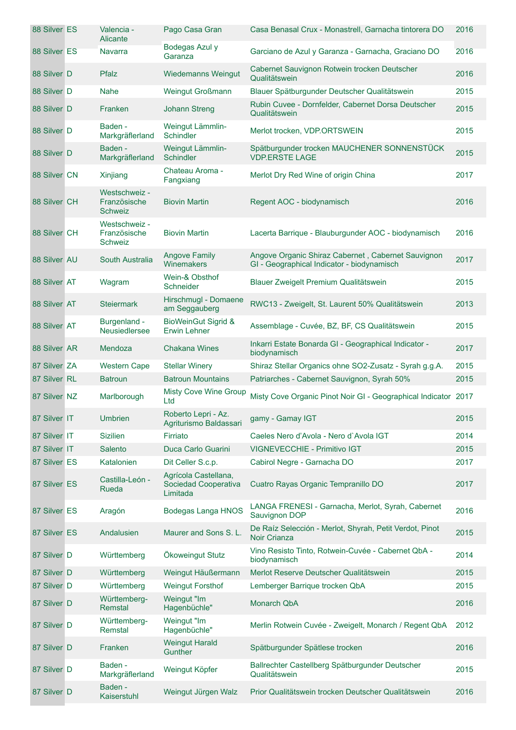| | | | | | | |
|---|---|---|---|---|---|---|
| 88 | Silver | ES | Valencia - Alicante | Pago Casa Gran | Casa Benasal Crux - Monastrell, Garnacha tintorera DO | 2016 |
| 88 | Silver | ES | Navarra | Bodegas Azul y Garanza | Garciano de Azul y Garanza - Garnacha, Graciano DO | 2016 |
| 88 | Silver | D | Pfalz | Wiedemanns Weingut | Cabernet Sauvignon Rotwein trocken Deutscher Qualitätswein | 2016 |
| 88 | Silver | D | Nahe | Weingut Großmann | Blauer Spätburgunder Deutscher Qualitätswein | 2015 |
| 88 | Silver | D | Franken | Johann Streng | Rubin Cuvee - Dornfelder, Cabernet Dorsa Deutscher Qualitätswein | 2015 |
| 88 | Silver | D | Baden - Markgräflerland | Weingut Lämmlin-Schindler | Merlot trocken, VDP.ORTSWEIN | 2015 |
| 88 | Silver | D | Baden - Markgräflerland | Weingut Lämmlin-Schindler | Spätburgunder trocken MAUCHENER SONNENSTÜCK VDP.ERSTE LAGE | 2015 |
| 88 | Silver | CN | Xinjiang | Chateau Aroma - Fangxiang | Merlot Dry Red Wine of origin China | 2017 |
| 88 | Silver | CH | Westschweiz - Französische Schweiz | Biovin Martin | Regent AOC - biodynamisch | 2016 |
| 88 | Silver | CH | Westschweiz - Französische Schweiz | Biovin Martin | Lacerta Barrique - Blauburgunder AOC - biodynamisch | 2016 |
| 88 | Silver | AU | South Australia | Angove Family Winemakers | Angove Organic Shiraz Cabernet , Cabernet Sauvignon GI - Geographical Indicator - biodynamisch | 2017 |
| 88 | Silver | AT | Wagram | Wein-& Obsthof Schneider | Blauer Zweigelt Premium Qualitätswein | 2015 |
| 88 | Silver | AT | Steiermark | Hirschmugl - Domaene am Seggauberg | RWC13 - Zweigelt, St. Laurent 50% Qualitätswein | 2013 |
| 88 | Silver | AT | Burgenland - Neusiedlersee | BioWeinGut Sigrid & Erwin Lehner | Assemblage - Cuvée, BZ, BF, CS Qualitätswein | 2015 |
| 88 | Silver | AR | Mendoza | Chakana Wines | Inkarri Estate Bonarda GI - Geographical Indicator - biodynamisch | 2017 |
| 87 | Silver | ZA | Western Cape | Stellar Winery | Shiraz Stellar Organics ohne SO2-Zusatz - Syrah g.g.A. | 2015 |
| 87 | Silver | RL | Batroun | Batroun Mountains | Patriarches - Cabernet Sauvignon, Syrah 50% | 2015 |
| 87 | Silver | NZ | Marlborough | Misty Cove Wine Group Ltd | Misty Cove Organic Pinot Noir GI - Geographical Indicator | 2017 |
| 87 | Silver | IT | Umbrien | Roberto Lepri - Az. Agriturismo Baldassari | gamy - Gamay IGT | 2015 |
| 87 | Silver | IT | Sizilien | Firriato | Caeles Nero d'Avola - Nero d`Avola IGT | 2014 |
| 87 | Silver | IT | Salento | Duca Carlo Guarini | VIGNEVECCHIE - Primitivo IGT | 2015 |
| 87 | Silver | ES | Katalonien | Dit Celler S.c.p. | Cabirol Negre - Garnacha DO | 2017 |
| 87 | Silver | ES | Castilla-León - Rueda | Agrícola Castellana, Sociedad Cooperativa Limitada | Cuatro Rayas Organic Tempranillo DO | 2017 |
| 87 | Silver | ES | Aragón | Bodegas Langa HNOS | LANGA FRENESI - Garnacha, Merlot, Syrah, Cabernet Sauvignon DOP | 2016 |
| 87 | Silver | ES | Andalusien | Maurer and Sons S. L. | De Raíz Selección - Merlot, Shyrah, Petit Verdot, Pinot Noir Crianza | 2015 |
| 87 | Silver | D | Württemberg | Ökoweingut Stutz | Vino Resisto Tinto, Rotwein-Cuvée - Cabernet QbA - biodynamisch | 2014 |
| 87 | Silver | D | Württemberg | Weingut Häußermann | Merlot Reserve Deutscher Qualitätswein | 2015 |
| 87 | Silver | D | Württemberg | Weingut Forsthof | Lemberger Barrique trocken QbA | 2015 |
| 87 | Silver | D | Württemberg-Remstal | Weingut "Im Hagenbüchle" | Monarch QbA | 2016 |
| 87 | Silver | D | Württemberg-Remstal | Weingut "Im Hagenbüchle" | Merlin Rotwein Cuvée - Zweigelt, Monarch / Regent QbA | 2012 |
| 87 | Silver | D | Franken | Weingut Harald Gunther | Spätburgunder Spätlese trocken | 2016 |
| 87 | Silver | D | Baden - Markgräflerland | Weingut Köpfer | Ballrechter Castellberg Spätburgunder Deutscher Qualitätswein | 2015 |
| 87 | Silver | D | Baden - Kaiserstuhl | Weingut Jürgen Walz | Prior Qualitätswein trocken Deutscher Qualitätswein | 2016 |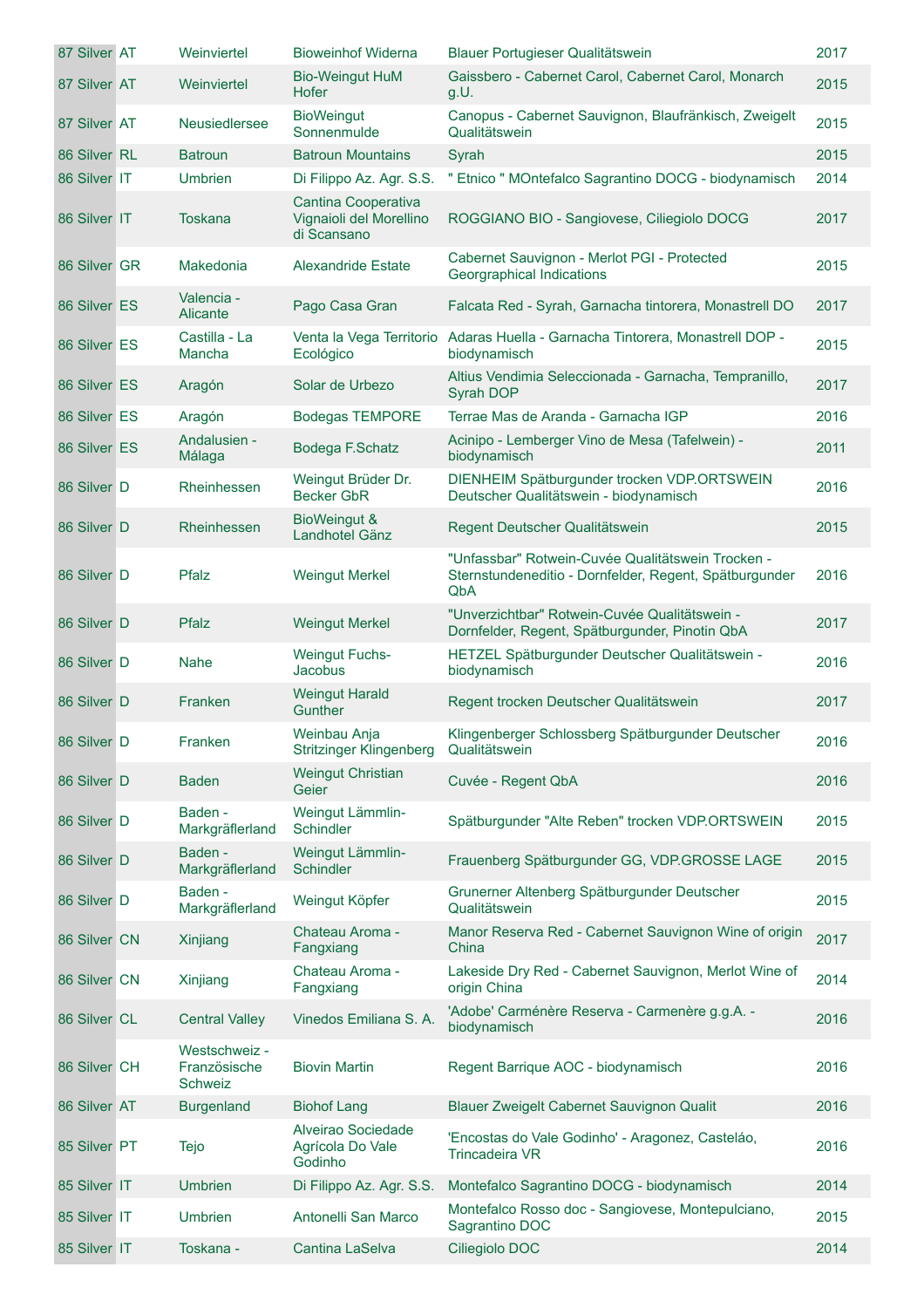| | | | | | | |
|---|---|---|---|---|---|---|
| 87 | Silver | AT | Weinviertel | Bioweinhof Widerna | Blauer Portugieser Qualitätswein | 2017 |
| 87 | Silver | AT | Weinviertel | Bio-Weingut HuM Hofer | Gaissbero - Cabernet Carol, Cabernet Carol, Monarch g.U. | 2015 |
| 87 | Silver | AT | Neusiedlersee | BioWeingut Sonnenmulde | Canopus - Cabernet Sauvignon, Blaufränkisch, Zweigelt Qualitätswein | 2015 |
| 86 | Silver | RL | Batroun | Batroun Mountains | Syrah | 2015 |
| 86 | Silver | IT | Umbrien | Di Filippo Az. Agr. S.S. | " Etnico " MOntefalco Sagrantino DOCG - biodynamisch | 2014 |
| 86 | Silver | IT | Toskana | Cantina Cooperativa Vignaioli del Morellino di Scansano | ROGGIANO BIO - Sangiovese, Ciliegiolo DOCG | 2017 |
| 86 | Silver | GR | Makedonia | Alexandride Estate | Cabernet Sauvignon - Merlot PGI - Protected Georgraphical Indications | 2015 |
| 86 | Silver | ES | Valencia - Alicante | Pago Casa Gran | Falcata Red - Syrah, Garnacha tintorera, Monastrell DO | 2017 |
| 86 | Silver | ES | Castilla - La Mancha | Venta la Vega Territorio Ecológico | Adaras Huella - Garnacha Tintorera, Monastrell DOP - biodynamisch | 2015 |
| 86 | Silver | ES | Aragón | Solar de Urbezo | Altius Vendimia Seleccionada - Garnacha, Tempranillo, Syrah DOP | 2017 |
| 86 | Silver | ES | Aragón | Bodegas TEMPORE | Terrae Mas de Aranda - Garnacha IGP | 2016 |
| 86 | Silver | ES | Andalusien - Málaga | Bodega F.Schatz | Acinipo - Lemberger Vino de Mesa (Tafelwein) - biodynamisch | 2011 |
| 86 | Silver | D | Rheinhessen | Weingut Brüder Dr. Becker GbR | DIENHEIM Spätburgunder trocken VDP.ORTSWEIN Deutscher Qualitätswein - biodynamisch | 2016 |
| 86 | Silver | D | Rheinhessen | BioWeingut & Landhotel Gänz | Regent Deutscher Qualitätswein | 2015 |
| 86 | Silver | D | Pfalz | Weingut Merkel | "Unfassbar" Rotwein-Cuvée Qualitätswein Trocken - Sternstundeneditio - Dornfelder, Regent, Spätburgunder QbA | 2016 |
| 86 | Silver | D | Pfalz | Weingut Merkel | "Unverzichtbar" Rotwein-Cuvée Qualitätswein - Dornfelder, Regent, Spätburgunder, Pinotin QbA | 2017 |
| 86 | Silver | D | Nahe | Weingut Fuchs-Jacobus | HETZEL Spätburgunder Deutscher Qualitätswein - biodynamisch | 2016 |
| 86 | Silver | D | Franken | Weingut Harald Gunther | Regent trocken Deutscher Qualitätswein | 2017 |
| 86 | Silver | D | Franken | Weinbau Anja Stritzinger Klingenberg | Klingenberger Schlossberg Spätburgunder Deutscher Qualitätswein | 2016 |
| 86 | Silver | D | Baden | Weingut Christian Geier | Cuvée - Regent QbA | 2016 |
| 86 | Silver | D | Baden - Markgräflerland | Weingut Lämmlin-Schindler | Spätburgunder "Alte Reben" trocken VDP.ORTSWEIN | 2015 |
| 86 | Silver | D | Baden - Markgräflerland | Weingut Lämmlin-Schindler | Frauenberg Spätburgunder GG, VDP.GROSSE LAGE | 2015 |
| 86 | Silver | D | Baden - Markgräflerland | Weingut Köpfer | Grunerner Altenberg Spätburgunder Deutscher Qualitätswein | 2015 |
| 86 | Silver | CN | Xinjiang | Chateau Aroma - Fangxiang | Manor Reserva Red - Cabernet Sauvignon Wine of origin China | 2017 |
| 86 | Silver | CN | Xinjiang | Chateau Aroma - Fangxiang | Lakeside Dry Red - Cabernet Sauvignon, Merlot Wine of origin China | 2014 |
| 86 | Silver | CL | Central Valley | Vinedos Emiliana S. A. | 'Adobe' Carménère Reserva - Carmenère g.g.A. - biodynamisch | 2016 |
| 86 | Silver | CH | Westschweiz - Französische Schweiz | Biovin Martin | Regent Barrique AOC - biodynamisch | 2016 |
| 86 | Silver | AT | Burgenland | Biohof Lang | Blauer Zweigelt Cabernet Sauvignon Qualit | 2016 |
| 85 | Silver | PT | Tejo | Alveirao Sociedade Agrícola Do Vale Godinho | 'Encostas do Vale Godinho' - Aragonez, Casteláo, Trincadeira VR | 2016 |
| 85 | Silver | IT | Umbrien | Di Filippo Az. Agr. S.S. | Montefalco Sagrantino DOCG - biodynamisch | 2014 |
| 85 | Silver | IT | Umbrien | Antonelli San Marco | Montefalco Rosso doc - Sangiovese, Montepulciano, Sagrantino DOC | 2015 |
| 85 | Silver | IT | Toskana - | Cantina LaSelva | Ciliegiolo DOC | 2014 |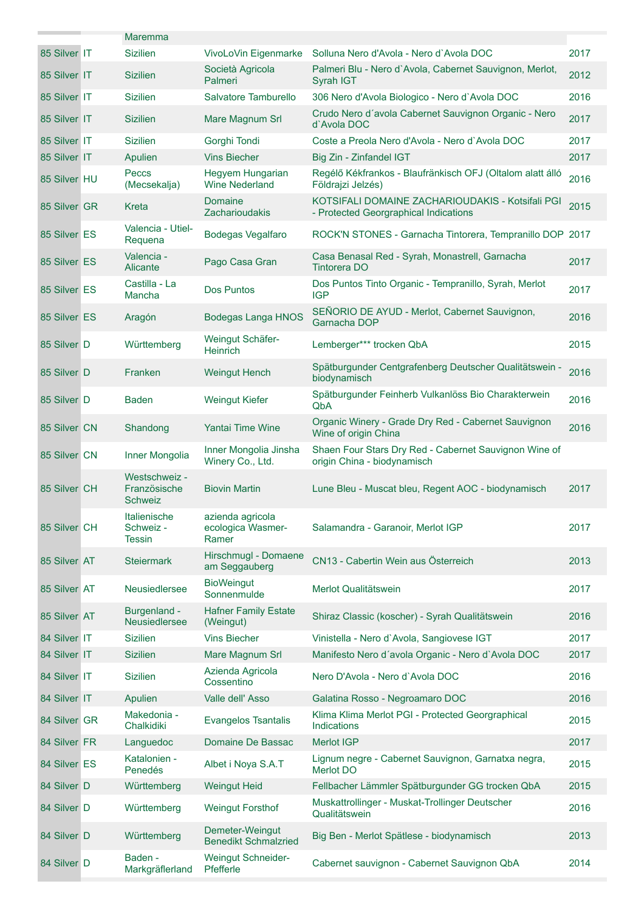| | | | | | |
|---|---|---|---|---|---|
| | | Maremma | | | |
| 85 Silver | IT | Sizilien | VivoLoVin Eigenmarke | Solluna Nero d'Avola - Nero d`Avola DOC | 2017 |
| 85 Silver | IT | Sizilien | Società Agricola Palmeri | Palmeri Blu - Nero d`Avola, Cabernet Sauvignon, Merlot, Syrah IGT | 2012 |
| 85 Silver | IT | Sizilien | Salvatore Tamburello | 306 Nero d'Avola Biologico - Nero d`Avola DOC | 2016 |
| 85 Silver | IT | Sizilien | Mare Magnum Srl | Crudo Nero d´avola Cabernet Sauvignon Organic - Nero d`Avola DOC | 2017 |
| 85 Silver | IT | Sizilien | Gorghi Tondi | Coste a Preola Nero d'Avola - Nero d`Avola DOC | 2017 |
| 85 Silver | IT | Apulien | Vins Biecher | Big Zin - Zinfandel IGT | 2017 |
| 85 Silver | HU | Peccs (Mecsekalja) | Hegyem Hungarian Wine Nederland | Regélő Kékfrankos - Blaufränkisch OFJ (Oltalom alatt álló Földrajzi Jelzés) | 2016 |
| 85 Silver | GR | Kreta | Domaine Zacharioudakis | KOTSIFALI DOMAINE ZACHARIOUDAKIS - Kotsifali PGI - Protected Georgraphical Indications | 2015 |
| 85 Silver | ES | Valencia - Utiel-Requena | Bodegas Vegalfaro | ROCK'N STONES - Garnacha Tintorera, Tempranillo DOP | 2017 |
| 85 Silver | ES | Valencia - Alicante | Pago Casa Gran | Casa Benasal Red - Syrah, Monastrell, Garnacha Tintorera DO | 2017 |
| 85 Silver | ES | Castilla - La Mancha | Dos Puntos | Dos Puntos Tinto Organic - Tempranillo, Syrah, Merlot IGP | 2017 |
| 85 Silver | ES | Aragón | Bodegas Langa HNOS | SEÑORIO DE AYUD - Merlot, Cabernet Sauvignon, Garnacha DOP | 2016 |
| 85 Silver | D | Württemberg | Weingut Schäfer-Heinrich | Lemberger*** trocken QbA | 2015 |
| 85 Silver | D | Franken | Weingut Hench | Spätburgunder Centgrafenberg Deutscher Qualitätswein - biodynamisch | 2016 |
| 85 Silver | D | Baden | Weingut Kiefer | Spätburgunder Feinherb Vulkanlöss Bio Charakterwein QbA | 2016 |
| 85 Silver | CN | Shandong | Yantai Time Wine | Organic Winery - Grade Dry Red - Cabernet Sauvignon Wine of origin China | 2016 |
| 85 Silver | CN | Inner Mongolia | Inner Mongolia Jinsha Winery Co., Ltd. | Shaen Four Stars Dry Red - Cabernet Sauvignon Wine of origin China - biodynamisch | |
| 85 Silver | CH | Westschweiz - Französische Schweiz | Biovin Martin | Lune Bleu - Muscat bleu, Regent AOC - biodynamisch | 2017 |
| 85 Silver | CH | Italienische Schweiz - Tessin | azienda agricola ecologica Wasmer-Ramer | Salamandra - Garanoir, Merlot IGP | 2017 |
| 85 Silver | AT | Steiermark | Hirschmugl - Domaene am Seggauberg | CN13 - Cabertin Wein aus Österreich | 2013 |
| 85 Silver | AT | Neusiedlersee | BioWeingut Sonnenmulde | Merlot Qualitätswein | 2017 |
| 85 Silver | AT | Burgenland - Neusiedlersee | Hafner Family Estate (Weingut) | Shiraz Classic (koscher) - Syrah Qualitätswein | 2016 |
| 84 Silver | IT | Sizilien | Vins Biecher | Vinistella - Nero d`Avola, Sangiovese IGT | 2017 |
| 84 Silver | IT | Sizilien | Mare Magnum Srl | Manifesto Nero d´avola Organic - Nero d`Avola DOC | 2017 |
| 84 Silver | IT | Sizilien | Azienda Agricola Cossentino | Nero D'Avola - Nero d`Avola DOC | 2016 |
| 84 Silver | IT | Apulien | Valle dell' Asso | Galatina Rosso - Negroamaro DOC | 2016 |
| 84 Silver | GR | Makedonia - Chalkidiki | Evangelos Tsantalis | Klima Klima Merlot PGI - Protected Georgraphical Indications | 2015 |
| 84 Silver | FR | Languedoc | Domaine De Bassac | Merlot IGP | 2017 |
| 84 Silver | ES | Katalonien - Penedés | Albet i Noya S.A.T | Lignum negre - Cabernet Sauvignon, Garnatxa negra, Merlot DO | 2015 |
| 84 Silver | D | Württemberg | Weingut Heid | Fellbacher Lämmler Spätburgunder GG trocken QbA | 2015 |
| 84 Silver | D | Württemberg | Weingut Forsthof | Muskattrollinger - Muskat-Trollinger Deutscher Qualitätswein | 2016 |
| 84 Silver | D | Württemberg | Demeter-Weingut Benedikt Schmalzried | Big Ben - Merlot Spätlese - biodynamisch | 2013 |
| 84 Silver | D | Baden - Markgräflerland | Weingut Schneider-Pfefferle | Cabernet sauvignon - Cabernet Sauvignon QbA | 2014 |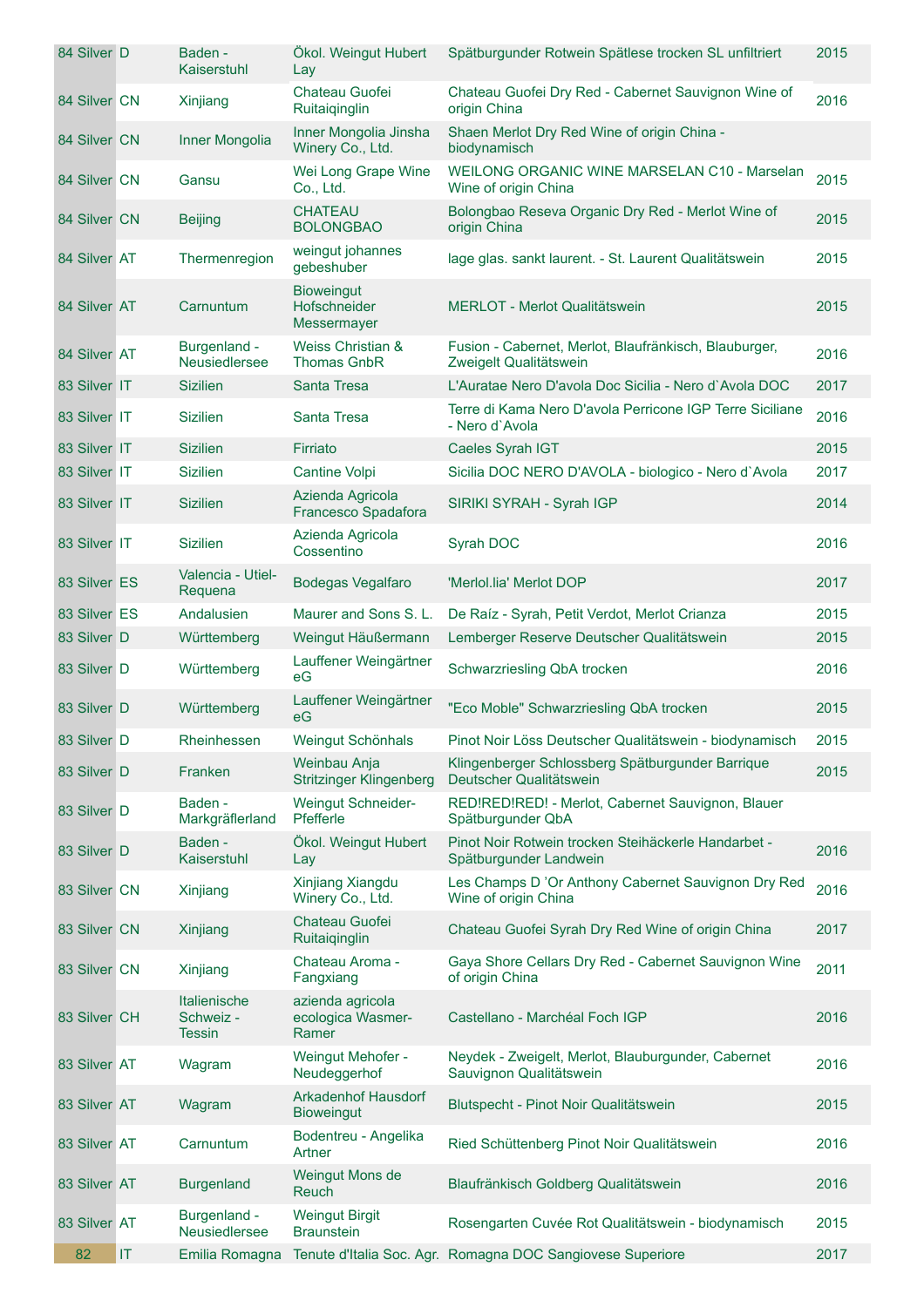| | | | | | |
|---|---|---|---|---|---|
| 84 Silver | D | Baden - Kaiserstuhl | Ökol. Weingut Hubert Lay | Spätburgunder Rotwein Spätlese trocken SL unfiltriert | 2015 |
| 84 Silver | CN | Xinjiang | Chateau Guofei Ruitaiqinglin | Chateau Guofei Dry Red - Cabernet Sauvignon Wine of origin China | 2016 |
| 84 Silver | CN | Inner Mongolia | Inner Mongolia Jinsha Winery Co., Ltd. | Shaen Merlot Dry Red Wine of origin China - biodynamisch | |
| 84 Silver | CN | Gansu | Wei Long Grape Wine Co., Ltd. | WEILONG ORGANIC WINE MARSELAN C10 - Marselan Wine of origin China | 2015 |
| 84 Silver | CN | Beijing | CHATEAU BOLONGBAO | Bolongbao Reseva Organic Dry Red - Merlot Wine of origin China | 2015 |
| 84 Silver | AT | Thermenregion | weingut johannes gebeshuber | lage glas. sankt laurent. - St. Laurent Qualitätswein | 2015 |
| 84 Silver | AT | Carnuntum | Bioweingut Hofschneider Messermayer | MERLOT - Merlot Qualitätswein | 2015 |
| 84 Silver | AT | Burgenland - Neusiedlersee | Weiss Christian & Thomas GnbR | Fusion - Cabernet, Merlot, Blaufränkisch, Blauburger, Zweigelt Qualitätswein | 2016 |
| 83 Silver | IT | Sizilien | Santa Tresa | L'Auratae Nero D'avola Doc Sicilia - Nero d`Avola DOC | 2017 |
| 83 Silver | IT | Sizilien | Santa Tresa | Terre di Kama Nero D'avola Perricone IGP Terre Siciliane - Nero d`Avola | 2016 |
| 83 Silver | IT | Sizilien | Firriato | Caeles Syrah IGT | 2015 |
| 83 Silver | IT | Sizilien | Cantine Volpi | Sicilia DOC NERO D'AVOLA - biologico - Nero d`Avola | 2017 |
| 83 Silver | IT | Sizilien | Azienda Agricola Francesco Spadafora | SIRIKI SYRAH - Syrah IGP | 2014 |
| 83 Silver | IT | Sizilien | Azienda Agricola Cossentino | Syrah DOC | 2016 |
| 83 Silver | ES | Valencia - Utiel-Requena | Bodegas Vegalfaro | 'Merlol.lia' Merlot DOP | 2017 |
| 83 Silver | ES | Andalusien | Maurer and Sons S. L. | De Raíz - Syrah, Petit Verdot, Merlot Crianza | 2015 |
| 83 Silver | D | Württemberg | Weingut Häußermann | Lemberger Reserve Deutscher Qualitätswein | 2015 |
| 83 Silver | D | Württemberg | Lauffener Weingärtner eG | Schwarzriesling QbA trocken | 2016 |
| 83 Silver | D | Württemberg | Lauffener Weingärtner eG | "Eco Moble" Schwarzriesling QbA trocken | 2015 |
| 83 Silver | D | Rheinhessen | Weingut Schönhals | Pinot Noir Löss Deutscher Qualitätswein - biodynamisch | 2015 |
| 83 Silver | D | Franken | Weinbau Anja Stritzinger Klingenberg | Klingenberger Schlossberg Spätburgunder Barrique Deutscher Qualitätswein | 2015 |
| 83 Silver | D | Baden - Markgräflerland | Weingut Schneider-Pfefferle | RED!RED!RED! - Merlot, Cabernet Sauvignon, Blauer Spätburgunder QbA | |
| 83 Silver | D | Baden - Kaiserstuhl | Ökol. Weingut Hubert Lay | Pinot Noir Rotwein trocken Steihäckerle Handarbet - Spätburgunder Landwein | 2016 |
| 83 Silver | CN | Xinjiang | Xinjiang Xiangdu Winery Co., Ltd. | Les Champs D 'Or Anthony Cabernet Sauvignon Dry Red Wine of origin China | 2016 |
| 83 Silver | CN | Xinjiang | Chateau Guofei Ruitaiqinglin | Chateau Guofei Syrah Dry Red Wine of origin China | 2017 |
| 83 Silver | CN | Xinjiang | Chateau Aroma - Fangxiang | Gaya Shore Cellars Dry Red - Cabernet Sauvignon Wine of origin China | 2011 |
| 83 Silver | CH | Italienische Schweiz - Tessin | azienda agricola ecologica Wasmer-Ramer | Castellano - Marchéal Foch IGP | 2016 |
| 83 Silver | AT | Wagram | Weingut Mehofer - Neudeggerhof | Neydek - Zweigelt, Merlot, Blauburgunder, Cabernet Sauvignon Qualitätswein | 2016 |
| 83 Silver | AT | Wagram | Arkadenhof Hausdorf Bioweingut | Blutspecht - Pinot Noir Qualitätswein | 2015 |
| 83 Silver | AT | Carnuntum | Bodentreu - Angelika Artner | Ried Schüttenberg Pinot Noir Qualitätswein | 2016 |
| 83 Silver | AT | Burgenland | Weingut Mons de Reuch | Blaufränkisch Goldberg Qualitätswein | 2016 |
| 83 Silver | AT | Burgenland - Neusiedlersee | Weingut Birgit Braunstein | Rosengarten Cuvée Rot Qualitätswein - biodynamisch | 2015 |
| 82 | IT | Emilia Romagna | Tenute d'Italia Soc. Agr. | Romagna DOC Sangiovese Superiore | 2017 |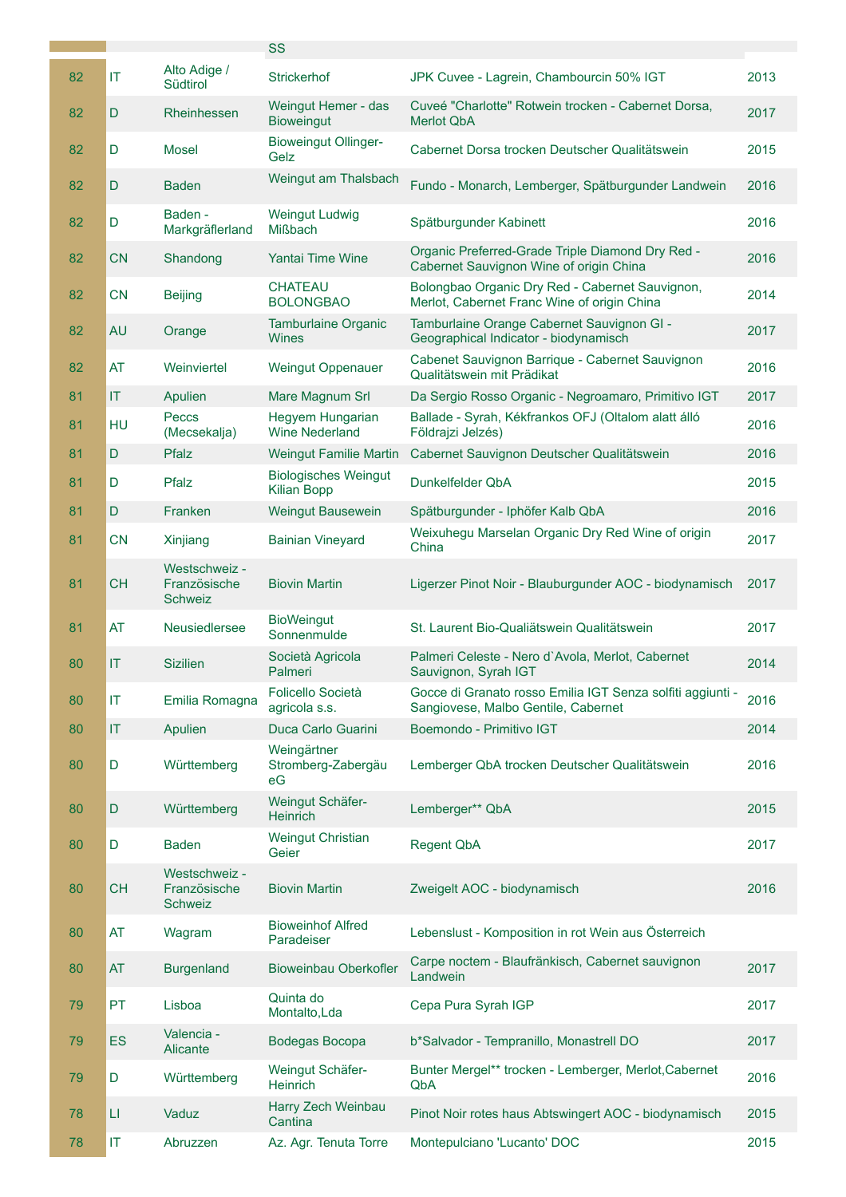| | | | SS | | |
|---|---|---|---|---|---|
| 82 | IT | Alto Adige / Südtirol | Strickerhof | JPK Cuvee - Lagrein, Chambourcin 50% IGT | 2013 |
| 82 | D | Rheinhessen | Weingut Hemer - das Bioweingut | Cuveé "Charlotte" Rotwein trocken - Cabernet Dorsa, Merlot QbA | 2017 |
| 82 | D | Mosel | Bioweingut Ollinger-Gelz | Cabernet Dorsa trocken Deutscher Qualitätswein | 2015 |
| 82 | D | Baden | Weingut am Thalsbach | Fundo - Monarch, Lemberger, Spätburgunder Landwein | 2016 |
| 82 | D | Baden - Markgräflerland | Weingut Ludwig Mißbach | Spätburgunder Kabinett | 2016 |
| 82 | CN | Shandong | Yantai Time Wine | Organic Preferred-Grade Triple Diamond Dry Red - Cabernet Sauvignon Wine of origin China | 2016 |
| 82 | CN | Beijing | CHATEAU BOLONGBAO | Bolongbao Organic Dry Red - Cabernet Sauvignon, Merlot, Cabernet Franc Wine of origin China | 2014 |
| 82 | AU | Orange | Tamburlaine Organic Wines | Tamburlaine Orange Cabernet Sauvignon GI - Geographical Indicator - biodynamisch | 2017 |
| 82 | AT | Weinviertel | Weingut Oppenauer | Cabenet Sauvignon Barrique - Cabernet Sauvignon Qualitätswein mit Prädikat | 2016 |
| 81 | IT | Apulien | Mare Magnum Srl | Da Sergio Rosso Organic - Negroamaro, Primitivo IGT | 2017 |
| 81 | HU | Peccs (Mecsekalja) | Hegyem Hungarian Wine Nederland | Ballade - Syrah, Kékfrankos OFJ (Oltalom alatt álló Földrajzi Jelzés) | 2016 |
| 81 | D | Pfalz | Weingut Familie Martin | Cabernet Sauvignon Deutscher Qualitätswein | 2016 |
| 81 | D | Pfalz | Biologisches Weingut Kilian Bopp | Dunkelfelder QbA | 2015 |
| 81 | D | Franken | Weingut Bausewein | Spätburgunder - Iphöfer Kalb QbA | 2016 |
| 81 | CN | Xinjiang | Bainian Vineyard | Weixuhegu Marselan Organic Dry Red Wine of origin China | 2017 |
| 81 | CH | Westschweiz - Französische Schweiz | Biovin Martin | Ligerzer Pinot Noir - Blauburgunder AOC - biodynamisch | 2017 |
| 81 | AT | Neusiedlersee | BioWeingut Sonnenmulde | St. Laurent Bio-Qualiätswein Qualitätswein | 2017 |
| 80 | IT | Sizilien | Società Agricola Palmeri | Palmeri Celeste - Nero d`Avola, Merlot, Cabernet Sauvignon, Syrah IGT | 2014 |
| 80 | IT | Emilia Romagna | Folicello Società agricola s.s. | Gocce di Granato rosso Emilia IGT Senza solfiti aggiunti - Sangiovese, Malbo Gentile, Cabernet | 2016 |
| 80 | IT | Apulien | Duca Carlo Guarini | Boemondo - Primitivo IGT | 2014 |
| 80 | D | Württemberg | Weingärtner Stromberg-Zabergäu eG | Lemberger QbA trocken Deutscher Qualitätswein | 2016 |
| 80 | D | Württemberg | Weingut Schäfer-Heinrich | Lemberger** QbA | 2015 |
| 80 | D | Baden | Weingut Christian Geier | Regent QbA | 2017 |
| 80 | CH | Westschweiz - Französische Schweiz | Biovin Martin | Zweigelt AOC - biodynamisch | 2016 |
| 80 | AT | Wagram | Bioweinhof Alfred Paradeiser | Lebenslust - Komposition in rot Wein aus Österreich | |
| 80 | AT | Burgenland | Bioweinbau Oberkofler | Carpe noctem - Blaufränkisch, Cabernet sauvignon Landwein | 2017 |
| 79 | PT | Lisboa | Quinta do Montalto,Lda | Cepa Pura Syrah IGP | 2017 |
| 79 | ES | Valencia - Alicante | Bodegas Bocopa | b*Salvador - Tempranillo, Monastrell DO | 2017 |
| 79 | D | Württemberg | Weingut Schäfer-Heinrich | Bunter Mergel** trocken - Lemberger, Merlot,Cabernet QbA | 2016 |
| 78 | LI | Vaduz | Harry Zech Weinbau Cantina | Pinot Noir rotes haus Abtswingert AOC - biodynamisch | 2015 |
| 78 | IT | Abruzzen | Az. Agr. Tenuta Torre | Montepulciano 'Lucanto' DOC | 2015 |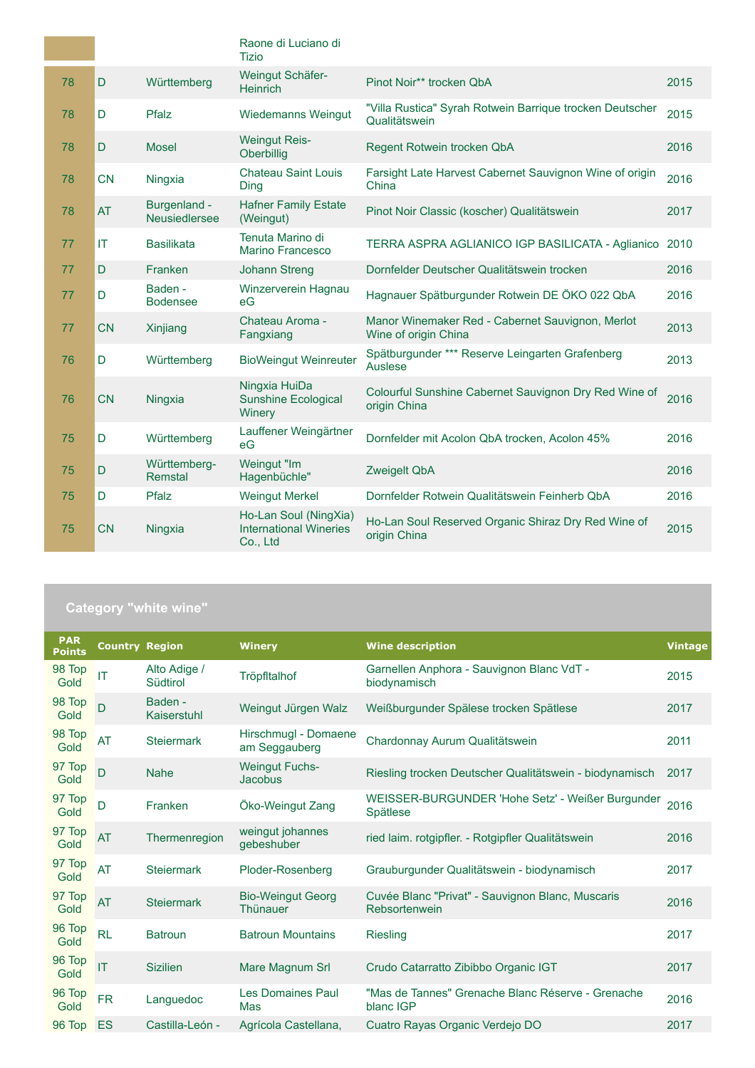| | | | | | |
|---|---|---|---|---|---|
| | | | Raone di Luciano di Tizio | | |
| 78 | D | Württemberg | Weingut Schäfer-Heinrich | Pinot Noir** trocken QbA | 2015 |
| 78 | D | Pfalz | Wiedemanns Weingut | "Villa Rustica" Syrah Rotwein Barrique trocken Deutscher Qualitätswein | 2015 |
| 78 | D | Mosel | Weingut Reis-Oberbillig | Regent Rotwein trocken QbA | 2016 |
| 78 | CN | Ningxia | Chateau Saint Louis Ding | Farsight Late Harvest Cabernet Sauvignon Wine of origin China | 2016 |
| 78 | AT | Burgenland - Neusiedlersee | Hafner Family Estate (Weingut) | Pinot Noir Classic (koscher) Qualitätswein | 2017 |
| 77 | IT | Basilikata | Tenuta Marino di Marino Francesco | TERRA ASPRA AGLIANICO IGP BASILICATA - Aglianico | 2010 |
| 77 | D | Franken | Johann Streng | Dornfelder Deutscher Qualitätswein trocken | 2016 |
| 77 | D | Baden - Bodensee | Winzerverein Hagnau eG | Hagnauer Spätburgunder Rotwein DE ÖKO 022 QbA | 2016 |
| 77 | CN | Xinjiang | Chateau Aroma - Fangxiang | Manor Winemaker Red - Cabernet Sauvignon, Merlot Wine of origin China | 2013 |
| 76 | D | Württemberg | BioWeingut Weinreuter | Spätburgunder *** Reserve Leingarten Grafenberg Auslese | 2013 |
| 76 | CN | Ningxia | Ningxia HuiDa Sunshine Ecological Winery | Colourful Sunshine Cabernet Sauvignon Dry Red Wine of origin China | 2016 |
| 75 | D | Württemberg | Lauffener Weingärtner eG | Dornfelder mit Acolon QbA trocken, Acolon 45% | 2016 |
| 75 | D | Württemberg-Remstal | Weingut "Im Hagenbüchle" | Zweigelt QbA | 2016 |
| 75 | D | Pfalz | Weingut Merkel | Dornfelder Rotwein Qualitätswein Feinherb QbA | 2016 |
| 75 | CN | Ningxia | Ho-Lan Soul (NingXia) International Wineries Co., Ltd | Ho-Lan Soul Reserved Organic Shiraz Dry Red Wine of origin China | 2015 |

## Category "white wine"

| PAR Points | Country | Region | Winery | Wine description | Vintage |
|---|---|---|---|---|---|
| 98 Top Gold | IT | Alto Adige / Südtirol | Tröpfltalhof | Garnellen Anphora - Sauvignon Blanc VdT - biodynamisch | 2015 |
| 98 Top Gold | D | Baden - Kaiserstuhl | Weingut Jürgen Walz | Weißburgunder Spälese trocken Spätlese | 2017 |
| 98 Top Gold | AT | Steiermark | Hirschmugl - Domaene am Seggauberg | Chardonnay Aurum Qualitätswein | 2011 |
| 97 Top Gold | D | Nahe | Weingut Fuchs-Jacobus | Riesling trocken Deutscher Qualitätswein - biodynamisch | 2017 |
| 97 Top Gold | D | Franken | Öko-Weingut Zang | WEISSER-BURGUNDER 'Hohe Setz' - Weißer Burgunder Spätlese | 2016 |
| 97 Top Gold | AT | Thermenregion | weingut johannes gebeshuber | ried laim. rotgipfler. - Rotgipfler Qualitätswein | 2016 |
| 97 Top Gold | AT | Steiermark | Ploder-Rosenberg | Grauburgunder Qualitätswein - biodynamisch | 2017 |
| 97 Top Gold | AT | Steiermark | Bio-Weingut Georg Thünauer | Cuvée Blanc "Privat" - Sauvignon Blanc, Muscaris Rebsortenwein | 2016 |
| 96 Top Gold | RL | Batroun | Batroun Mountains | Riesling | 2017 |
| 96 Top Gold | IT | Sizilien | Mare Magnum Srl | Crudo Catarratto Zibibbo Organic IGT | 2017 |
| 96 Top Gold | FR | Languedoc | Les Domaines Paul Mas | "Mas de Tannes" Grenache Blanc Réserve - Grenache blanc IGP | 2016 |
| 96 Top | ES | Castilla-León - | Agrícola Castellana, | Cuatro Rayas Organic Verdejo DO | 2017 |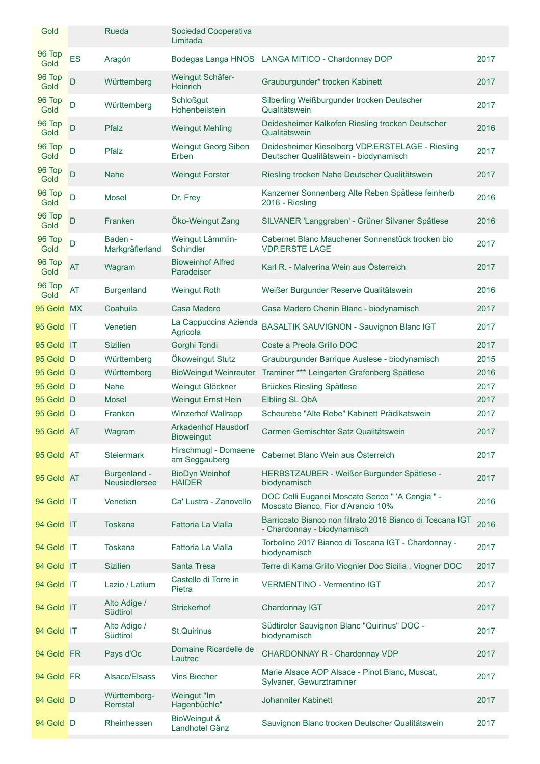| | | | | | |
|---|---|---|---|---|---|
| Gold | | Rueda | Sociedad Cooperativa Limitada | | |
| 96 Top Gold | ES | Aragón | Bodegas Langa HNOS | LANGA MITICO - Chardonnay DOP | 2017 |
| 96 Top Gold | D | Württemberg | Weingut Schäfer-Heinrich | Grauburgunder* trocken Kabinett | 2017 |
| 96 Top Gold | D | Württemberg | Schloßgut Hohenbeilstein | Silberling Weißburgunder trocken Deutscher Qualitätswein | 2017 |
| 96 Top Gold | D | Pfalz | Weingut Mehling | Deidesheimer Kalkofen Riesling trocken Deutscher Qualitätswein | 2016 |
| 96 Top Gold | D | Pfalz | Weingut Georg Siben Erben | Deidesheimer Kieselberg VDP.ERSTELAGE - Riesling Deutscher Qualitätswein - biodynamisch | 2017 |
| 96 Top Gold | D | Nahe | Weingut Forster | Riesling trocken Nahe Deutscher Qualitätswein | 2017 |
| 96 Top Gold | D | Mosel | Dr. Frey | Kanzemer Sonnenberg Alte Reben Spätlese feinherb 2016 - Riesling | 2016 |
| 96 Top Gold | D | Franken | Öko-Weingut Zang | SILVANER 'Langgraben' - Grüner Silvaner Spätlese | 2016 |
| 96 Top Gold | D | Baden - Markgräflerland | Weingut Lämmlin-Schindler | Cabernet Blanc Mauchener Sonnenstück trocken bio VDP.ERSTE LAGE | 2017 |
| 96 Top Gold | AT | Wagram | Bioweinhof Alfred Paradeiser | Karl R. - Malverina Wein aus Österreich | 2017 |
| 96 Top Gold | AT | Burgenland | Weingut Roth | Weißer Burgunder Reserve Qualitätswein | 2016 |
| 95 Gold | MX | Coahuila | Casa Madero | Casa Madero Chenin Blanc - biodynamisch | 2017 |
| 95 Gold | IT | Venetien | La Cappuccina Azienda Agricola | BASALTIK SAUVIGNON - Sauvignon Blanc IGT | 2017 |
| 95 Gold | IT | Sizilien | Gorghi Tondi | Coste a Preola Grillo DOC | 2017 |
| 95 Gold | D | Württemberg | Ökoweingut Stutz | Grauburgunder Barrique Auslese - biodynamisch | 2015 |
| 95 Gold | D | Württemberg | BioWeingut Weinreuter | Traminer *** Leingarten Grafenberg Spätlese | 2016 |
| 95 Gold | D | Nahe | Weingut Glöckner | Brückes Riesling Spätlese | 2017 |
| 95 Gold | D | Mosel | Weingut Ernst Hein | Elbling SL QbA | 2017 |
| 95 Gold | D | Franken | Winzerhof Wallrapp | Scheurebe "Alte Rebe" Kabinett Prädikatswein | 2017 |
| 95 Gold | AT | Wagram | Arkadenhof Hausdorf Bioweingut | Carmen Gemischter Satz Qualitätswein | 2017 |
| 95 Gold | AT | Steiermark | Hirschmugl - Domaene am Seggauberg | Cabernet Blanc Wein aus Österreich | 2017 |
| 95 Gold | AT | Burgenland - Neusiedlersee | BioDyn Weinhof HAIDER | HERBSTZAUBER - Weißer Burgunder Spätlese - biodynamisch | 2017 |
| 94 Gold | IT | Venetien | Ca' Lustra - Zanovello | DOC Colli Euganei Moscato Secco " 'A Cengia " - Moscato Bianco, Fior d'Arancio 10% | 2016 |
| 94 Gold | IT | Toskana | Fattoria La Vialla | Barriccato Bianco non filtrato 2016 Bianco di Toscana IGT - Chardonnay - biodynamisch | 2016 |
| 94 Gold | IT | Toskana | Fattoria La Vialla | Torbolino 2017 Bianco di Toscana IGT - Chardonnay - biodynamisch | 2017 |
| 94 Gold | IT | Sizilien | Santa Tresa | Terre di Kama Grillo Viognier Doc Sicilia , Viogner DOC | 2017 |
| 94 Gold | IT | Lazio / Latium | Castello di Torre in Pietra | VERMENTINO - Vermentino IGT | 2017 |
| 94 Gold | IT | Alto Adige / Südtirol | Strickerhof | Chardonnay IGT | 2017 |
| 94 Gold | IT | Alto Adige / Südtirol | St.Quirinus | Südtiroler Sauvignon Blanc "Quirinus" DOC - biodynamisch | 2017 |
| 94 Gold | FR | Pays d'Oc | Domaine Ricardelle de Lautrec | CHARDONNAY R - Chardonnay VDP | 2017 |
| 94 Gold | FR | Alsace/Elsass | Vins Biecher | Marie Alsace AOP Alsace - Pinot Blanc, Muscat, Sylvaner, Gewurztraminer | 2017 |
| 94 Gold | D | Württemberg-Remstal | Weingut "Im Hagenbüchle" | Johanniter Kabinett | 2017 |
| 94 Gold | D | Rheinhessen | BioWeingut & Landhotel Gänz | Sauvignon Blanc trocken Deutscher Qualitätswein | 2017 |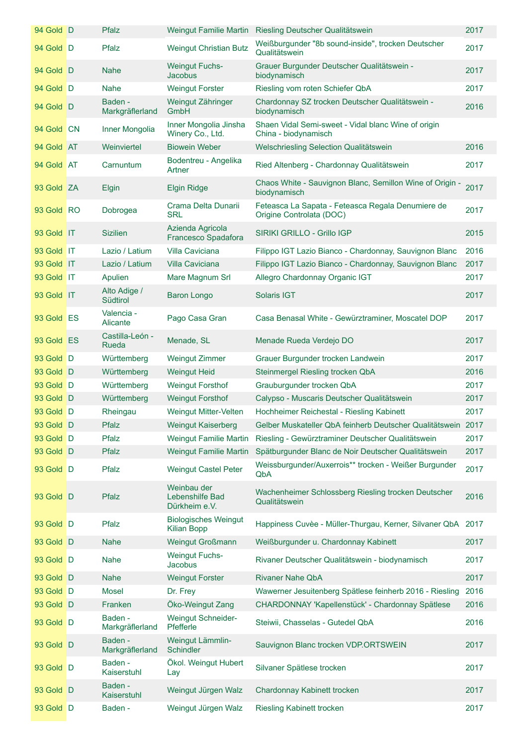| | | | | | | |
|---|---|---|---|---|---|---|
| 94 | Gold | D | Pfalz | Weingut Familie Martin | Riesling Deutscher Qualitätswein | 2017 |
| 94 | Gold | D | Pfalz | Weingut Christian Butz | Weißburgunder "8b sound-inside", trocken Deutscher Qualitätswein | 2017 |
| 94 | Gold | D | Nahe | Weingut Fuchs-Jacobus | Grauer Burgunder Deutscher Qualitätswein - biodynamisch | 2017 |
| 94 | Gold | D | Nahe | Weingut Forster | Riesling vom roten Schiefer QbA | 2017 |
| 94 | Gold | D | Baden - Markgräflerland | Weingut Zähringer GmbH | Chardonnay SZ trocken Deutscher Qualitätswein - biodynamisch | 2016 |
| 94 | Gold | CN | Inner Mongolia | Inner Mongolia Jinsha Winery Co., Ltd. | Shaen Vidal Semi-sweet - Vidal blanc Wine of origin China - biodynamisch | |
| 94 | Gold | AT | Weinviertel | Biowein Weber | Welschriesling Selection Qualitätswein | 2016 |
| 94 | Gold | AT | Carnuntum | Bodentreu - Angelika Artner | Ried Altenberg - Chardonnay Qualitätswein | 2017 |
| 93 | Gold | ZA | Elgin | Elgin Ridge | Chaos White - Sauvignon Blanc, Semillon Wine of Origin - biodynamisch | 2017 |
| 93 | Gold | RO | Dobrogea | Crama Delta Dunarii SRL | Feteasca La Sapata - Feteasca Regala Denumiere de Origine Controlata (DOC) | 2017 |
| 93 | Gold | IT | Sizilien | Azienda Agricola Francesco Spadafora | SIRIKI GRILLO - Grillo IGP | 2015 |
| 93 | Gold | IT | Lazio / Latium | Villa Caviciana | Filippo IGT Lazio Bianco - Chardonnay, Sauvignon Blanc | 2016 |
| 93 | Gold | IT | Lazio / Latium | Villa Caviciana | Filippo IGT Lazio Bianco - Chardonnay, Sauvignon Blanc | 2017 |
| 93 | Gold | IT | Apulien | Mare Magnum Srl | Allegro Chardonnay Organic IGT | 2017 |
| 93 | Gold | IT | Alto Adige / Südtirol | Baron Longo | Solaris IGT | 2017 |
| 93 | Gold | ES | Valencia - Alicante | Pago Casa Gran | Casa Benasal White - Gewürztraminer, Moscatel DOP | 2017 |
| 93 | Gold | ES | Castilla-León - Rueda | Menade, SL | Menade Rueda Verdejo DO | 2017 |
| 93 | Gold | D | Württemberg | Weingut Zimmer | Grauer Burgunder trocken Landwein | 2017 |
| 93 | Gold | D | Württemberg | Weingut Heid | Steinmergel Riesling trocken QbA | 2016 |
| 93 | Gold | D | Württemberg | Weingut Forsthof | Grauburgunder trocken QbA | 2017 |
| 93 | Gold | D | Württemberg | Weingut Forsthof | Calypso - Muscaris Deutscher Qualitätswein | 2017 |
| 93 | Gold | D | Rheingau | Weingut Mitter-Velten | Hochheimer Reichestal - Riesling Kabinett | 2017 |
| 93 | Gold | D | Pfalz | Weingut Kaiserberg | Gelber Muskateller QbA feinherb Deutscher Qualitätswein | 2017 |
| 93 | Gold | D | Pfalz | Weingut Familie Martin | Riesling - Gewürztraminer Deutscher Qualitätswein | 2017 |
| 93 | Gold | D | Pfalz | Weingut Familie Martin | Spätburgunder Blanc de Noir Deutscher Qualitätswein | 2017 |
| 93 | Gold | D | Pfalz | Weingut Castel Peter | Weissburgunder/Auxerrois** trocken - Weißer Burgunder QbA | 2017 |
| 93 | Gold | D | Pfalz | Weinbau der Lebenshilfe Bad Dürkheim e.V. | Wachenheimer Schlossberg Riesling trocken Deutscher Qualitätswein | 2016 |
| 93 | Gold | D | Pfalz | Biologisches Weingut Kilian Bopp | Happiness Cuvèe - Müller-Thurgau, Kerner, Silvaner QbA | 2017 |
| 93 | Gold | D | Nahe | Weingut Großmann | Weißburgunder u. Chardonnay Kabinett | 2017 |
| 93 | Gold | D | Nahe | Weingut Fuchs-Jacobus | Rivaner Deutscher Qualitätswein - biodynamisch | 2017 |
| 93 | Gold | D | Nahe | Weingut Forster | Rivaner Nahe QbA | 2017 |
| 93 | Gold | D | Mosel | Dr. Frey | Wawerner Jesuitenberg Spätlese feinherb 2016 - Riesling | 2016 |
| 93 | Gold | D | Franken | Öko-Weingut Zang | CHARDONNAY 'Kapellenstück' - Chardonnay Spätlese | 2016 |
| 93 | Gold | D | Baden - Markgräflerland | Weingut Schneider-Pfefferle | Steiwii, Chasselas - Gutedel QbA | 2016 |
| 93 | Gold | D | Baden - Markgräflerland | Weingut Lämmlin-Schindler | Sauvignon Blanc trocken VDP.ORTSWEIN | 2017 |
| 93 | Gold | D | Baden - Kaiserstuhl | Ökol. Weingut Hubert Lay | Silvaner Spätlese trocken | 2017 |
| 93 | Gold | D | Baden - Kaiserstuhl | Weingut Jürgen Walz | Chardonnay Kabinett trocken | 2017 |
| 93 | Gold | D | Baden - | Weingut Jürgen Walz | Riesling Kabinett trocken | 2017 |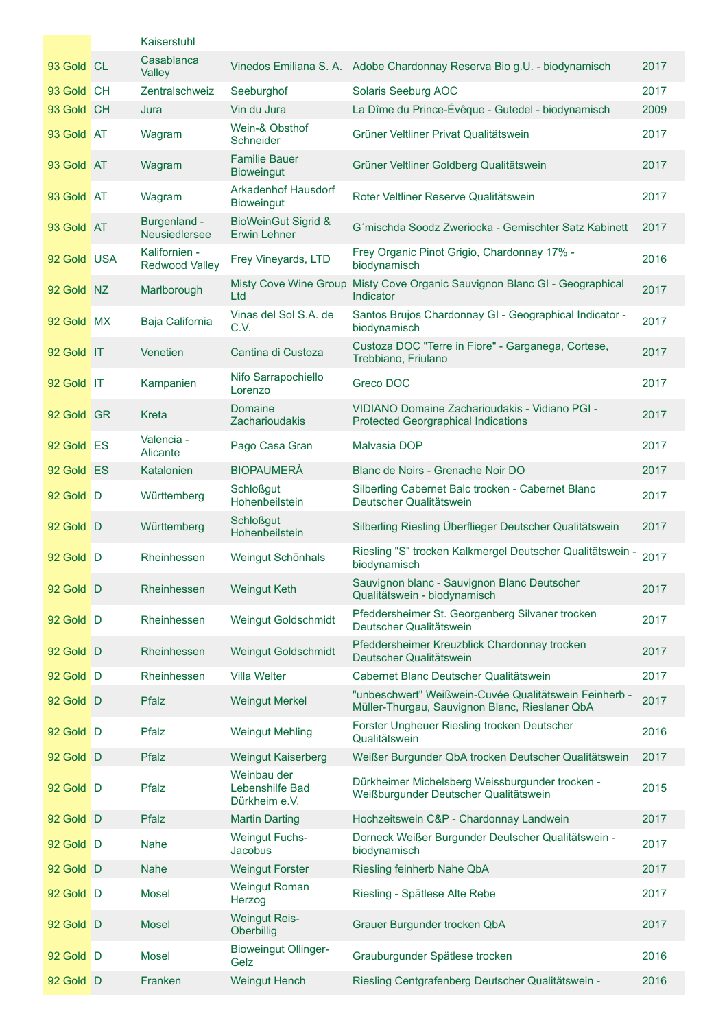| | | | | | |
|---|---|---|---|---|---|
| | | Kaiserstuhl | | | |
| 93 Gold | CL | Casablanca Valley | Vinedos Emiliana S. A. | Adobe Chardonnay Reserva Bio g.U. - biodynamisch | 2017 |
| 93 Gold | CH | Zentralschweiz | Seeburghof | Solaris Seeburg AOC | 2017 |
| 93 Gold | CH | Jura | Vin du Jura | La Dîme du Prince-Évêque - Gutedel - biodynamisch | 2009 |
| 93 Gold | AT | Wagram | Wein-& Obsthof Schneider | Grüner Veltliner Privat Qualitätswein | 2017 |
| 93 Gold | AT | Wagram | Familie Bauer Bioweingut | Grüner Veltliner Goldberg Qualitätswein | 2017 |
| 93 Gold | AT | Wagram | Arkadenhof Hausdorf Bioweingut | Roter Veltliner Reserve Qualitätswein | 2017 |
| 93 Gold | AT | Burgenland - Neusiedlersee | BioWeinGut Sigrid & Erwin Lehner | G´mischda Soodz Zweriocka - Gemischter Satz Kabinett | 2017 |
| 92 Gold | USA | Kalifornien - Redwood Valley | Frey Vineyards, LTD | Frey Organic Pinot Grigio, Chardonnay 17% - biodynamisch | 2016 |
| 92 Gold | NZ | Marlborough | Misty Cove Wine Group Ltd | Misty Cove Organic Sauvignon Blanc GI - Geographical Indicator | 2017 |
| 92 Gold | MX | Baja California | Vinas del Sol S.A. de C.V. | Santos Brujos Chardonnay GI - Geographical Indicator - biodynamisch | 2017 |
| 92 Gold | IT | Venetien | Cantina di Custoza | Custoza DOC "Terre in Fiore" - Garganega, Cortese, Trebbiano, Friulano | 2017 |
| 92 Gold | IT | Kampanien | Nifo Sarrapochiello Lorenzo | Greco DOC | 2017 |
| 92 Gold | GR | Kreta | Domaine Zacharioudakis | VIDIANO Domaine Zacharioudakis - Vidiano PGI - Protected Georgraphical Indications | 2017 |
| 92 Gold | ES | Valencia - Alicante | Pago Casa Gran | Malvasia DOP | 2017 |
| 92 Gold | ES | Katalonien | BIOPAUMERÀ | Blanc de Noirs - Grenache Noir DO | 2017 |
| 92 Gold | D | Württemberg | Schloßgut Hohenbeilstein | Silberling Cabernet Balc trocken - Cabernet Blanc Deutscher Qualitätswein | 2017 |
| 92 Gold | D | Württemberg | Schloßgut Hohenbeilstein | Silberling Riesling Überflieger Deutscher Qualitätswein | 2017 |
| 92 Gold | D | Rheinhessen | Weingut Schönhals | Riesling "S" trocken Kalkmergel Deutscher Qualitätswein - biodynamisch | 2017 |
| 92 Gold | D | Rheinhessen | Weingut Keth | Sauvignon blanc - Sauvignon Blanc Deutscher Qualitätswein - biodynamisch | 2017 |
| 92 Gold | D | Rheinhessen | Weingut Goldschmidt | Pfeddersheimer St. Georgenberg Silvaner trocken Deutscher Qualitätswein | 2017 |
| 92 Gold | D | Rheinhessen | Weingut Goldschmidt | Pfeddersheimer Kreuzblick Chardonnay trocken Deutscher Qualitätswein | 2017 |
| 92 Gold | D | Rheinhessen | Villa Welter | Cabernet Blanc Deutscher Qualitätswein | 2017 |
| 92 Gold | D | Pfalz | Weingut Merkel | "unbeschwert" Weißwein-Cuvée Qualitätswein Feinherb - Müller-Thurgau, Sauvignon Blanc, Rieslaner QbA | 2017 |
| 92 Gold | D | Pfalz | Weingut Mehling | Forster Ungheuer Riesling trocken Deutscher Qualitätswein | 2016 |
| 92 Gold | D | Pfalz | Weingut Kaiserberg | Weißer Burgunder QbA trocken Deutscher Qualitätswein | 2017 |
| 92 Gold | D | Pfalz | Weinbau der Lebenshilfe Bad Dürkheim e.V. | Dürkheimer Michelsberg Weissburgunder trocken - Weißburgunder Deutscher Qualitätswein | 2015 |
| 92 Gold | D | Pfalz | Martin Darting | Hochzeitswein C&P - Chardonnay Landwein | 2017 |
| 92 Gold | D | Nahe | Weingut Fuchs-Jacobus | Dorneck Weißer Burgunder Deutscher Qualitätswein - biodynamisch | 2017 |
| 92 Gold | D | Nahe | Weingut Forster | Riesling feinherb Nahe QbA | 2017 |
| 92 Gold | D | Mosel | Weingut Roman Herzog | Riesling - Spätlese Alte Rebe | 2017 |
| 92 Gold | D | Mosel | Weingut Reis-Oberbillig | Grauer Burgunder trocken QbA | 2017 |
| 92 Gold | D | Mosel | Bioweingut Ollinger-Gelz | Grauburgunder Spätlese trocken | 2016 |
| 92 Gold | D | Franken | Weingut Hench | Riesling Centgrafenberg Deutscher Qualitätswein - | 2016 |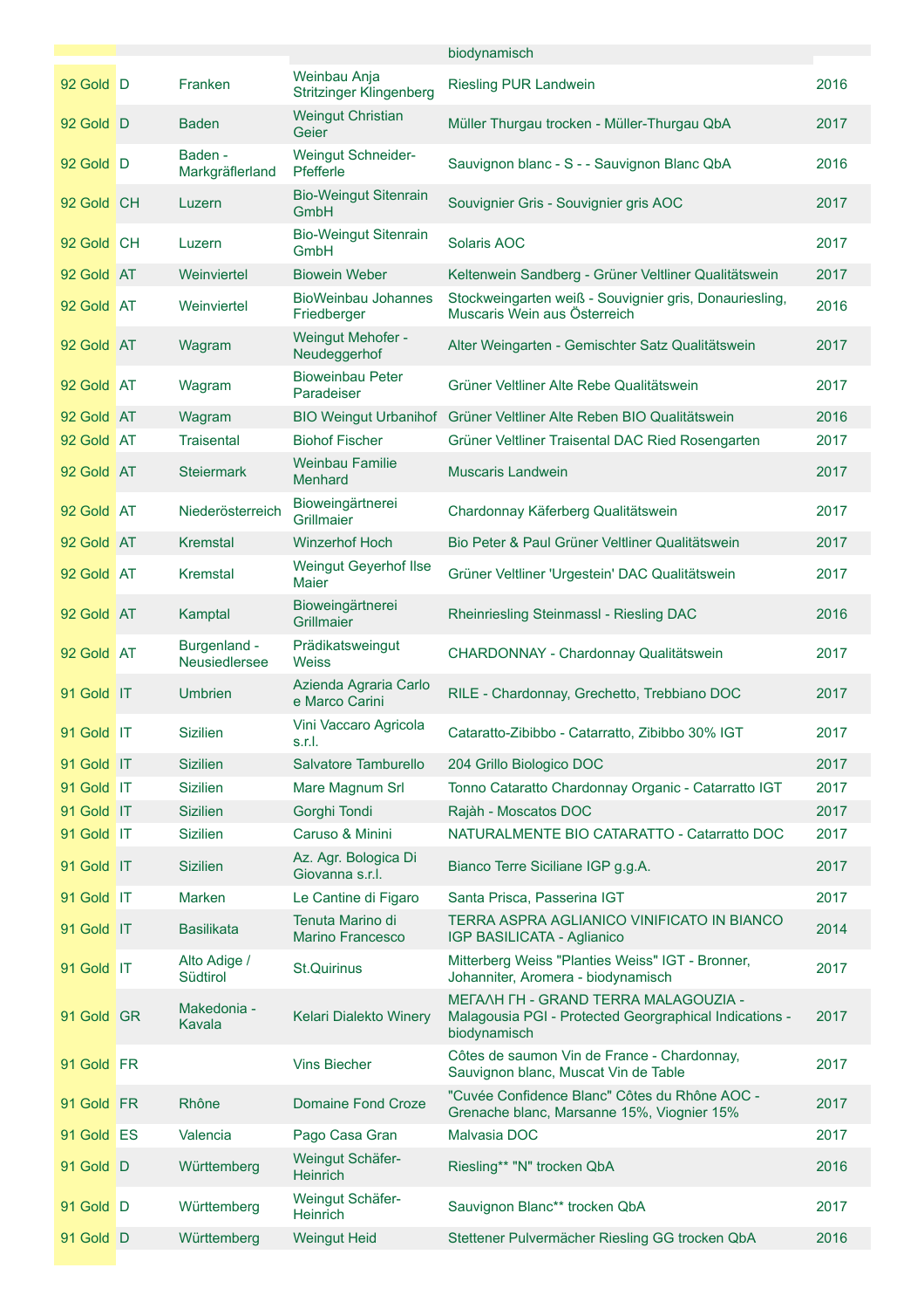| | | | | | |
|---|---|---|---|---|---|
| | | | | biodynamisch | |
| 92 Gold | D | Franken | Weinbau Anja Stritzinger Klingenberg | Riesling PUR Landwein | 2016 |
| 92 Gold | D | Baden | Weingut Christian Geier | Müller Thurgau trocken - Müller-Thurgau QbA | 2017 |
| 92 Gold | D | Baden - Markgräflerland | Weingut Schneider-Pfefferle | Sauvignon blanc - S - - Sauvignon Blanc QbA | 2016 |
| 92 Gold | CH | Luzern | Bio-Weingut Sitenrain GmbH | Souvignier Gris - Souvignier gris AOC | 2017 |
| 92 Gold | CH | Luzern | Bio-Weingut Sitenrain GmbH | Solaris AOC | 2017 |
| 92 Gold | AT | Weinviertel | Biowein Weber | Keltenwein Sandberg - Grüner Veltliner Qualitätswein | 2017 |
| 92 Gold | AT | Weinviertel | BioWeinbau Johannes Friedberger | Stockweingarten weiß - Souvignier gris, Donauriesling, Muscaris Wein aus Österreich | 2016 |
| 92 Gold | AT | Wagram | Weingut Mehofer - Neudeggerhof | Alter Weingarten - Gemischter Satz Qualitätswein | 2017 |
| 92 Gold | AT | Wagram | Bioweinbau Peter Paradeiser | Grüner Veltliner Alte Rebe Qualitätswein | 2017 |
| 92 Gold | AT | Wagram | BIO Weingut Urbanihof | Grüner Veltliner Alte Reben BIO Qualitätswein | 2016 |
| 92 Gold | AT | Traisental | Biohof Fischer | Grüner Veltliner Traisental DAC Ried Rosengarten | 2017 |
| 92 Gold | AT | Steiermark | Weinbau Familie Menhard | Muscaris Landwein | 2017 |
| 92 Gold | AT | Niederösterreich | Bioweingärtnerei Grillmaier | Chardonnay Käferberg Qualitätswein | 2017 |
| 92 Gold | AT | Kremstal | Winzerhof Hoch | Bio Peter & Paul Grüner Veltliner Qualitätswein | 2017 |
| 92 Gold | AT | Kremstal | Weingut Geyerhof Ilse Maier | Grüner Veltliner 'Urgestein' DAC Qualitätswein | 2017 |
| 92 Gold | AT | Kamptal | Bioweingärtnerei Grillmaier | Rheinriesling Steinmassl - Riesling DAC | 2016 |
| 92 Gold | AT | Burgenland - Neusiedlersee | Prädikatsweingut Weiss | CHARDONNAY - Chardonnay Qualitätswein | 2017 |
| 91 Gold | IT | Umbrien | Azienda Agraria Carlo e Marco Carini | RILE - Chardonnay, Grechetto, Trebbiano DOC | 2017 |
| 91 Gold | IT | Sizilien | Vini Vaccaro Agricola s.r.l. | Cataratto-Zibibbo - Catarratto, Zibibbo 30% IGT | 2017 |
| 91 Gold | IT | Sizilien | Salvatore Tamburello | 204 Grillo Biologico DOC | 2017 |
| 91 Gold | IT | Sizilien | Mare Magnum Srl | Tonno Cataratto Chardonnay Organic - Catarratto IGT | 2017 |
| 91 Gold | IT | Sizilien | Gorghi Tondi | Rajàh - Moscatos DOC | 2017 |
| 91 Gold | IT | Sizilien | Caruso & Minini | NATURALMENTE BIO CATARATTO - Catarratto DOC | 2017 |
| 91 Gold | IT | Sizilien | Az. Agr. Bologica Di Giovanna s.r.l. | Bianco Terre Siciliane IGP g.g.A. | 2017 |
| 91 Gold | IT | Marken | Le Cantine di Figaro | Santa Prisca, Passerina IGT | 2017 |
| 91 Gold | IT | Basilikata | Tenuta Marino di Marino Francesco | TERRA ASPRA AGLIANICO VINIFICATO IN BIANCO IGP BASILICATA - Aglianico | 2014 |
| 91 Gold | IT | Alto Adige / Südtirol | St.Quirinus | Mitterberg Weiss "Planties Weiss" IGT - Bronner, Johanniter, Aromera - biodynamisch | 2017 |
| 91 Gold | GR | Makedonia - Kavala | Kelari Dialekto Winery | ΜΕΓΑΛΗ ΓΗ - GRAND TERRA MALAGOUZIA - Malagousia PGI - Protected Georgraphical Indications - biodynamisch | 2017 |
| 91 Gold | FR | | Vins Biecher | Côtes de saumon Vin de France - Chardonnay, Sauvignon blanc, Muscat Vin de Table | 2017 |
| 91 Gold | FR | Rhône | Domaine Fond Croze | "Cuvée Confidence Blanc" Côtes du Rhône AOC - Grenache blanc, Marsanne 15%, Viognier 15% | 2017 |
| 91 Gold | ES | Valencia | Pago Casa Gran | Malvasia DOC | 2017 |
| 91 Gold | D | Württemberg | Weingut Schäfer-Heinrich | Riesling** "N" trocken QbA | 2016 |
| 91 Gold | D | Württemberg | Weingut Schäfer-Heinrich | Sauvignon Blanc** trocken QbA | 2017 |
| 91 Gold | D | Württemberg | Weingut Heid | Stettener Pulvermächer Riesling GG trocken QbA | 2016 |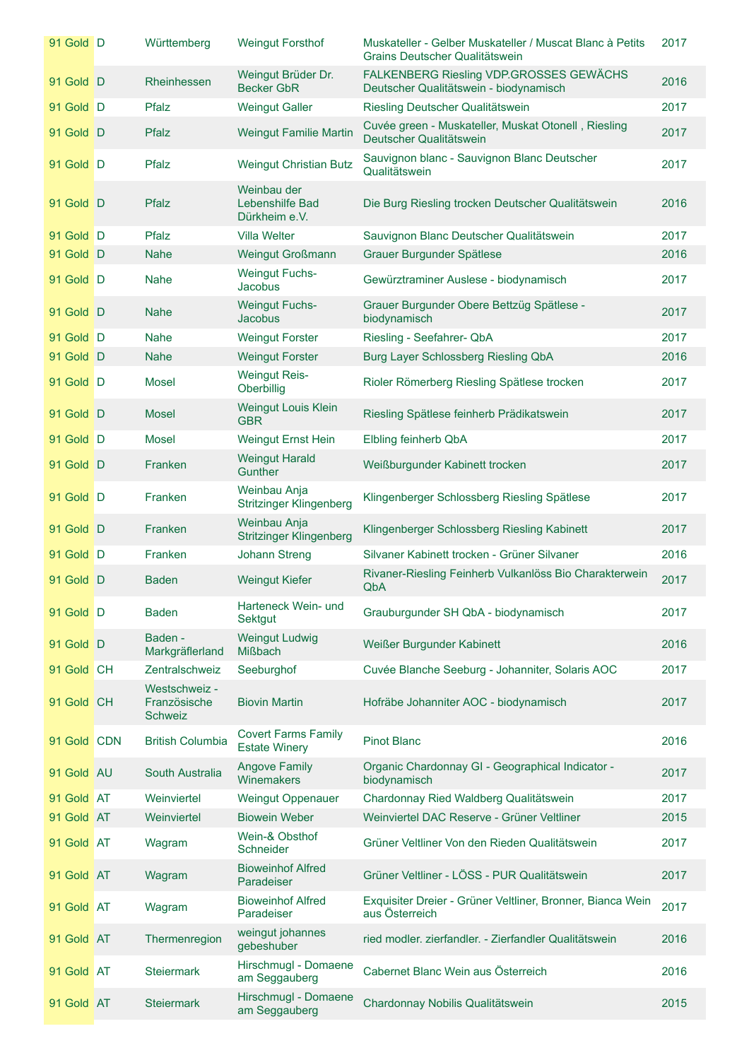| | | | | | |
|---|---|---|---|---|---|
| 91 Gold | D | Württemberg | Weingut Forsthof | Muskateller - Gelber Muskateller / Muscat Blanc à Petits Grains Deutscher Qualitätswein | 2017 |
| 91 Gold | D | Rheinhessen | Weingut Brüder Dr. Becker GbR | FALKENBERG Riesling VDP.GROSSES GEWÄCHS Deutscher Qualitätswein - biodynamisch | 2016 |
| 91 Gold | D | Pfalz | Weingut Galler | Riesling Deutscher Qualitätswein | 2017 |
| 91 Gold | D | Pfalz | Weingut Familie Martin | Cuvée green - Muskateller, Muskat Otonell , Riesling Deutscher Qualitätswein | 2017 |
| 91 Gold | D | Pfalz | Weingut Christian Butz | Sauvignon blanc - Sauvignon Blanc Deutscher Qualitätswein | 2017 |
| 91 Gold | D | Pfalz | Weinbau der Lebenshilfe Bad Dürkheim e.V. | Die Burg Riesling trocken Deutscher Qualitätswein | 2016 |
| 91 Gold | D | Pfalz | Villa Welter | Sauvignon Blanc Deutscher Qualitätswein | 2017 |
| 91 Gold | D | Nahe | Weingut Großmann | Grauer Burgunder Spätlese | 2016 |
| 91 Gold | D | Nahe | Weingut Fuchs-Jacobus | Gewürztraminer Auslese - biodynamisch | 2017 |
| 91 Gold | D | Nahe | Weingut Fuchs-Jacobus | Grauer Burgunder Obere Bettzüg Spätlese - biodynamisch | 2017 |
| 91 Gold | D | Nahe | Weingut Forster | Riesling - Seefahrer- QbA | 2017 |
| 91 Gold | D | Nahe | Weingut Forster | Burg Layer Schlossberg Riesling QbA | 2016 |
| 91 Gold | D | Mosel | Weingut Reis-Oberbillig | Rioler Römerberg Riesling Spätlese trocken | 2017 |
| 91 Gold | D | Mosel | Weingut Louis Klein GBR | Riesling Spätlese feinherb Prädikatswein | 2017 |
| 91 Gold | D | Mosel | Weingut Ernst Hein | Elbling feinherb QbA | 2017 |
| 91 Gold | D | Franken | Weingut Harald Gunther | Weißburgunder Kabinett trocken | 2017 |
| 91 Gold | D | Franken | Weinbau Anja Stritzinger Klingenberg | Klingenberger Schlossberg Riesling Spätlese | 2017 |
| 91 Gold | D | Franken | Weinbau Anja Stritzinger Klingenberg | Klingenberger Schlossberg Riesling Kabinett | 2017 |
| 91 Gold | D | Franken | Johann Streng | Silvaner Kabinett trocken - Grüner Silvaner | 2016 |
| 91 Gold | D | Baden | Weingut Kiefer | Rivaner-Riesling Feinherb Vulkanlöss Bio Charakterwein QbA | 2017 |
| 91 Gold | D | Baden | Harteneck Wein- und Sektgut | Grauburgunder SH QbA - biodynamisch | 2017 |
| 91 Gold | D | Baden - Markgräflerland | Weingut Ludwig Mißbach | Weißer Burgunder Kabinett | 2016 |
| 91 Gold | CH | Zentralschweiz | Seeburghof | Cuvée Blanche Seeburg - Johanniter, Solaris AOC | 2017 |
| 91 Gold | CH | Westschweiz - Französische Schweiz | Biovin Martin | Hofräbe Johanniter AOC - biodynamisch | 2017 |
| 91 Gold | CDN | British Columbia | Covert Farms Family Estate Winery | Pinot Blanc | 2016 |
| 91 Gold | AU | South Australia | Angove Family Winemakers | Organic Chardonnay GI - Geographical Indicator - biodynamisch | 2017 |
| 91 Gold | AT | Weinviertel | Weingut Oppenauer | Chardonnay Ried Waldberg Qualitätswein | 2017 |
| 91 Gold | AT | Weinviertel | Biowein Weber | Weinviertel DAC Reserve - Grüner Veltliner | 2015 |
| 91 Gold | AT | Wagram | Wein-& Obsthof Schneider | Grüner Veltliner Von den Rieden Qualitätswein | 2017 |
| 91 Gold | AT | Wagram | Bioweinhof Alfred Paradeiser | Grüner Veltliner - LÖSS - PUR Qualitätswein | 2017 |
| 91 Gold | AT | Wagram | Bioweinhof Alfred Paradeiser | Exquisiter Dreier - Grüner Veltliner, Bronner, Bianca Wein aus Österreich | 2017 |
| 91 Gold | AT | Thermenregion | weingut johannes gebeshuber | ried modler. zierfandler. - Zierfandler Qualitätswein | 2016 |
| 91 Gold | AT | Steiermark | Hirschmugl - Domaene am Seggauberg | Cabernet Blanc Wein aus Österreich | 2016 |
| 91 Gold | AT | Steiermark | Hirschmugl - Domaene am Seggauberg | Chardonnay Nobilis Qualitätswein | 2015 |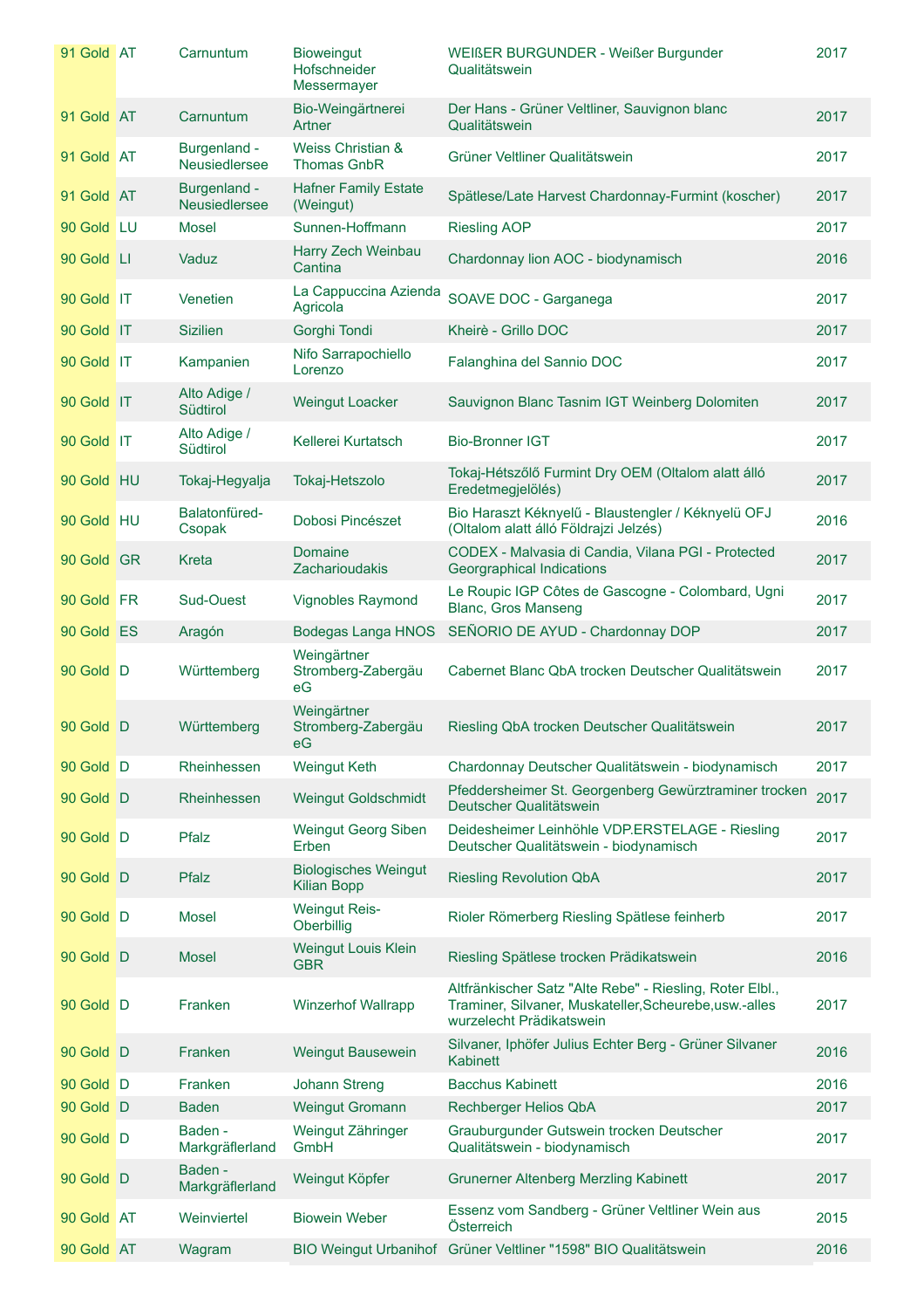| | | | | | |
|---|---|---|---|---|---|
| 91 Gold | AT | Carnuntum | Bioweingut Hofschneider Messermayer | WEIßER BURGUNDER - Weißer Burgunder Qualitätswein | 2017 |
| 91 Gold | AT | Carnuntum | Bio-Weingärtnerei Artner | Der Hans - Grüner Veltliner, Sauvignon blanc Qualitätswein | 2017 |
| 91 Gold | AT | Burgenland - Neusiedlersee | Weiss Christian & Thomas GnbR | Grüner Veltliner Qualitätswein | 2017 |
| 91 Gold | AT | Burgenland - Neusiedlersee | Hafner Family Estate (Weingut) | Spätlese/Late Harvest Chardonnay-Furmint (koscher) | 2017 |
| 90 Gold | LU | Mosel | Sunnen-Hoffmann | Riesling AOP | 2017 |
| 90 Gold | LI | Vaduz | Harry Zech Weinbau Cantina | Chardonnay lion AOC - biodynamisch | 2016 |
| 90 Gold | IT | Venetien | La Cappuccina Azienda Agricola | SOAVE DOC - Garganega | 2017 |
| 90 Gold | IT | Sizilien | Gorghi Tondi | Kheirè - Grillo DOC | 2017 |
| 90 Gold | IT | Kampanien | Nifo Sarrapochiello Lorenzo | Falanghina del Sannio DOC | 2017 |
| 90 Gold | IT | Alto Adige / Südtirol | Weingut Loacker | Sauvignon Blanc Tasnim IGT Weinberg Dolomiten | 2017 |
| 90 Gold | IT | Alto Adige / Südtirol | Kellerei Kurtatsch | Bio-Bronner IGT | 2017 |
| 90 Gold | HU | Tokaj-Hegyalja | Tokaj-Hetszolo | Tokaj-Hétszőlő Furmint Dry OEM (Oltalom alatt álló Eredetmegjelölés) | 2017 |
| 90 Gold | HU | Balatonfüred-Csopak | Dobosi Pincészet | Bio Haraszt Kéknyelű - Blaustengler / Kéknyelü OFJ (Oltalom alatt álló Földrajzi Jelzés) | 2016 |
| 90 Gold | GR | Kreta | Domaine Zacharioudakis | CODEX - Malvasia di Candia, Vilana PGI - Protected Georgraphical Indications | 2017 |
| 90 Gold | FR | Sud-Ouest | Vignobles Raymond | Le Roupic IGP Côtes de Gascogne - Colombard, Ugni Blanc, Gros Manseng | 2017 |
| 90 Gold | ES | Aragón | Bodegas Langa HNOS | SEÑORIO DE AYUD - Chardonnay DOP | 2017 |
| 90 Gold | D | Württemberg | Weingärtner Stromberg-Zabergäu eG | Cabernet Blanc QbA trocken Deutscher Qualitätswein | 2017 |
| 90 Gold | D | Württemberg | Weingärtner Stromberg-Zabergäu eG | Riesling QbA trocken Deutscher Qualitätswein | 2017 |
| 90 Gold | D | Rheinhessen | Weingut Keth | Chardonnay Deutscher Qualitätswein - biodynamisch | 2017 |
| 90 Gold | D | Rheinhessen | Weingut Goldschmidt | Pfeddersheimer St. Georgenberg Gewürztraminer trocken Deutscher Qualitätswein | 2017 |
| 90 Gold | D | Pfalz | Weingut Georg Siben Erben | Deidesheimer Leinhöhle VDP.ERSTELAGE - Riesling Deutscher Qualitätswein - biodynamisch | 2017 |
| 90 Gold | D | Pfalz | Biologisches Weingut Kilian Bopp | Riesling Revolution QbA | 2017 |
| 90 Gold | D | Mosel | Weingut Reis-Oberbillig | Rioler Römerberg Riesling Spätlese feinherb | 2017 |
| 90 Gold | D | Mosel | Weingut Louis Klein GBR | Riesling Spätlese trocken Prädikatswein | 2016 |
| 90 Gold | D | Franken | Winzerhof Wallrapp | Altfränkischer Satz "Alte Rebe" - Riesling, Roter Elbl., Traminer, Silvaner, Muskateller,Scheurebe,usw.-alles wurzelecht Prädikatswein | 2017 |
| 90 Gold | D | Franken | Weingut Bausewein | Silvaner, Iphöfer Julius Echter Berg - Grüner Silvaner Kabinett | 2016 |
| 90 Gold | D | Franken | Johann Streng | Bacchus Kabinett | 2016 |
| 90 Gold | D | Baden | Weingut Gromann | Rechberger Helios QbA | 2017 |
| 90 Gold | D | Baden - Markgräflerland | Weingut Zähringer GmbH | Grauburgunder Gutswein trocken Deutscher Qualitätswein - biodynamisch | 2017 |
| 90 Gold | D | Baden - Markgräflerland | Weingut Köpfer | Grunerner Altenberg Merzling Kabinett | 2017 |
| 90 Gold | AT | Weinviertel | Biowein Weber | Essenz vom Sandberg - Grüner Veltliner Wein aus Österreich | 2015 |
| 90 Gold | AT | Wagram | BIO Weingut Urbanihof | Grüner Veltliner "1598" BIO Qualitätswein | 2016 |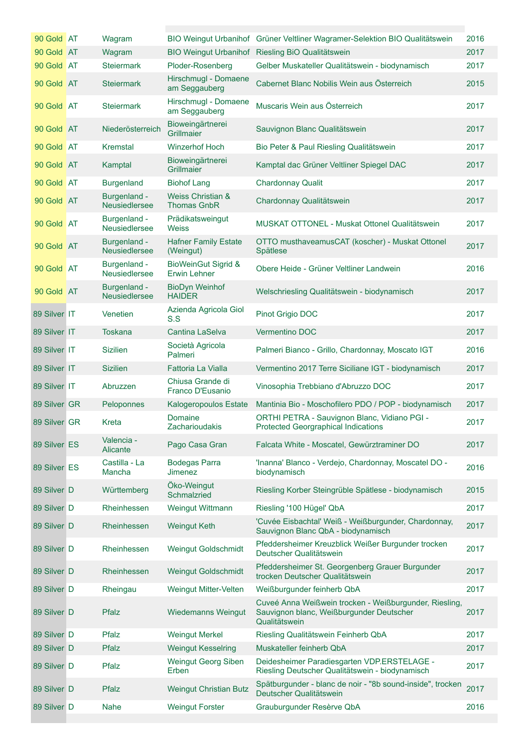| | | | | | |
|---|---|---|---|---|---|
| 90 Gold | AT | Wagram | BIO Weingut Urbanihof | Grüner Veltliner Wagramer-Selektion BIO Qualitätswein | 2016 |
| 90 Gold | AT | Wagram | BIO Weingut Urbanihof | Riesling BiO Qualitätswein | 2017 |
| 90 Gold | AT | Steiermark | Ploder-Rosenberg | Gelber Muskateller Qualitätswein - biodynamisch | 2017 |
| 90 Gold | AT | Steiermark | Hirschmugl - Domaene am Seggauberg | Cabernet Blanc Nobilis Wein aus Österreich | 2015 |
| 90 Gold | AT | Steiermark | Hirschmugl - Domaene am Seggauberg | Muscaris Wein aus Österreich | 2017 |
| 90 Gold | AT | Niederösterreich | Bioweingärtnerei Grillmaier | Sauvignon Blanc Qualitätswein | 2017 |
| 90 Gold | AT | Kremstal | Winzerhof Hoch | Bio Peter & Paul Riesling Qualitätswein | 2017 |
| 90 Gold | AT | Kamptal | Bioweingärtnerei Grillmaier | Kamptal dac Grüner Veltliner Spiegel DAC | 2017 |
| 90 Gold | AT | Burgenland | Biohof Lang | Chardonnay Qualit | 2017 |
| 90 Gold | AT | Burgenland - Neusiedlersee | Weiss Christian & Thomas GnbR | Chardonnay Qualitätswein | 2017 |
| 90 Gold | AT | Burgenland - Neusiedlersee | Prädikatsweingut Weiss | MUSKAT OTTONEL - Muskat Ottonel Qualitätswein | 2017 |
| 90 Gold | AT | Burgenland - Neusiedlersee | Hafner Family Estate (Weingut) | OTTO musthaveamusCAT (koscher) - Muskat Ottonel Spätlese | 2017 |
| 90 Gold | AT | Burgenland - Neusiedlersee | BioWeinGut Sigrid & Erwin Lehner | Obere Heide - Grüner Veltliner Landwein | 2016 |
| 90 Gold | AT | Burgenland - Neusiedlersee | BioDyn Weinhof HAIDER | Welschriesling Qualitätswein - biodynamisch | 2017 |
| 89 Silver | IT | Venetien | Azienda Agricola Giol S.S | Pinot Grigio DOC | 2017 |
| 89 Silver | IT | Toskana | Cantina LaSelva | Vermentino DOC | 2017 |
| 89 Silver | IT | Sizilien | Società Agricola Palmeri | Palmeri Bianco - Grillo, Chardonnay, Moscato IGT | 2016 |
| 89 Silver | IT | Sizilien | Fattoria La Vialla | Vermentino 2017 Terre Siciliane IGT - biodynamisch | 2017 |
| 89 Silver | IT | Abruzzen | Chiusa Grande di Franco D'Eusanio | Vinosophia Trebbiano d'Abruzzo DOC | 2017 |
| 89 Silver | GR | Peloponnes | Kalogeropoulos Estate | Mantinia Bio - Moschofilero PDO / POP - biodynamisch | 2017 |
| 89 Silver | GR | Kreta | Domaine Zacharioudakis | ORTHI PETRA - Sauvignon Blanc, Vidiano PGI - Protected Georgraphical Indications | 2017 |
| 89 Silver | ES | Valencia - Alicante | Pago Casa Gran | Falcata White - Moscatel, Gewürztraminer DO | 2017 |
| 89 Silver | ES | Castilla - La Mancha | Bodegas Parra Jimenez | 'Inanna' Blanco - Verdejo, Chardonnay, Moscatel DO - biodynamisch | 2016 |
| 89 Silver | D | Württemberg | Öko-Weingut Schmalzried | Riesling Korber Steingrüble Spätlese - biodynamisch | 2015 |
| 89 Silver | D | Rheinhessen | Weingut Wittmann | Riesling '100 Hügel' QbA | 2017 |
| 89 Silver | D | Rheinhessen | Weingut Keth | 'Cuvée Eisbachtal' Weiß - Weißburgunder, Chardonnay, Sauvignon Blanc QbA - biodynamisch | 2017 |
| 89 Silver | D | Rheinhessen | Weingut Goldschmidt | Pfeddersheimer Kreuzblick Weißer Burgunder trocken Deutscher Qualitätswein | 2017 |
| 89 Silver | D | Rheinhessen | Weingut Goldschmidt | Pfeddersheimer St. Georgenberg Grauer Burgunder trocken Deutscher Qualitätswein | 2017 |
| 89 Silver | D | Rheingau | Weingut Mitter-Velten | Weißburgunder feinherb QbA | 2017 |
| 89 Silver | D | Pfalz | Wiedemanns Weingut | Cuveé Anna Weißwein trocken - Weißburgunder, Riesling, Sauvignon blanc, Weißburgunder Deutscher Qualitätswein | 2017 |
| 89 Silver | D | Pfalz | Weingut Merkel | Riesling Qualitätswein Feinherb QbA | 2017 |
| 89 Silver | D | Pfalz | Weingut Kesselring | Muskateller feinherb QbA | 2017 |
| 89 Silver | D | Pfalz | Weingut Georg Siben Erben | Deidesheimer Paradiesgarten VDP.ERSTELAGE - Riesling Deutscher Qualitätswein - biodynamisch | 2017 |
| 89 Silver | D | Pfalz | Weingut Christian Butz | Spätburgunder - blanc de noir - "8b sound-inside", trocken Deutscher Qualitätswein | 2017 |
| 89 Silver | D | Nahe | Weingut Forster | Grauburgunder Resèrve QbA | 2016 |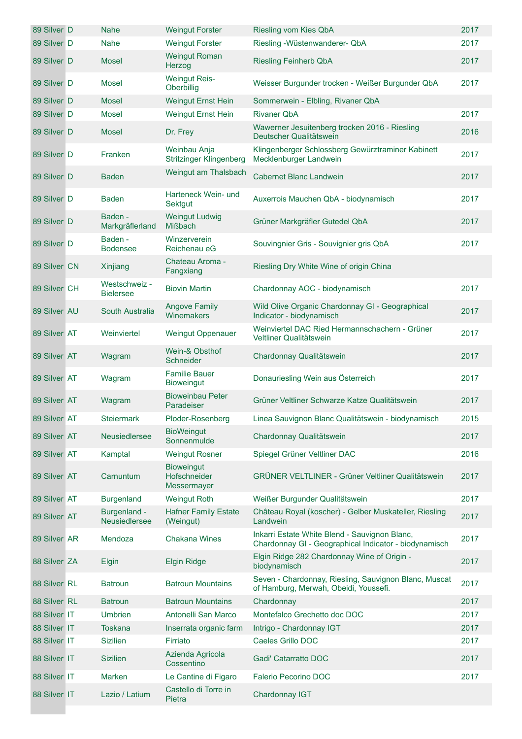| | | | | | | |
|---|---|---|---|---|---|---|
| 89 | Silver | D | Nahe | Weingut Forster | Riesling vom Kies QbA | 2017 |
| 89 | Silver | D | Nahe | Weingut Forster | Riesling -Wüstenwanderer- QbA | 2017 |
| 89 | Silver | D | Mosel | Weingut Roman Herzog | Riesling Feinherb QbA | 2017 |
| 89 | Silver | D | Mosel | Weingut Reis-Oberbillig | Weisser Burgunder trocken - Weißer Burgunder QbA | 2017 |
| 89 | Silver | D | Mosel | Weingut Ernst Hein | Sommerwein - Elbling, Rivaner QbA | |
| 89 | Silver | D | Mosel | Weingut Ernst Hein | Rivaner QbA | 2017 |
| 89 | Silver | D | Mosel | Dr. Frey | Wawerner Jesuitenberg trocken 2016 - Riesling Deutscher Qualitätswein | 2016 |
| 89 | Silver | D | Franken | Weinbau Anja Stritzinger Klingenberg | Klingenberger Schlossberg Gewürztraminer Kabinett Mecklenburger Landwein | 2017 |
| 89 | Silver | D | Baden | Weingut am Thalsbach | Cabernet Blanc Landwein | 2017 |
| 89 | Silver | D | Baden | Harteneck Wein- und Sektgut | Auxerrois Mauchen QbA - biodynamisch | 2017 |
| 89 | Silver | D | Baden - Markgräflerland | Weingut Ludwig Mißbach | Grüner Markgräfler Gutedel QbA | 2017 |
| 89 | Silver | D | Baden - Bodensee | Winzerverein Reichenau eG | Souvingnier Gris - Souvignier gris QbA | 2017 |
| 89 | Silver | CN | Xinjiang | Chateau Aroma - Fangxiang | Riesling Dry White Wine of origin China | |
| 89 | Silver | CH | Westschweiz - Bielersee | Biovin Martin | Chardonnay AOC - biodynamisch | 2017 |
| 89 | Silver | AU | South Australia | Angove Family Winemakers | Wild Olive Organic Chardonnay GI - Geographical Indicator - biodynamisch | 2017 |
| 89 | Silver | AT | Weinviertel | Weingut Oppenauer | Weinviertel DAC Ried Hermannschachern - Grüner Veltliner Qualitätswein | 2017 |
| 89 | Silver | AT | Wagram | Wein-& Obsthof Schneider | Chardonnay Qualitätswein | 2017 |
| 89 | Silver | AT | Wagram | Familie Bauer Bioweingut | Donauriesling Wein aus Österreich | 2017 |
| 89 | Silver | AT | Wagram | Bioweinbau Peter Paradeiser | Grüner Veltliner Schwarze Katze Qualitätswein | 2017 |
| 89 | Silver | AT | Steiermark | Ploder-Rosenberg | Linea Sauvignon Blanc Qualitätswein - biodynamisch | 2015 |
| 89 | Silver | AT | Neusiedlersee | BioWeingut Sonnenmulde | Chardonnay Qualitätswein | 2017 |
| 89 | Silver | AT | Kamptal | Weingut Rosner | Spiegel Grüner Veltliner DAC | 2016 |
| 89 | Silver | AT | Carnuntum | Bioweingut Hofschneider Messermayer | GRÜNER VELTLINER - Grüner Veltliner Qualitätswein | 2017 |
| 89 | Silver | AT | Burgenland | Weingut Roth | Weißer Burgunder Qualitätswein | 2017 |
| 89 | Silver | AT | Burgenland - Neusiedlersee | Hafner Family Estate (Weingut) | Château Royal (koscher) - Gelber Muskateller, Riesling Landwein | 2017 |
| 89 | Silver | AR | Mendoza | Chakana Wines | Inkarri Estate White Blend - Sauvignon Blanc, Chardonnay GI - Geographical Indicator - biodynamisch | 2017 |
| 88 | Silver | ZA | Elgin | Elgin Ridge | Elgin Ridge 282 Chardonnay Wine of Origin - biodynamisch | 2017 |
| 88 | Silver | RL | Batroun | Batroun Mountains | Seven - Chardonnay, Riesling, Sauvignon Blanc, Muscat of Hamburg, Merwah, Obeidi, Youssefi. | 2017 |
| 88 | Silver | RL | Batroun | Batroun Mountains | Chardonnay | 2017 |
| 88 | Silver | IT | Umbrien | Antonelli San Marco | Montefalco Grechetto doc DOC | 2017 |
| 88 | Silver | IT | Toskana | Inserrata organic farm | Intrigo - Chardonnay IGT | 2017 |
| 88 | Silver | IT | Sizilien | Firriato | Caeles Grillo DOC | 2017 |
| 88 | Silver | IT | Sizilien | Azienda Agricola Cossentino | Gadi' Catarratto DOC | 2017 |
| 88 | Silver | IT | Marken | Le Cantine di Figaro | Falerio Pecorino DOC | 2017 |
| 88 | Silver | IT | Lazio / Latium | Castello di Torre in Pietra | Chardonnay IGT | |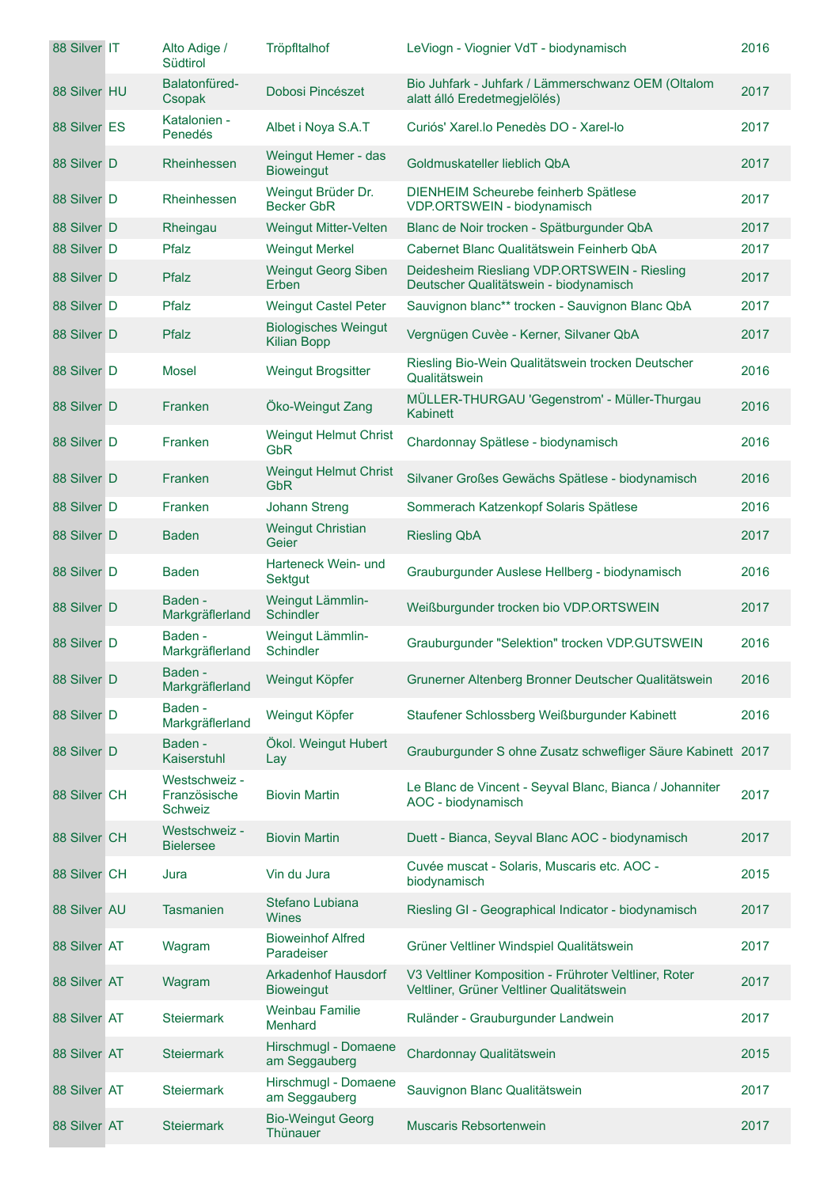| | | | | | |
|---|---|---|---|---|---|
| 88 Silver | IT | Alto Adige / Südtirol | Tröpfltalhof | LeViogn - Viognier VdT - biodynamisch | 2016 |
| 88 Silver | HU | Balatonfüred-Csopak | Dobosi Pincészet | Bio Juhfark - Juhfark / Lämmerschwanz OEM (Oltalom alatt álló Eredetmegjelölés) | 2017 |
| 88 Silver | ES | Katalonien - Penedés | Albet i Noya S.A.T | Curiós' Xarel.lo Penedès DO - Xarel-lo | 2017 |
| 88 Silver | D | Rheinhessen | Weingut Hemer - das Bioweingut | Goldmuskateller lieblich QbA | 2017 |
| 88 Silver | D | Rheinhessen | Weingut Brüder Dr. Becker GbR | DIENHEIM Scheurebe feinherb Spätlese VDP.ORTSWEIN - biodynamisch | 2017 |
| 88 Silver | D | Rheingau | Weingut Mitter-Velten | Blanc de Noir trocken - Spätburgunder QbA | 2017 |
| 88 Silver | D | Pfalz | Weingut Merkel | Cabernet Blanc Qualitätswein Feinherb QbA | 2017 |
| 88 Silver | D | Pfalz | Weingut Georg Siben Erben | Deidesheim Riesliang VDP.ORTSWEIN - Riesling Deutscher Qualitätswein - biodynamisch | 2017 |
| 88 Silver | D | Pfalz | Weingut Castel Peter | Sauvignon blanc** trocken - Sauvignon Blanc QbA | 2017 |
| 88 Silver | D | Pfalz | Biologisches Weingut Kilian Bopp | Vergnügen Cuvèe - Kerner, Silvaner QbA | 2017 |
| 88 Silver | D | Mosel | Weingut Brogsitter | Riesling Bio-Wein Qualitätswein trocken Deutscher Qualitätswein | 2016 |
| 88 Silver | D | Franken | Öko-Weingut Zang | MÜLLER-THURGAU 'Gegenstrom' - Müller-Thurgau Kabinett | 2016 |
| 88 Silver | D | Franken | Weingut Helmut Christ GbR | Chardonnay Spätlese - biodynamisch | 2016 |
| 88 Silver | D | Franken | Weingut Helmut Christ GbR | Silvaner Großes Gewächs Spätlese - biodynamisch | 2016 |
| 88 Silver | D | Franken | Johann Streng | Sommerach Katzenkopf Solaris Spätlese | 2016 |
| 88 Silver | D | Baden | Weingut Christian Geier | Riesling QbA | 2017 |
| 88 Silver | D | Baden | Harteneck Wein- und Sektgut | Grauburgunder Auslese Hellberg - biodynamisch | 2016 |
| 88 Silver | D | Baden - Markgräflerland | Weingut Lämmlin-Schindler | Weißburgunder trocken bio VDP.ORTSWEIN | 2017 |
| 88 Silver | D | Baden - Markgräflerland | Weingut Lämmlin-Schindler | Grauburgunder "Selektion" trocken VDP.GUTSWEIN | 2016 |
| 88 Silver | D | Baden - Markgräflerland | Weingut Köpfer | Grunerner Altenberg Bronner Deutscher Qualitätswein | 2016 |
| 88 Silver | D | Baden - Markgräflerland | Weingut Köpfer | Staufener Schlossberg Weißburgunder Kabinett | 2016 |
| 88 Silver | D | Baden - Kaiserstuhl | Ökol. Weingut Hubert Lay | Grauburgunder S ohne Zusatz schwefliger Säure Kabinett | 2017 |
| 88 Silver | CH | Westschweiz - Französische Schweiz | Biovin Martin | Le Blanc de Vincent - Seyval Blanc, Bianca / Johanniter AOC - biodynamisch | 2017 |
| 88 Silver | CH | Westschweiz - Bielersee | Biovin Martin | Duett - Bianca, Seyval Blanc AOC - biodynamisch | 2017 |
| 88 Silver | CH | Jura | Vin du Jura | Cuvée muscat - Solaris, Muscaris etc. AOC - biodynamisch | 2015 |
| 88 Silver | AU | Tasmanien | Stefano Lubiana Wines | Riesling GI - Geographical Indicator - biodynamisch | 2017 |
| 88 Silver | AT | Wagram | Bioweinhof Alfred Paradeiser | Grüner Veltliner Windspiel Qualitätswein | 2017 |
| 88 Silver | AT | Wagram | Arkadenhof Hausdorf Bioweingut | V3 Veltliner Komposition - Frühroter Veltliner, Roter Veltliner, Grüner Veltliner Qualitätswein | 2017 |
| 88 Silver | AT | Steiermark | Weinbau Familie Menhard | Ruländer - Grauburgunder Landwein | 2017 |
| 88 Silver | AT | Steiermark | Hirschmugl - Domaene am Seggauberg | Chardonnay Qualitätswein | 2015 |
| 88 Silver | AT | Steiermark | Hirschmugl - Domaene am Seggauberg | Sauvignon Blanc Qualitätswein | 2017 |
| 88 Silver | AT | Steiermark | Bio-Weingut Georg Thünauer | Muscaris Rebsortenwein | 2017 |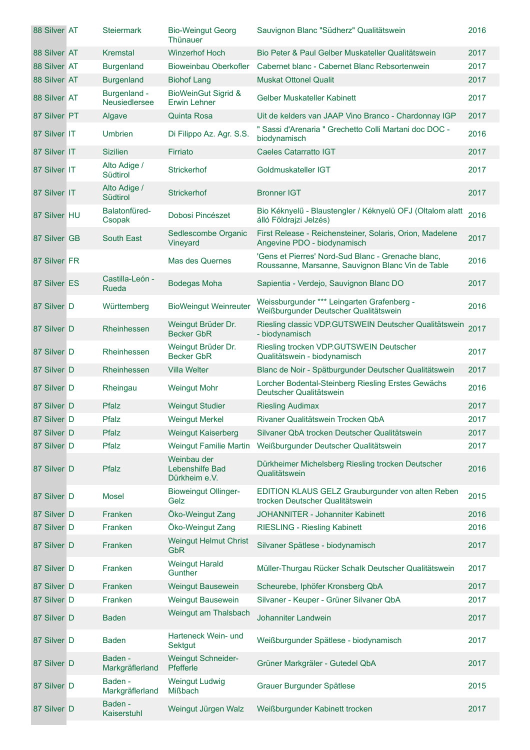| | | | | | | |
|---|---|---|---|---|---|---|
| 88 | Silver | AT | Steiermark | Bio-Weingut Georg Thünauer | Sauvignon Blanc "Südherz" Qualitätswein | 2016 |
| 88 | Silver | AT | Kremstal | Winzerhof Hoch | Bio Peter & Paul Gelber Muskateller Qualitätswein | 2017 |
| 88 | Silver | AT | Burgenland | Bioweinbau Oberkofler | Cabernet blanc - Cabernet Blanc Rebsortenwein | 2017 |
| 88 | Silver | AT | Burgenland | Biohof Lang | Muskat Ottonel Qualit | 2017 |
| 88 | Silver | AT | Burgenland - Neusiedlersee | BioWeinGut Sigrid & Erwin Lehner | Gelber Muskateller Kabinett | 2017 |
| 87 | Silver | PT | Algave | Quinta Rosa | Uit de kelders van JAAP Vino Branco - Chardonnay IGP | 2017 |
| 87 | Silver | IT | Umbrien | Di Filippo Az. Agr. S.S. | " Sassi d'Arenaria " Grechetto Colli Martani doc DOC - biodynamisch | 2016 |
| 87 | Silver | IT | Sizilien | Firriato | Caeles Catarratto IGT | 2017 |
| 87 | Silver | IT | Alto Adige / Südtirol | Strickerhof | Goldmuskateller IGT | 2017 |
| 87 | Silver | IT | Alto Adige / Südtirol | Strickerhof | Bronner IGT | 2017 |
| 87 | Silver | HU | Balatonfüred-Csopak | Dobosi Pincészet | Bio Kéknyelű - Blaustengler / Kéknyelü OFJ (Oltalom alatt álló Földrajzi Jelzés) | 2016 |
| 87 | Silver | GB | South East | Sedlescombe Organic Vineyard | First Release - Reichensteiner, Solaris, Orion, Madelene Angevine PDO - biodynamisch | 2017 |
| 87 | Silver | FR | | Mas des Quernes | 'Gens et Pierres' Nord-Sud Blanc - Grenache blanc, Roussanne, Marsanne, Sauvignon Blanc Vin de Table | 2016 |
| 87 | Silver | ES | Castilla-León - Rueda | Bodegas Moha | Sapientia - Verdejo, Sauvignon Blanc DO | 2017 |
| 87 | Silver | D | Württemberg | BioWeingut Weinreuter | Weissburgunder *** Leingarten Grafenberg - Weißburgunder Deutscher Qualitätswein | 2016 |
| 87 | Silver | D | Rheinhessen | Weingut Brüder Dr. Becker GbR | Riesling classic VDP.GUTSWEIN Deutscher Qualitätswein - biodynamisch | 2017 |
| 87 | Silver | D | Rheinhessen | Weingut Brüder Dr. Becker GbR | Riesling trocken VDP.GUTSWEIN Deutscher Qualitätswein - biodynamisch | 2017 |
| 87 | Silver | D | Rheinhessen | Villa Welter | Blanc de Noir - Spätburgunder Deutscher Qualitätswein | 2017 |
| 87 | Silver | D | Rheingau | Weingut Mohr | Lorcher Bodental-Steinberg Riesling Erstes Gewächs Deutscher Qualitätswein | 2016 |
| 87 | Silver | D | Pfalz | Weingut Studier | Riesling Audimax | 2017 |
| 87 | Silver | D | Pfalz | Weingut Merkel | Rivaner Qualitätswein Trocken QbA | 2017 |
| 87 | Silver | D | Pfalz | Weingut Kaiserberg | Silvaner QbA trocken Deutscher Qualitätswein | 2017 |
| 87 | Silver | D | Pfalz | Weingut Familie Martin | Weißburgunder Deutscher Qualitätswein | 2017 |
| 87 | Silver | D | Pfalz | Weinbau der Lebenshilfe Bad Dürkheim e.V. | Dürkheimer Michelsberg Riesling trocken Deutscher Qualitätswein | 2016 |
| 87 | Silver | D | Mosel | Bioweingut Ollinger-Gelz | EDITION KLAUS GELZ Grauburgunder von alten Reben trocken Deutscher Qualitätswein | 2015 |
| 87 | Silver | D | Franken | Öko-Weingut Zang | JOHANNITER - Johanniter Kabinett | 2016 |
| 87 | Silver | D | Franken | Öko-Weingut Zang | RIESLING - Riesling Kabinett | 2016 |
| 87 | Silver | D | Franken | Weingut Helmut Christ GbR | Silvaner Spätlese - biodynamisch | 2017 |
| 87 | Silver | D | Franken | Weingut Harald Gunther | Müller-Thurgau Rücker Schalk Deutscher Qualitätswein | 2017 |
| 87 | Silver | D | Franken | Weingut Bausewein | Scheurebe, Iphöfer Kronsberg QbA | 2017 |
| 87 | Silver | D | Franken | Weingut Bausewein | Silvaner - Keuper - Grüner Silvaner QbA | 2017 |
| 87 | Silver | D | Baden | Weingut am Thalsbach | Johanniter Landwein | 2017 |
| 87 | Silver | D | Baden | Harteneck Wein- und Sektgut | Weißburgunder Spätlese - biodynamisch | 2017 |
| 87 | Silver | D | Baden - Markgräflerland | Weingut Schneider-Pfefferle | Grüner Markgräler - Gutedel QbA | 2017 |
| 87 | Silver | D | Baden - Markgräflerland | Weingut Ludwig Mißbach | Grauer Burgunder Spätlese | 2015 |
| 87 | Silver | D | Baden - Kaiserstuhl | Weingut Jürgen Walz | Weißburgunder Kabinett trocken | 2017 |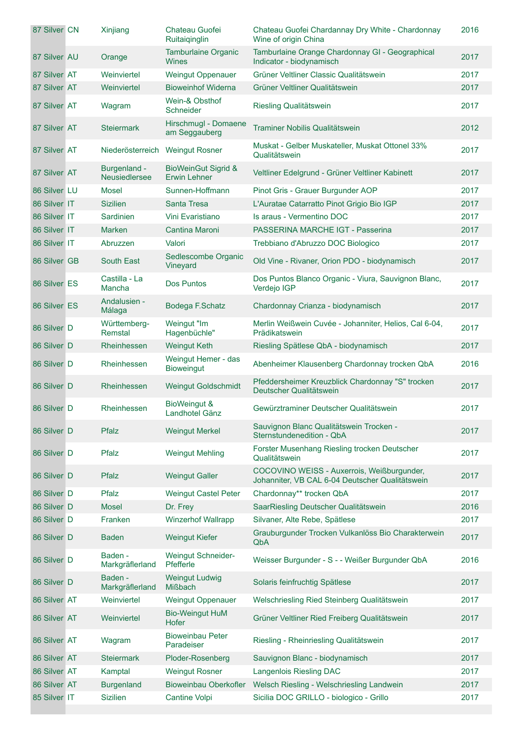| | | | | | | |
|---|---|---|---|---|---|---|
| 87 | Silver | CN | Xinjiang | Chateau Guofei Ruitaiqinglin | Chateau Guofei Chardannay Dry White - Chardonnay Wine of origin China | 2016 |
| 87 | Silver | AU | Orange | Tamburlaine Organic Wines | Tamburlaine Orange Chardonnay GI - Geographical Indicator - biodynamisch | 2017 |
| 87 | Silver | AT | Weinviertel | Weingut Oppenauer | Grüner Veltliner Classic Qualitätswein | 2017 |
| 87 | Silver | AT | Weinviertel | Bioweinhof Widerna | Grüner Veltliner Qualitätswein | 2017 |
| 87 | Silver | AT | Wagram | Wein-& Obsthof Schneider | Riesling Qualitätswein | 2017 |
| 87 | Silver | AT | Steiermark | Hirschmugl - Domaene am Seggauberg | Traminer Nobilis Qualitätswein | 2012 |
| 87 | Silver | AT | Niederösterreich | Weingut Rosner | Muskat - Gelber Muskateller, Muskat Ottonel 33% Qualitätswein | 2017 |
| 87 | Silver | AT | Burgenland - Neusiedlersee | BioWeinGut Sigrid & Erwin Lehner | Veltliner Edelgrund - Grüner Veltliner Kabinett | 2017 |
| 86 | Silver | LU | Mosel | Sunnen-Hoffmann | Pinot Gris - Grauer Burgunder AOP | 2017 |
| 86 | Silver | IT | Sizilien | Santa Tresa | L'Auratae Catarratto Pinot Grigio Bio IGP | 2017 |
| 86 | Silver | IT | Sardinien | Vini Evaristiano | Is araus - Vermentino DOC | 2017 |
| 86 | Silver | IT | Marken | Cantina Maroni | PASSERINA MARCHE IGT - Passerina | 2017 |
| 86 | Silver | IT | Abruzzen | Valori | Trebbiano d'Abruzzo DOC Biologico | 2017 |
| 86 | Silver | GB | South East | Sedlescombe Organic Vineyard | Old Vine - Rivaner, Orion PDO - biodynamisch | 2017 |
| 86 | Silver | ES | Castilla - La Mancha | Dos Puntos | Dos Puntos Blanco Organic - Viura, Sauvignon Blanc, Verdejo IGP | 2017 |
| 86 | Silver | ES | Andalusien - Málaga | Bodega F.Schatz | Chardonnay Crianza - biodynamisch | 2017 |
| 86 | Silver | D | Württemberg-Remstal | Weingut "Im Hagenbüchle" | Merlin Weißwein Cuvée - Johanniter, Helios, Cal 6-04, Prädikatswein | 2017 |
| 86 | Silver | D | Rheinhessen | Weingut Keth | Riesling Spätlese QbA - biodynamisch | 2017 |
| 86 | Silver | D | Rheinhessen | Weingut Hemer - das Bioweingut | Abenheimer Klausenberg Chardonnay trocken QbA | 2016 |
| 86 | Silver | D | Rheinhessen | Weingut Goldschmidt | Pfeddersheimer Kreuzblick Chardonnay "S" trocken Deutscher Qualitätswein | 2017 |
| 86 | Silver | D | Rheinhessen | BioWeingut & Landhotel Gänz | Gewürztraminer Deutscher Qualitätswein | 2017 |
| 86 | Silver | D | Pfalz | Weingut Merkel | Sauvignon Blanc Qualitätswein Trocken - Sternstundenedition - QbA | 2017 |
| 86 | Silver | D | Pfalz | Weingut Mehling | Forster Musenhang Riesling trocken Deutscher Qualitätswein | 2017 |
| 86 | Silver | D | Pfalz | Weingut Galler | COCOVINO WEISS - Auxerrois, Weißburgunder, Johanniter, VB CAL 6-04 Deutscher Qualitätswein | 2017 |
| 86 | Silver | D | Pfalz | Weingut Castel Peter | Chardonnay** trocken QbA | 2017 |
| 86 | Silver | D | Mosel | Dr. Frey | SaarRiesling Deutscher Qualitätswein | 2016 |
| 86 | Silver | D | Franken | Winzerhof Wallrapp | Silvaner, Alte Rebe, Spätlese | 2017 |
| 86 | Silver | D | Baden | Weingut Kiefer | Grauburgunder Trocken Vulkanlöss Bio Charakterwein QbA | 2017 |
| 86 | Silver | D | Baden - Markgräflerland | Weingut Schneider-Pfefferle | Weisser Burgunder - S - - Weißer Burgunder QbA | 2016 |
| 86 | Silver | D | Baden - Markgräflerland | Weingut Ludwig Mißbach | Solaris feinfruchtig Spätlese | 2017 |
| 86 | Silver | AT | Weinviertel | Weingut Oppenauer | Welschriesling Ried Steinberg Qualitätswein | 2017 |
| 86 | Silver | AT | Weinviertel | Bio-Weingut HuM Hofer | Grüner Veltliner Ried Freiberg Qualitätswein | 2017 |
| 86 | Silver | AT | Wagram | Bioweinbau Peter Paradeiser | Riesling - Rheinriesling Qualitätswein | 2017 |
| 86 | Silver | AT | Steiermark | Ploder-Rosenberg | Sauvignon Blanc - biodynamisch | 2017 |
| 86 | Silver | AT | Kamptal | Weingut Rosner | Langenlois Riesling DAC | 2017 |
| 86 | Silver | AT | Burgenland | Bioweinbau Oberkofler | Welsch Riesling - Welschriesling Landwein | 2017 |
| 85 | Silver | IT | Sizilien | Cantine Volpi | Sicilia DOC GRILLO - biologico - Grillo | 2017 |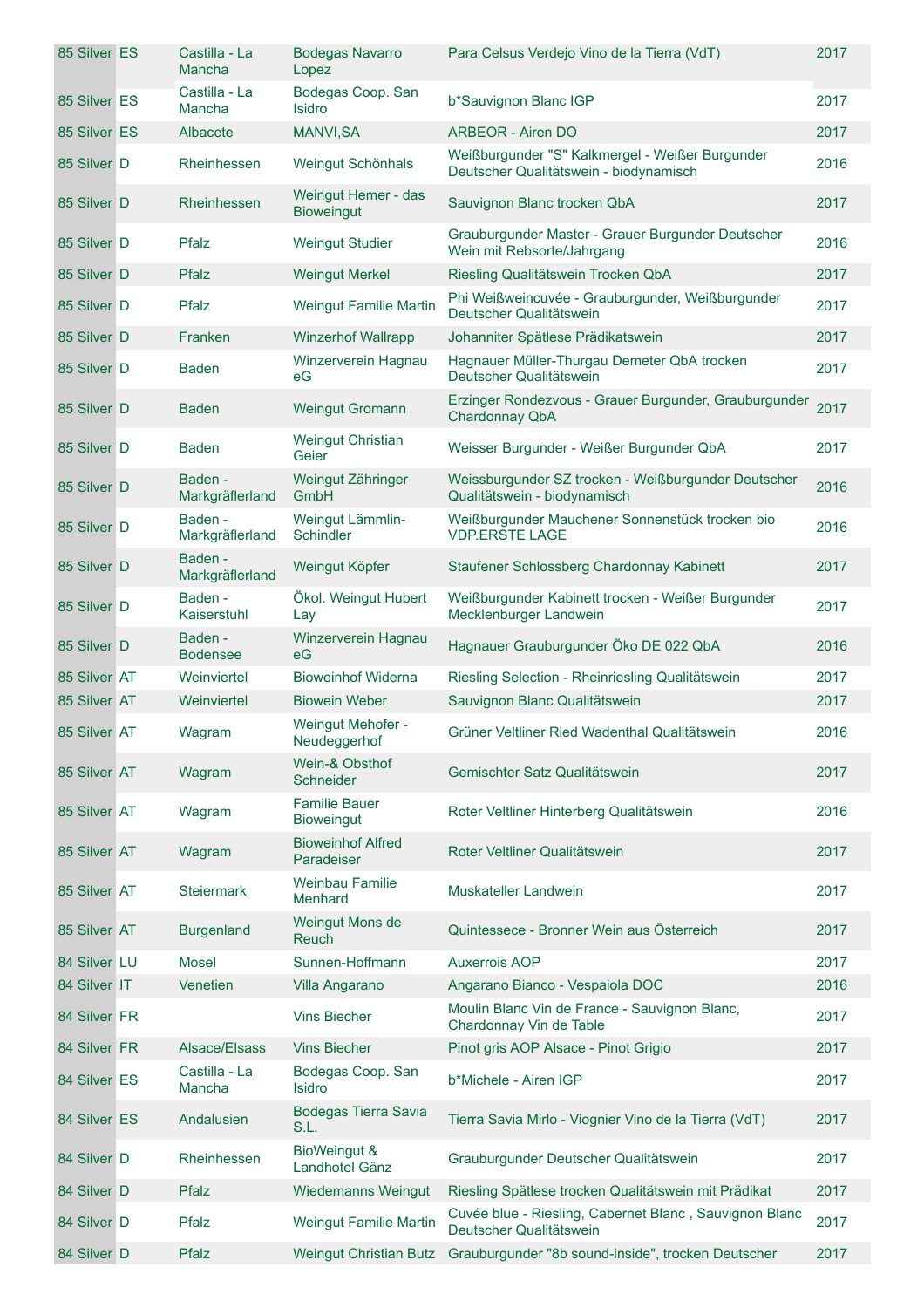| | | | | | | |
|---|---|---|---|---|---|---|
| 85 | Silver | ES | Castilla - La Mancha | Bodegas Navarro Lopez | Para Celsus Verdejo Vino de la Tierra (VdT) | 2017 |
| 85 | Silver | ES | Castilla - La Mancha | Bodegas Coop. San Isidro | b*Sauvignon Blanc IGP | 2017 |
| 85 | Silver | ES | Albacete | MANVI,SA | ARBEOR - Airen DO | 2017 |
| 85 | Silver | D | Rheinhessen | Weingut Schönhals | Weißburgunder "S" Kalkmergel - Weißer Burgunder Deutscher Qualitätswein - biodynamisch | 2016 |
| 85 | Silver | D | Rheinhessen | Weingut Hemer - das Bioweingut | Sauvignon Blanc trocken QbA | 2017 |
| 85 | Silver | D | Pfalz | Weingut Studier | Grauburgunder Master - Grauer Burgunder Deutscher Wein mit Rebsorte/Jahrgang | 2016 |
| 85 | Silver | D | Pfalz | Weingut Merkel | Riesling Qualitätswein Trocken QbA | 2017 |
| 85 | Silver | D | Pfalz | Weingut Familie Martin | Phi Weißweincuvée - Grauburgunder, Weißburgunder Deutscher Qualitätswein | 2017 |
| 85 | Silver | D | Franken | Winzerhof Wallrapp | Johanniter Spätlese Prädikatswein | 2017 |
| 85 | Silver | D | Baden | Winzerverein Hagnau eG | Hagnauer Müller-Thurgau Demeter QbA trocken Deutscher Qualitätswein | 2017 |
| 85 | Silver | D | Baden | Weingut Gromann | Erzinger Rondezvous - Grauer Burgunder, Grauburgunder Chardonnay QbA | 2017 |
| 85 | Silver | D | Baden | Weingut Christian Geier | Weisser Burgunder - Weißer Burgunder QbA | 2017 |
| 85 | Silver | D | Baden - Markgräflerland | Weingut Zähringer GmbH | Weissburgunder SZ trocken - Weißburgunder Deutscher Qualitätswein - biodynamisch | 2016 |
| 85 | Silver | D | Baden - Markgräflerland | Weingut Lämmlin-Schindler | Weißburgunder Mauchener Sonnenstück trocken bio VDP.ERSTE LAGE | 2016 |
| 85 | Silver | D | Baden - Markgräflerland | Weingut Köpfer | Staufener Schlossberg Chardonnay Kabinett | 2017 |
| 85 | Silver | D | Baden - Kaiserstuhl | Ökol. Weingut Hubert Lay | Weißburgunder Kabinett trocken - Weißer Burgunder Mecklenburger Landwein | 2017 |
| 85 | Silver | D | Baden - Bodensee | Winzerverein Hagnau eG | Hagnauer Grauburgunder Öko DE 022 QbA | 2016 |
| 85 | Silver | AT | Weinviertel | Bioweinhof Widerna | Riesling Selection - Rheinriesling Qualitätswein | 2017 |
| 85 | Silver | AT | Weinviertel | Biowein Weber | Sauvignon Blanc Qualitätswein | 2017 |
| 85 | Silver | AT | Wagram | Weingut Mehofer - Neudeggerhof | Grüner Veltliner Ried Wadenthal Qualitätswein | 2016 |
| 85 | Silver | AT | Wagram | Wein-& Obsthof Schneider | Gemischter Satz Qualitätswein | 2017 |
| 85 | Silver | AT | Wagram | Familie Bauer Bioweingut | Roter Veltliner Hinterberg Qualitätswein | 2016 |
| 85 | Silver | AT | Wagram | Bioweinhof Alfred Paradeiser | Roter Veltliner Qualitätswein | 2017 |
| 85 | Silver | AT | Steiermark | Weinbau Familie Menhard | Muskateller Landwein | 2017 |
| 85 | Silver | AT | Burgenland | Weingut Mons de Reuch | Quintessece - Bronner Wein aus Österreich | 2017 |
| 84 | Silver | LU | Mosel | Sunnen-Hoffmann | Auxerrois AOP | 2017 |
| 84 | Silver | IT | Venetien | Villa Angarano | Angarano Bianco - Vespaiola DOC | 2016 |
| 84 | Silver | FR | | Vins Biecher | Moulin Blanc Vin de France - Sauvignon Blanc, Chardonnay Vin de Table | 2017 |
| 84 | Silver | FR | Alsace/Elsass | Vins Biecher | Pinot gris AOP Alsace - Pinot Grigio | 2017 |
| 84 | Silver | ES | Castilla - La Mancha | Bodegas Coop. San Isidro | b*Michele - Airen IGP | 2017 |
| 84 | Silver | ES | Andalusien | Bodegas Tierra Savia S.L. | Tierra Savia Mirlo - Viognier Vino de la Tierra (VdT) | 2017 |
| 84 | Silver | D | Rheinhessen | BioWeingut & Landhotel Gänz | Grauburgunder Deutscher Qualitätswein | 2017 |
| 84 | Silver | D | Pfalz | Wiedemanns Weingut | Riesling Spätlese trocken Qualitätswein mit Prädikat | 2017 |
| 84 | Silver | D | Pfalz | Weingut Familie Martin | Cuvée blue - Riesling, Cabernet Blanc , Sauvignon Blanc Deutscher Qualitätswein | 2017 |
| 84 | Silver | D | Pfalz | Weingut Christian Butz | Grauburgunder "8b sound-inside", trocken Deutscher | 2017 |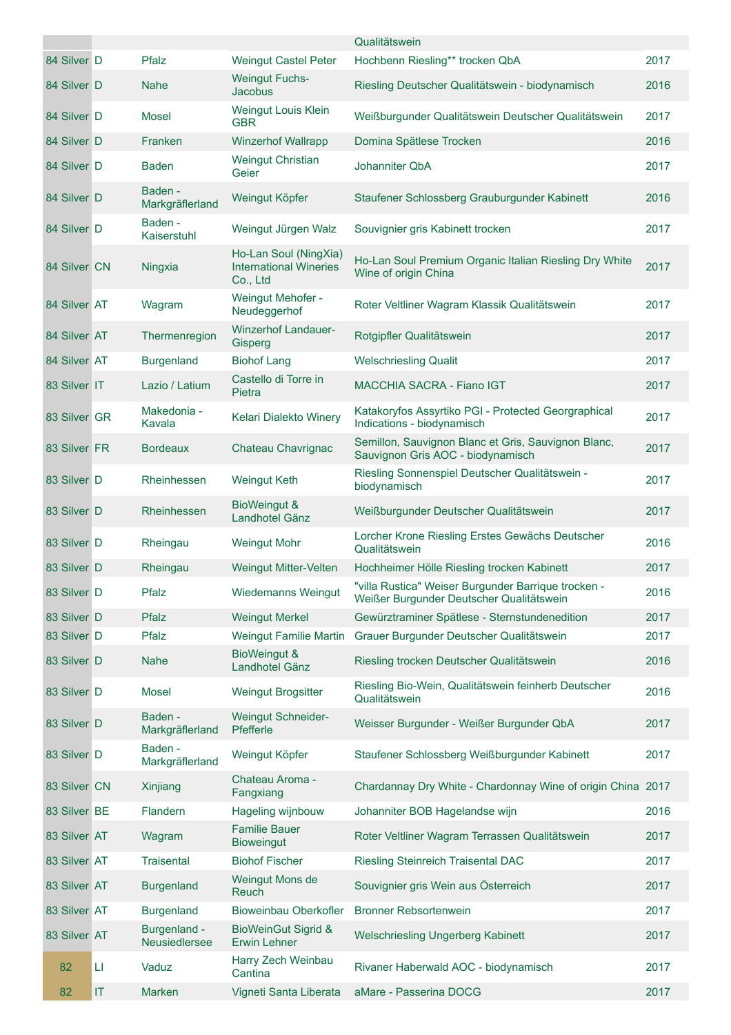| | | | | | |
|---|---|---|---|---|---|
| | | | | Qualitätswein | |
| 84 Silver | D | Pfalz | Weingut Castel Peter | Hochbenn Riesling** trocken QbA | 2017 |
| 84 Silver | D | Nahe | Weingut Fuchs-Jacobus | Riesling Deutscher Qualitätswein - biodynamisch | 2016 |
| 84 Silver | D | Mosel | Weingut Louis Klein GBR | Weißburgunder Qualitätswein Deutscher Qualitätswein | 2017 |
| 84 Silver | D | Franken | Winzerhof Wallrapp | Domina Spätlese Trocken | 2016 |
| 84 Silver | D | Baden | Weingut Christian Geier | Johanniter QbA | 2017 |
| 84 Silver | D | Baden - Markgräflerland | Weingut Köpfer | Staufener Schlossberg Grauburgunder Kabinett | 2016 |
| 84 Silver | D | Baden - Kaiserstuhl | Weingut Jürgen Walz | Souvignier gris Kabinett trocken | 2017 |
| 84 Silver | CN | Ningxia | Ho-Lan Soul (NingXia) International Wineries Co., Ltd | Ho-Lan Soul Premium Organic Italian Riesling Dry White Wine of origin China | 2017 |
| 84 Silver | AT | Wagram | Weingut Mehofer - Neudeggerhof | Roter Veltliner Wagram Klassik Qualitätswein | 2017 |
| 84 Silver | AT | Thermenregion | Winzerhof Landauer-Gisperg | Rotgipfler Qualitätswein | 2017 |
| 84 Silver | AT | Burgenland | Biohof Lang | Welschriesling Qualit | 2017 |
| 83 Silver | IT | Lazio / Latium | Castello di Torre in Pietra | MACCHIA SACRA - Fiano IGT | 2017 |
| 83 Silver | GR | Makedonia - Kavala | Kelari Dialekto Winery | Katakoryfos Assyrtiko PGI - Protected Georgraphical Indications - biodynamisch | 2017 |
| 83 Silver | FR | Bordeaux | Chateau Chavrignac | Semillon, Sauvignon Blanc et Gris, Sauvignon Blanc, Sauvignon Gris AOC - biodynamisch | 2017 |
| 83 Silver | D | Rheinhessen | Weingut Keth | Riesling Sonnenspiel Deutscher Qualitätswein - biodynamisch | 2017 |
| 83 Silver | D | Rheinhessen | BioWeingut & Landhotel Gänz | Weißburgunder Deutscher Qualitätswein | 2017 |
| 83 Silver | D | Rheingau | Weingut Mohr | Lorcher Krone Riesling Erstes Gewächs Deutscher Qualitätswein | 2016 |
| 83 Silver | D | Rheingau | Weingut Mitter-Velten | Hochheimer Hölle Riesling trocken Kabinett | 2017 |
| 83 Silver | D | Pfalz | Wiedemanns Weingut | "villa Rustica" Weiser Burgunder Barrique trocken - Weißer Burgunder Deutscher Qualitätswein | 2016 |
| 83 Silver | D | Pfalz | Weingut Merkel | Gewürztraminer Spätlese - Sternstundenedition | 2017 |
| 83 Silver | D | Pfalz | Weingut Familie Martin | Grauer Burgunder Deutscher Qualitätswein | 2017 |
| 83 Silver | D | Nahe | BioWeingut & Landhotel Gänz | Riesling trocken Deutscher Qualitätswein | 2016 |
| 83 Silver | D | Mosel | Weingut Brogsitter | Riesling Bio-Wein, Qualitätswein feinherb Deutscher Qualitätswein | 2016 |
| 83 Silver | D | Baden - Markgräflerland | Weingut Schneider-Pfefferle | Weisser Burgunder - Weißer Burgunder QbA | 2017 |
| 83 Silver | D | Baden - Markgräflerland | Weingut Köpfer | Staufener Schlossberg Weißburgunder Kabinett | 2017 |
| 83 Silver | CN | Xinjiang | Chateau Aroma - Fangxiang | Chardannay Dry White - Chardonnay Wine of origin China | 2017 |
| 83 Silver | BE | Flandern | Hageling wijnbouw | Johanniter BOB Hagelandse wijn | 2016 |
| 83 Silver | AT | Wagram | Familie Bauer Bioweingut | Roter Veltliner Wagram Terrassen Qualitätswein | 2017 |
| 83 Silver | AT | Traisental | Biohof Fischer | Riesling Steinreich Traisental DAC | 2017 |
| 83 Silver | AT | Burgenland | Weingut Mons de Reuch | Souvignier gris Wein aus Österreich | 2017 |
| 83 Silver | AT | Burgenland | Bioweinbau Oberkofler | Bronner Rebsortenwein | 2017 |
| 83 Silver | AT | Burgenland - Neusiedlersee | BioWeinGut Sigrid & Erwin Lehner | Welschriesling Ungerberg Kabinett | 2017 |
| 82 | LI | Vaduz | Harry Zech Weinbau Cantina | Rivaner Haberwald AOC - biodynamisch | 2017 |
| 82 | IT | Marken | Vigneti Santa Liberata | aMare - Passerina DOCG | 2017 |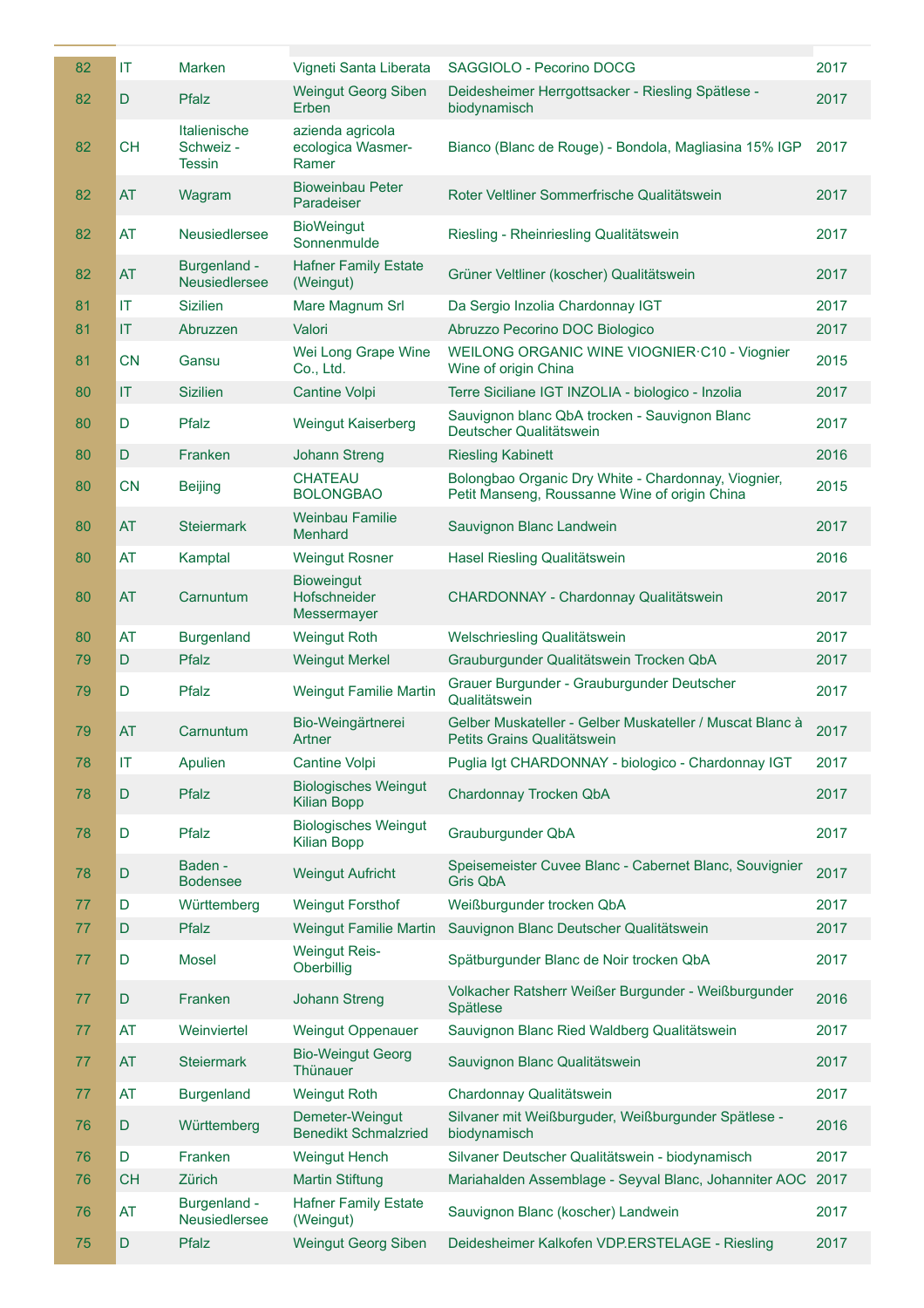| | | | | | |
|---|---|---|---|---|---|
| 82 | IT | Marken | Vigneti Santa Liberata | SAGGIOLO - Pecorino DOCG | 2017 |
| 82 | D | Pfalz | Weingut Georg Siben Erben | Deidesheimer Herrgottsacker - Riesling Spätlese - biodynamisch | 2017 |
| 82 | CH | Italienische Schweiz - Tessin | azienda agricola ecologica Wasmer-Ramer | Bianco (Blanc de Rouge) - Bondola, Magliasina 15% IGP | 2017 |
| 82 | AT | Wagram | Bioweinbau Peter Paradeiser | Roter Veltliner Sommerfrische Qualitätswein | 2017 |
| 82 | AT | Neusiedlersee | BioWeingut Sonnenmulde | Riesling - Rheinriesling Qualitätswein | 2017 |
| 82 | AT | Burgenland - Neusiedlersee | Hafner Family Estate (Weingut) | Grüner Veltliner (koscher) Qualitätswein | 2017 |
| 81 | IT | Sizilien | Mare Magnum Srl | Da Sergio Inzolia Chardonnay IGT | 2017 |
| 81 | IT | Abruzzen | Valori | Abruzzo Pecorino DOC Biologico | 2017 |
| 81 | CN | Gansu | Wei Long Grape Wine Co., Ltd. | WEILONG ORGANIC WINE VIOGNIER·C10 - Viognier Wine of origin China | 2015 |
| 80 | IT | Sizilien | Cantine Volpi | Terre Siciliane IGT INZOLIA - biologico - Inzolia | 2017 |
| 80 | D | Pfalz | Weingut Kaiserberg | Sauvignon blanc QbA trocken - Sauvignon Blanc Deutscher Qualitätswein | 2017 |
| 80 | D | Franken | Johann Streng | Riesling Kabinett | 2016 |
| 80 | CN | Beijing | CHATEAU BOLONGBAO | Bolongbao Organic Dry White - Chardonnay, Viognier, Petit Manseng, Roussanne Wine of origin China | 2015 |
| 80 | AT | Steiermark | Weinbau Familie Menhard | Sauvignon Blanc Landwein | 2017 |
| 80 | AT | Kamptal | Weingut Rosner | Hasel Riesling Qualitätswein | 2016 |
| 80 | AT | Carnuntum | Bioweingut Hofschneider Messermayer | CHARDONNAY - Chardonnay Qualitätswein | 2017 |
| 80 | AT | Burgenland | Weingut Roth | Welschriesling Qualitätswein | 2017 |
| 79 | D | Pfalz | Weingut Merkel | Grauburgunder Qualitätswein Trocken QbA | 2017 |
| 79 | D | Pfalz | Weingut Familie Martin | Grauer Burgunder - Grauburgunder Deutscher Qualitätswein | 2017 |
| 79 | AT | Carnuntum | Bio-Weingärtnerei Artner | Gelber Muskateller - Gelber Muskateller / Muscat Blanc à Petits Grains Qualitätswein | 2017 |
| 78 | IT | Apulien | Cantine Volpi | Puglia Igt CHARDONNAY - biologico - Chardonnay IGT | 2017 |
| 78 | D | Pfalz | Biologisches Weingut Kilian Bopp | Chardonnay Trocken QbA | 2017 |
| 78 | D | Pfalz | Biologisches Weingut Kilian Bopp | Grauburgunder QbA | 2017 |
| 78 | D | Baden - Bodensee | Weingut Aufricht | Speisemeister Cuvee Blanc - Cabernet Blanc, Souvignier Gris QbA | 2017 |
| 77 | D | Württemberg | Weingut Forsthof | Weißburgunder trocken QbA | 2017 |
| 77 | D | Pfalz | Weingut Familie Martin | Sauvignon Blanc Deutscher Qualitätswein | 2017 |
| 77 | D | Mosel | Weingut Reis-Oberbillig | Spätburgunder Blanc de Noir trocken QbA | 2017 |
| 77 | D | Franken | Johann Streng | Volkacher Ratsherr Weißer Burgunder - Weißburgunder Spätlese | 2016 |
| 77 | AT | Weinviertel | Weingut Oppenauer | Sauvignon Blanc Ried Waldberg Qualitätswein | 2017 |
| 77 | AT | Steiermark | Bio-Weingut Georg Thünauer | Sauvignon Blanc Qualitätswein | 2017 |
| 77 | AT | Burgenland | Weingut Roth | Chardonnay Qualitätswein | 2017 |
| 76 | D | Württemberg | Demeter-Weingut Benedikt Schmalzried | Silvaner mit Weißburguder, Weißburgunder Spätlese - biodynamisch | 2016 |
| 76 | D | Franken | Weingut Hench | Silvaner Deutscher Qualitätswein - biodynamisch | 2017 |
| 76 | CH | Zürich | Martin Stiftung | Mariahalden Assemblage - Seyval Blanc, Johanniter AOC | 2017 |
| 76 | AT | Burgenland - Neusiedlersee | Hafner Family Estate (Weingut) | Sauvignon Blanc (koscher) Landwein | 2017 |
| 75 | D | Pfalz | Weingut Georg Siben | Deidesheimer Kalkofen VDP.ERSTELAGE - Riesling | 2017 |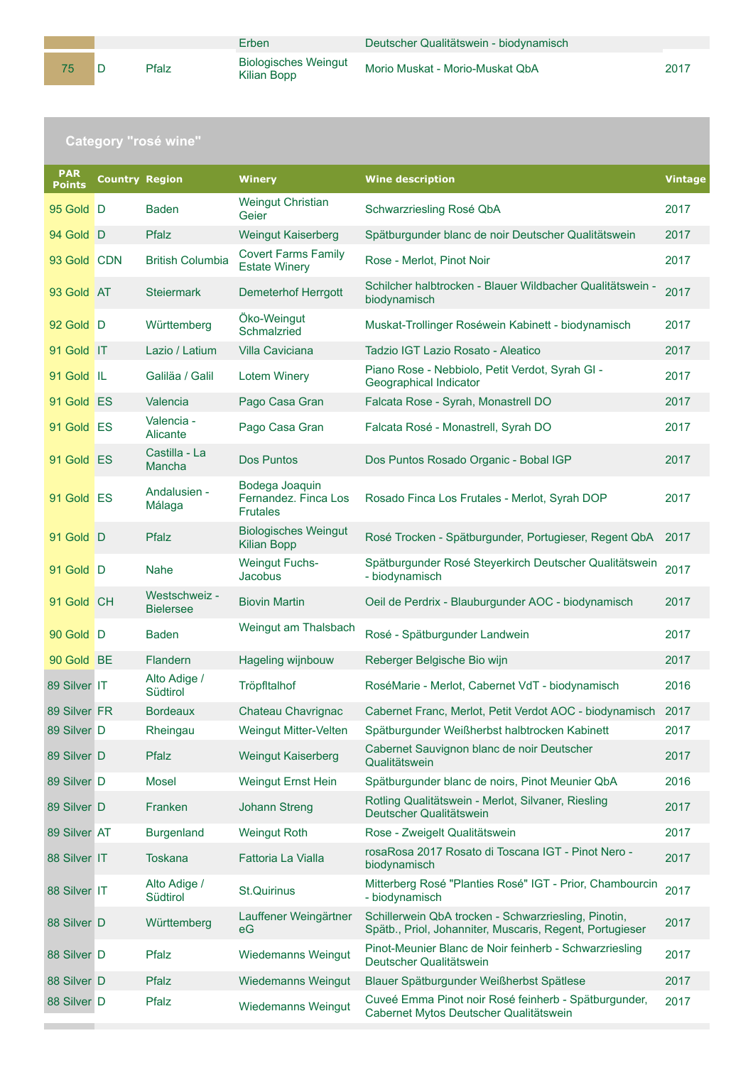| | | | Erben | Deutscher Qualitätswein - biodynamisch | |
|---|---|---|---|---|---|
| 75 | D | Pfalz | Biologisches Weingut Kilian Bopp | Morio Muskat - Morio-Muskat QbA | 2017 |

## Category "rosé wine"

| PAR Points | Country | Region | Winery | Wine description | Vintage |
|---|---|---|---|---|---|
| 95 Gold | D | Baden | Weingut Christian Geier | Schwarzriesling Rosé QbA | 2017 |
| 94 Gold | D | Pfalz | Weingut Kaiserberg | Spätburgunder blanc de noir Deutscher Qualitätswein | 2017 |
| 93 Gold | CDN | British Columbia | Covert Farms Family Estate Winery | Rose - Merlot, Pinot Noir | 2017 |
| 93 Gold | AT | Steiermark | Demeterhof Herrgott | Schilcher halbtrocken - Blauer Wildbacher Qualitätswein - biodynamisch | 2017 |
| 92 Gold | D | Württemberg | Öko-Weingut Schmalzried | Muskat-Trollinger Roséwein Kabinett - biodynamisch | 2017 |
| 91 Gold | IT | Lazio / Latium | Villa Caviciana | Tadzio IGT Lazio Rosato - Aleatico | 2017 |
| 91 Gold | IL | Galiläa / Galil | Lotem Winery | Piano Rose - Nebbiolo, Petit Verdot, Syrah GI - Geographical Indicator | 2017 |
| 91 Gold | ES | Valencia | Pago Casa Gran | Falcata Rose - Syrah, Monastrell DO | 2017 |
| 91 Gold | ES | Valencia - Alicante | Pago Casa Gran | Falcata Rosé - Monastrell, Syrah DO | 2017 |
| 91 Gold | ES | Castilla - La Mancha | Dos Puntos | Dos Puntos Rosado Organic - Bobal IGP | 2017 |
| 91 Gold | ES | Andalusien - Málaga | Bodega Joaquin Fernandez. Finca Los Frutales | Rosado Finca Los Frutales - Merlot, Syrah DOP | 2017 |
| 91 Gold | D | Pfalz | Biologisches Weingut Kilian Bopp | Rosé Trocken - Spätburgunder, Portugieser, Regent QbA | 2017 |
| 91 Gold | D | Nahe | Weingut Fuchs-Jacobus | Spätburgunder Rosé Steyerkirch Deutscher Qualitätswein - biodynamisch | 2017 |
| 91 Gold | CH | Westschweiz - Bielersee | Biovin Martin | Oeil de Perdrix - Blauburgunder AOC - biodynamisch | 2017 |
| 90 Gold | D | Baden | Weingut am Thalsbach | Rosé - Spätburgunder Landwein | 2017 |
| 90 Gold | BE | Flandern | Hageling wijnbouw | Reberger Belgische Bio wijn | 2017 |
| 89 Silver | IT | Alto Adige / Südtirol | Tröpfltalhof | RoséMarie - Merlot, Cabernet VdT - biodynamisch | 2016 |
| 89 Silver | FR | Bordeaux | Chateau Chavrignac | Cabernet Franc, Merlot, Petit Verdot AOC - biodynamisch | 2017 |
| 89 Silver | D | Rheingau | Weingut Mitter-Velten | Spätburgunder Weißherbst halbtrocken Kabinett | 2017 |
| 89 Silver | D | Pfalz | Weingut Kaiserberg | Cabernet Sauvignon blanc de noir Deutscher Qualitätswein | 2017 |
| 89 Silver | D | Mosel | Weingut Ernst Hein | Spätburgunder blanc de noirs, Pinot Meunier QbA | 2016 |
| 89 Silver | D | Franken | Johann Streng | Rotling Qualitätswein - Merlot, Silvaner, Riesling Deutscher Qualitätswein | 2017 |
| 89 Silver | AT | Burgenland | Weingut Roth | Rose - Zweigelt Qualitätswein | 2017 |
| 88 Silver | IT | Toskana | Fattoria La Vialla | rosaRosa 2017 Rosato di Toscana IGT - Pinot Nero - biodynamisch | 2017 |
| 88 Silver | IT | Alto Adige / Südtirol | St.Quirinus | Mitterberg Rosé "Planties Rosé" IGT - Prior, Chambourcin - biodynamisch | 2017 |
| 88 Silver | D | Württemberg | Lauffener Weingärtner eG | Schillerwein QbA trocken - Schwarzriesling, Pinotin, Spätb., Priol, Johanniter, Muscaris, Regent, Portugieser | 2017 |
| 88 Silver | D | Pfalz | Wiedemanns Weingut | Pinot-Meunier Blanc de Noir feinherb - Schwarzriesling Deutscher Qualitätswein | 2017 |
| 88 Silver | D | Pfalz | Wiedemanns Weingut | Blauer Spätburgunder Weißherbst Spätlese | 2017 |
| 88 Silver | D | Pfalz | Wiedemanns Weingut | Cuveé Emma Pinot noir Rosé feinherb - Spätburgunder, Cabernet Mytos Deutscher Qualitätswein | 2017 |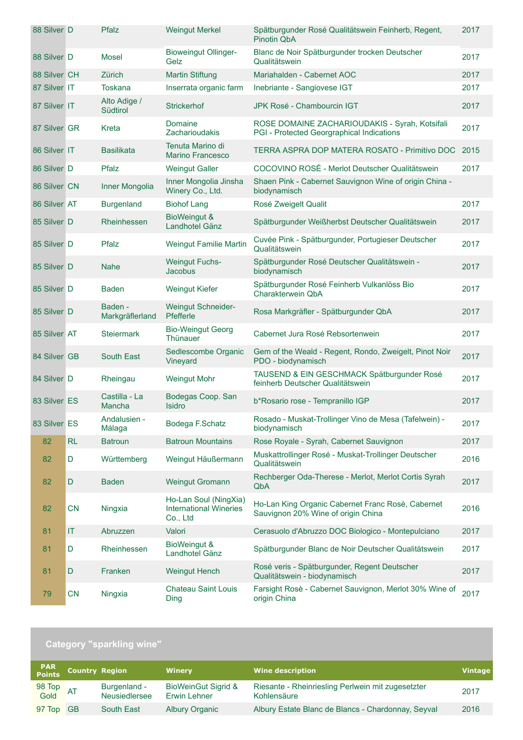| | | | | | |
|---|---|---|---|---|---|
| 88 Silver | D | Pfalz | Weingut Merkel | Spätburgunder Rosé Qualitätswein Feinherb, Regent, Pinotin QbA | 2017 |
| 88 Silver | D | Mosel | Bioweingut Ollinger-Gelz | Blanc de Noir Spätburgunder trocken Deutscher Qualitätswein | 2017 |
| 88 Silver | CH | Zürich | Martin Stiftung | Mariahalden - Cabernet AOC | 2017 |
| 87 Silver | IT | Toskana | Inserrata organic farm | Inebriante - Sangiovese IGT | 2017 |
| 87 Silver | IT | Alto Adige / Südtirol | Strickerhof | JPK Rosé - Chambourcin IGT | 2017 |
| 87 Silver | GR | Kreta | Domaine Zacharioudakis | ROSE DOMAINE ZACHARIOUDAKIS - Syrah, Kotsifali PGI - Protected Georgraphical Indications | 2017 |
| 86 Silver | IT | Basilikata | Tenuta Marino di Marino Francesco | TERRA ASPRA DOP MATERA ROSATO - Primitivo DOC | 2015 |
| 86 Silver | D | Pfalz | Weingut Galler | COCOVINO ROSÉ - Merlot Deutscher Qualitätswein | 2017 |
| 86 Silver | CN | Inner Mongolia | Inner Mongolia Jinsha Winery Co., Ltd. | Shaen Pink - Cabernet Sauvignon Wine of origin China - biodynamisch | |
| 86 Silver | AT | Burgenland | Biohof Lang | Rosé Zweigelt Qualit | 2017 |
| 85 Silver | D | Rheinhessen | BioWeingut & Landhotel Gänz | Spätburgunder Weißherbst Deutscher Qualitätswein | 2017 |
| 85 Silver | D | Pfalz | Weingut Familie Martin | Cuvée Pink - Spätburgunder, Portugieser Deutscher Qualitätswein | 2017 |
| 85 Silver | D | Nahe | Weingut Fuchs-Jacobus | Spätburgunder Rosé Deutscher Qualitätswein - biodynamisch | 2017 |
| 85 Silver | D | Baden | Weingut Kiefer | Spätburgunder Rosé Feinherb Vulkanlöss Bio Charakterwein QbA | 2017 |
| 85 Silver | D | Baden - Markgräflerland | Weingut Schneider-Pfefferle | Rosa Markgräfler - Spätburgunder QbA | 2017 |
| 85 Silver | AT | Steiermark | Bio-Weingut Georg Thünauer | Cabernet Jura Rosé Rebsortenwein | 2017 |
| 84 Silver | GB | South East | Sedlescombe Organic Vineyard | Gem of the Weald - Regent, Rondo, Zweigelt, Pinot Noir PDO - biodynamisch | 2017 |
| 84 Silver | D | Rheingau | Weingut Mohr | TAUSEND & EIN GESCHMACK Spätburgunder Rosé feinherb Deutscher Qualitätswein | 2017 |
| 83 Silver | ES | Castilla - La Mancha | Bodegas Coop. San Isidro | b*Rosario rose - Tempranillo IGP | 2017 |
| 83 Silver | ES | Andalusien - Málaga | Bodega F.Schatz | Rosado - Muskat-Trollinger Vino de Mesa (Tafelwein) - biodynamisch | 2017 |
| 82 | RL | Batroun | Batroun Mountains | Rose Royale - Syrah, Cabernet Sauvignon | 2017 |
| 82 | D | Württemberg | Weingut Häußermann | Muskattrollinger Rosé - Muskat-Trollinger Deutscher Qualitätswein | 2016 |
| 82 | D | Baden | Weingut Gromann | Rechberger Oda-Therese - Merlot, Merlot Cortis Syrah QbA | 2017 |
| 82 | CN | Ningxia | Ho-Lan Soul (NingXia) International Wineries Co., Ltd | Ho-Lan King Organic Cabernet Franc Rosè, Cabernet Sauvignon 20% Wine of origin China | 2016 |
| 81 | IT | Abruzzen | Valori | Cerasuolo d'Abruzzo DOC Biologico - Montepulciano | 2017 |
| 81 | D | Rheinhessen | BioWeingut & Landhotel Gänz | Spätburgunder Blanc de Noir Deutscher Qualitätswein | 2017 |
| 81 | D | Franken | Weingut Hench | Rosé veris - Spätburgunder, Regent Deutscher Qualitätswein - biodynamisch | 2017 |
| 79 | CN | Ningxia | Chateau Saint Louis Ding | Farsight Rosè - Cabernet Sauvignon, Merlot 30% Wine of origin China | 2017 |

## Category "sparkling wine"

| PAR Points | Country | Region | Winery | Wine description | Vintage |
|---|---|---|---|---|---|
| 98 Top Gold | AT | Burgenland - Neusiedlersee | BioWeinGut Sigrid & Erwin Lehner | Riesante - Rheinriesling Perlwein mit zugesetzter Kohlensäure | 2017 |
| 97 Top | GB | South East | Albury Organic | Albury Estate Blanc de Blancs - Chardonnay, Seyval | 2016 |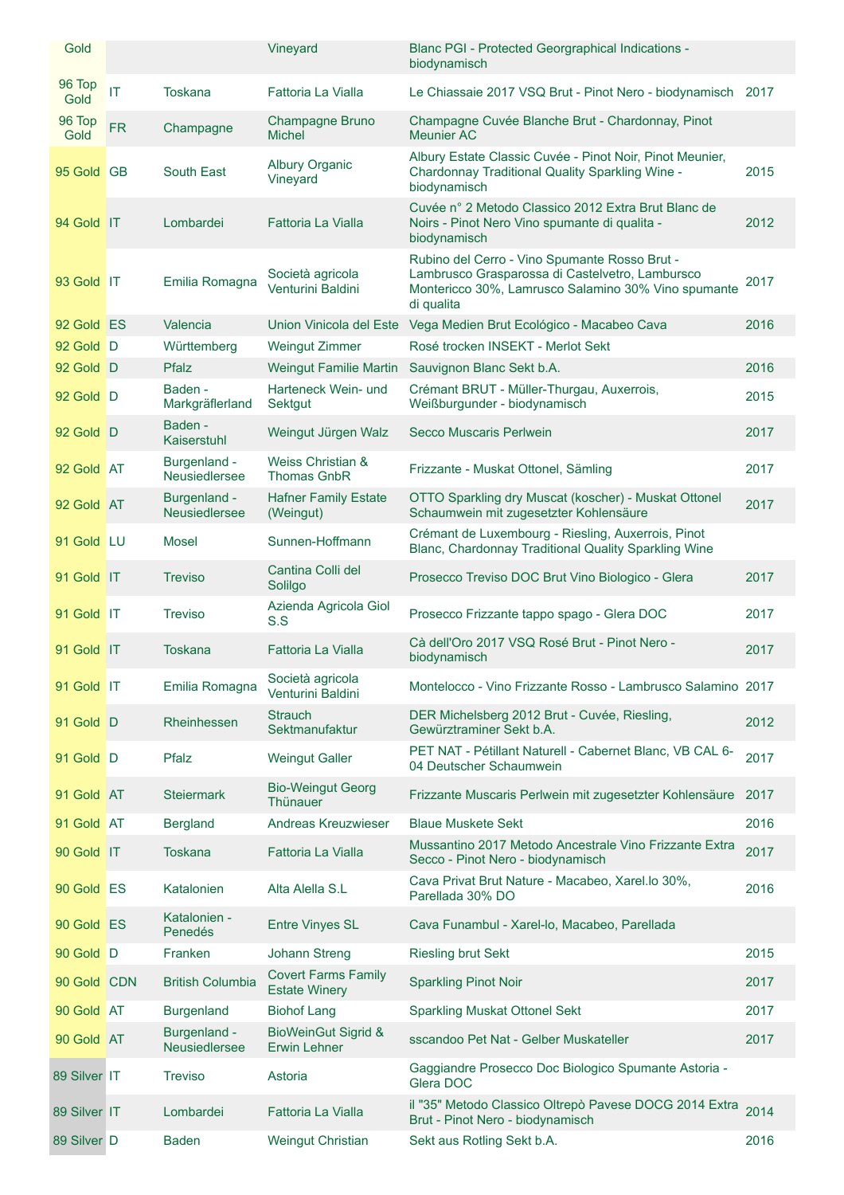| | | | | | |
|---|---|---|---|---|---|
| Gold | | | Vineyard | Blanc PGI - Protected Georgraphical Indications - biodynamisch | |
| 96 Top Gold | IT | Toskana | Fattoria La Vialla | Le Chiassaie 2017 VSQ Brut - Pinot Nero - biodynamisch | 2017 |
| 96 Top Gold | FR | Champagne | Champagne Bruno Michel | Champagne Cuvée Blanche Brut - Chardonnay, Pinot Meunier AC | |
| 95 Gold | GB | South East | Albury Organic Vineyard | Albury Estate Classic Cuvée - Pinot Noir, Pinot Meunier, Chardonnay Traditional Quality Sparkling Wine - biodynamisch | 2015 |
| 94 Gold | IT | Lombardei | Fattoria La Vialla | Cuvée n° 2 Metodo Classico 2012 Extra Brut Blanc de Noirs - Pinot Nero Vino spumante di qualita - biodynamisch | 2012 |
| 93 Gold | IT | Emilia Romagna | Società agricola Venturini Baldini | Rubino del Cerro - Vino Spumante Rosso Brut - Lambrusco Grasparossa di Castelvetro, Lamburso Montericco 30%, Lamrusco Salamino 30% Vino spumante di qualita | 2017 |
| 92 Gold | ES | Valencia | Union Vinicola del Este | Vega Medien Brut Ecológico - Macabeo Cava | 2016 |
| 92 Gold | D | Württemberg | Weingut Zimmer | Rosé trocken INSEKT - Merlot Sekt | |
| 92 Gold | D | Pfalz | Weingut Familie Martin | Sauvignon Blanc Sekt b.A. | 2016 |
| 92 Gold | D | Baden - Markgräflerland | Harteneck Wein- und Sektgut | Crémant BRUT - Müller-Thurgau, Auxerrois, Weißburgunder - biodynamisch | 2015 |
| 92 Gold | D | Baden - Kaiserstuhl | Weingut Jürgen Walz | Secco Muscaris Perlwein | 2017 |
| 92 Gold | AT | Burgenland - Neusiedlersee | Weiss Christian & Thomas GnbR | Frizzante - Muskat Ottonel, Sämling | 2017 |
| 92 Gold | AT | Burgenland - Neusiedlersee | Hafner Family Estate (Weingut) | OTTO Sparkling dry Muscat (koscher) - Muskat Ottonel Schaumwein mit zugesetzter Kohlensäure | 2017 |
| 91 Gold | LU | Mosel | Sunnen-Hoffmann | Crémant de Luxembourg - Riesling, Auxerrois, Pinot Blanc, Chardonnay Traditional Quality Sparkling Wine | |
| 91 Gold | IT | Treviso | Cantina Colli del Soligo | Prosecco Treviso DOC Brut Vino Biologico - Glera | 2017 |
| 91 Gold | IT | Treviso | Azienda Agricola Giol S.S | Prosecco Frizzante tappo spago - Glera DOC | 2017 |
| 91 Gold | IT | Toskana | Fattoria La Vialla | Cà dell'Oro 2017 VSQ Rosé Brut - Pinot Nero - biodynamisch | 2017 |
| 91 Gold | IT | Emilia Romagna | Società agricola Venturini Baldini | Montelocco - Vino Frizzante Rosso - Lambrusco Salamino | 2017 |
| 91 Gold | D | Rheinhessen | Strauch Sektmanufaktur | DER Michelsberg 2012 Brut - Cuvée, Riesling, Gewürztraminer Sekt b.A. | 2012 |
| 91 Gold | D | Pfalz | Weingut Galler | PET NAT - Pétillant Naturell - Cabernet Blanc, VB CAL 6-04 Deutscher Schaumwein | 2017 |
| 91 Gold | AT | Steiermark | Bio-Weingut Georg Thünauer | Frizzante Muscaris Perlwein mit zugesetzter Kohlensäure | 2017 |
| 91 Gold | AT | Bergland | Andreas Kreuzwieser | Blaue Muskete Sekt | 2016 |
| 90 Gold | IT | Toskana | Fattoria La Vialla | Mussantino 2017 Metodo Ancestrale Vino Frizzante Extra Secco - Pinot Nero - biodynamisch | 2017 |
| 90 Gold | ES | Katalonien | Alta Alella S.L | Cava Privat Brut Nature - Macabeo, Xarel.lo 30%, Parellada 30% DO | 2016 |
| 90 Gold | ES | Katalonien - Penedés | Entre Vinyes SL | Cava Funambul - Xarel-lo, Macabeo, Parellada | |
| 90 Gold | D | Franken | Johann Streng | Riesling brut Sekt | 2015 |
| 90 Gold | CDN | British Columbia | Covert Farms Family Estate Winery | Sparkling Pinot Noir | 2017 |
| 90 Gold | AT | Burgenland | Biohof Lang | Sparkling Muskat Ottonel Sekt | 2017 |
| 90 Gold | AT | Burgenland - Neusiedlersee | BioWeinGut Sigrid & Erwin Lehner | sscandoo Pet Nat - Gelber Muskateller | 2017 |
| 89 Silver | IT | Treviso | Astoria | Gaggiandre Prosecco Doc Biologico Spumante Astoria - Glera DOC | |
| 89 Silver | IT | Lombardei | Fattoria La Vialla | il "35" Metodo Classico Oltrepò Pavese DOCG 2014 Extra Brut - Pinot Nero - biodynamisch | 2014 |
| 89 Silver | D | Baden | Weingut Christian | Sekt aus Rotling Sekt b.A. | 2016 |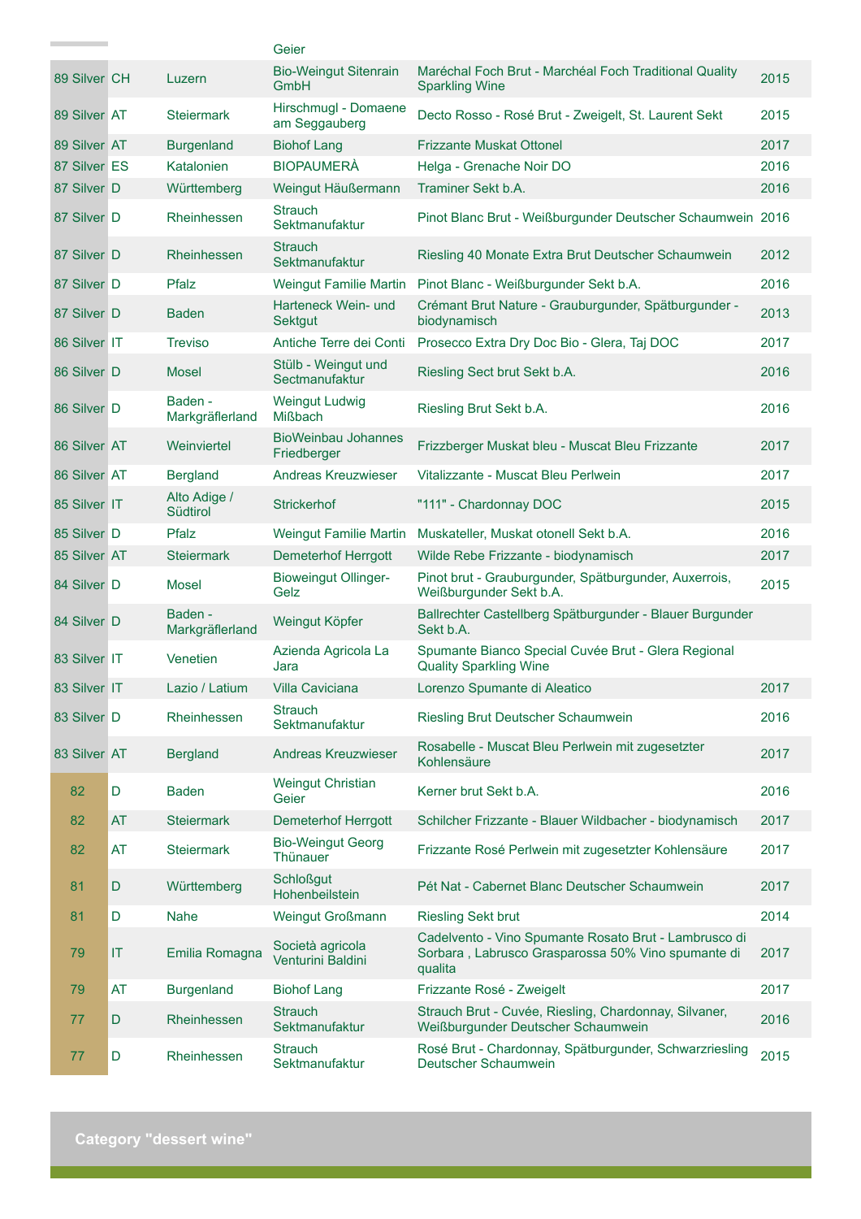| | | | | | |
|---|---|---|---|---|---|
| | | | Geier | | |
| 89 Silver | CH | Luzern | Bio-Weingut Sitenrain GmbH | Maréchal Foch Brut - Marchéal Foch Traditional Quality Sparkling Wine | 2015 |
| 89 Silver | AT | Steiermark | Hirschmugl - Domaene am Seggauberg | Decto Rosso - Rosé Brut - Zweigelt, St. Laurent Sekt | 2015 |
| 89 Silver | AT | Burgenland | Biohof Lang | Frizzante Muskat Ottonel | 2017 |
| 87 Silver | ES | Katalonien | BIOPAUMERÀ | Helga - Grenache Noir DO | 2016 |
| 87 Silver | D | Württemberg | Weingut Häußermann | Traminer Sekt b.A. | 2016 |
| 87 Silver | D | Rheinhessen | Strauch Sektmanufaktur | Pinot Blanc Brut - Weißburgunder Deutscher Schaumwein | 2016 |
| 87 Silver | D | Rheinhessen | Strauch Sektmanufaktur | Riesling 40 Monate Extra Brut Deutscher Schaumwein | 2012 |
| 87 Silver | D | Pfalz | Weingut Familie Martin | Pinot Blanc - Weißburgunder Sekt b.A. | 2016 |
| 87 Silver | D | Baden | Harteneck Wein- und Sektgut | Crémant Brut Nature - Grauburgunder, Spätburgunder - biodynamisch | 2013 |
| 86 Silver | IT | Treviso | Antiche Terre dei Conti | Prosecco Extra Dry Doc Bio - Glera, Taj DOC | 2017 |
| 86 Silver | D | Mosel | Stülb - Weingut und Sectmanufaktur | Riesling Sect brut Sekt b.A. | 2016 |
| 86 Silver | D | Baden - Markgräflerland | Weingut Ludwig Mißbach | Riesling Brut Sekt b.A. | 2016 |
| 86 Silver | AT | Weinviertel | BioWeinbau Johannes Friedberger | Frizzberger Muskat bleu - Muscat Bleu Frizzante | 2017 |
| 86 Silver | AT | Bergland | Andreas Kreuzwieser | Vitalizzante - Muscat Bleu Perlwein | 2017 |
| 85 Silver | IT | Alto Adige / Südtirol | Strickerhof | "111" - Chardonnay DOC | 2015 |
| 85 Silver | D | Pfalz | Weingut Familie Martin | Muskateller, Muskat otonell Sekt b.A. | 2016 |
| 85 Silver | AT | Steiermark | Demeterhof Herrgott | Wilde Rebe Frizzante - biodynamisch | 2017 |
| 84 Silver | D | Mosel | Bioweingut Ollinger-Gelz | Pinot brut - Grauburgunder, Spätburgunder, Auxerrois, Weißburgunder Sekt b.A. | 2015 |
| 84 Silver | D | Baden - Markgräflerland | Weingut Köpfer | Ballrechter Castellberg Spätburgunder - Blauer Burgunder Sekt b.A. | |
| 83 Silver | IT | Venetien | Azienda Agricola La Jara | Spumante Bianco Special Cuvée Brut - Glera Regional Quality Sparkling Wine | |
| 83 Silver | IT | Lazio / Latium | Villa Caviciana | Lorenzo Spumante di Aleatico | 2017 |
| 83 Silver | D | Rheinhessen | Strauch Sektmanufaktur | Riesling Brut Deutscher Schaumwein | 2016 |
| 83 Silver | AT | Bergland | Andreas Kreuzwieser | Rosabelle - Muscat Bleu Perlwein mit zugesetzter Kohlensäure | 2017 |
| 82 | D | Baden | Weingut Christian Geier | Kerner brut Sekt b.A. | 2016 |
| 82 | AT | Steiermark | Demeterhof Herrgott | Schilcher Frizzante - Blauer Wildbacher - biodynamisch | 2017 |
| 82 | AT | Steiermark | Bio-Weingut Georg Thünauer | Frizzante Rosé Perlwein mit zugesetzter Kohlensäure | 2017 |
| 81 | D | Württemberg | Schloßgut Hohenbeilstein | Pét Nat - Cabernet Blanc Deutscher Schaumwein | 2017 |
| 81 | D | Nahe | Weingut Großmann | Riesling Sekt brut | 2014 |
| 79 | IT | Emilia Romagna | Società agricola Venturini Baldini | Cadelvento - Vino Spumante Rosato Brut - Lambrusco di Sorbara , Labrusco Grasparossa 50% Vino spumante di qualita | 2017 |
| 79 | AT | Burgenland | Biohof Lang | Frizzante Rosé - Zweigelt | 2017 |
| 77 | D | Rheinhessen | Strauch Sektmanufaktur | Strauch Brut - Cuvée, Riesling, Chardonnay, Silvaner, Weißburgunder Deutscher Schaumwein | 2016 |
| 77 | D | Rheinhessen | Strauch Sektmanufaktur | Rosé Brut - Chardonnay, Spätburgunder, Schwarzriesling Deutscher Schaumwein | 2015 |

## Category "dessert wine"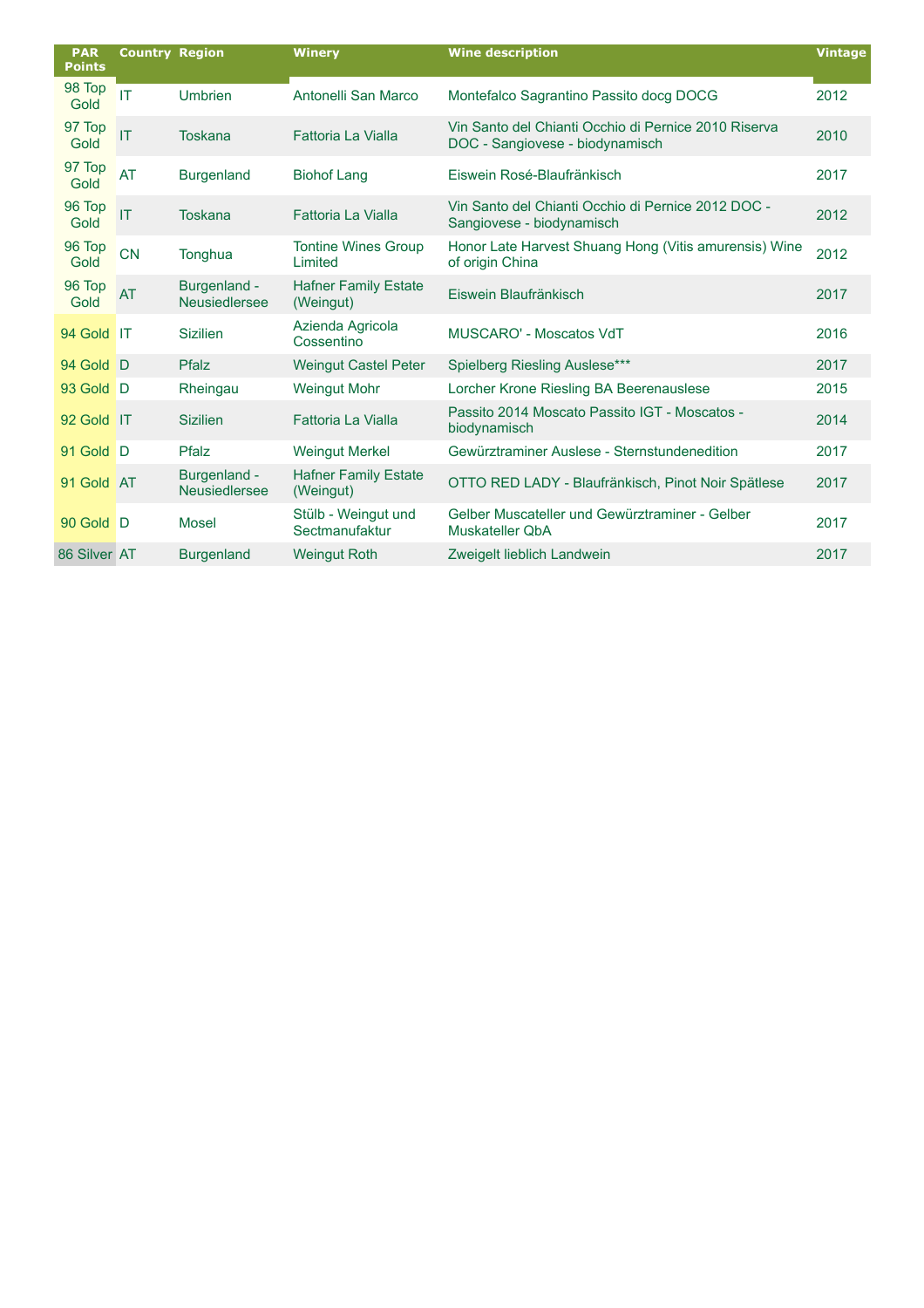| PAR Points | Country | Region | Winery | Wine description | Vintage |
|---|---|---|---|---|---|
| 98 Top Gold | IT | Umbrien | Antonelli San Marco | Montefalco Sagrantino Passito docg DOCG | 2012 |
| 97 Top Gold | IT | Toskana | Fattoria La Vialla | Vin Santo del Chianti Occhio di Pernice 2010 Riserva DOC - Sangiovese - biodynamisch | 2010 |
| 97 Top Gold | AT | Burgenland | Biohof Lang | Eiswein Rosé-Blaufränkisch | 2017 |
| 96 Top Gold | IT | Toskana | Fattoria La Vialla | Vin Santo del Chianti Occhio di Pernice 2012 DOC - Sangiovese - biodynamisch | 2012 |
| 96 Top Gold | CN | Tonghua | Tontine Wines Group Limited | Honor Late Harvest Shuang Hong (Vitis amurensis) Wine of origin China | 2012 |
| 96 Top Gold | AT | Burgenland - Neusiedlersee | Hafner Family Estate (Weingut) | Eiswein Blaufränkisch | 2017 |
| 94 Gold | IT | Sizilien | Azienda Agricola Cossentino | MUSCARO' - Moscatos VdT | 2016 |
| 94 Gold | D | Pfalz | Weingut Castel Peter | Spielberg Riesling Auslese*** | 2017 |
| 93 Gold | D | Rheingau | Weingut Mohr | Lorcher Krone Riesling BA Beerenauslese | 2015 |
| 92 Gold | IT | Sizilien | Fattoria La Vialla | Passito 2014 Moscato Passito IGT - Moscatos - biodynamisch | 2014 |
| 91 Gold | D | Pfalz | Weingut Merkel | Gewürztraminer Auslese - Sternstundenedition | 2017 |
| 91 Gold | AT | Burgenland - Neusiedlersee | Hafner Family Estate (Weingut) | OTTO RED LADY - Blaufränkisch, Pinot Noir Spätlese | 2017 |
| 90 Gold | D | Mosel | Stülb - Weingut und Sectmanufaktur | Gelber Muscateller und Gewürztraminer - Gelber Muskateller QbA | 2017 |
| 86 Silver | AT | Burgenland | Weingut Roth | Zweigelt lieblich Landwein | 2017 |